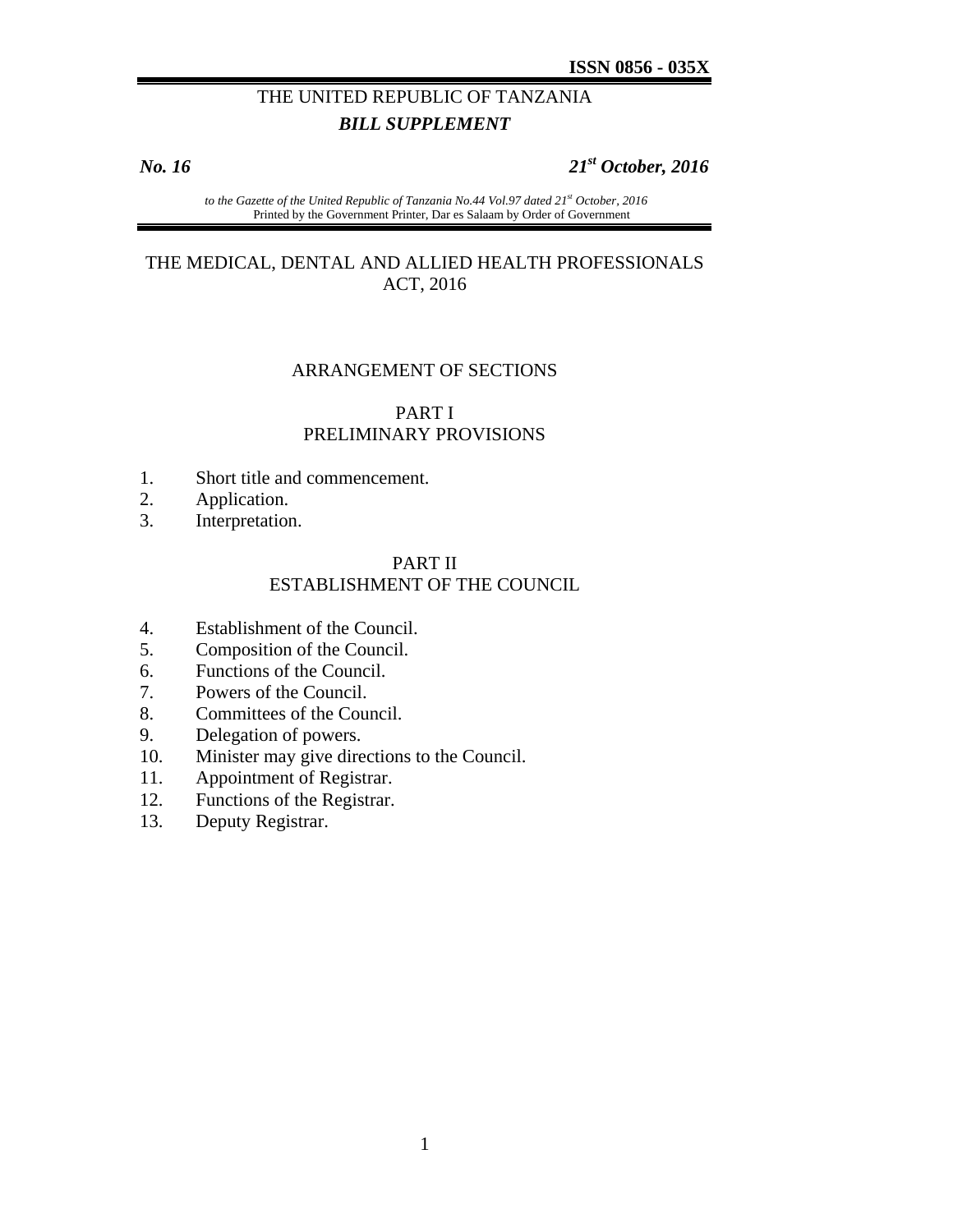**ISSN 0856 - 035X**

THE UNITED REPUBLIC OF TANZANIA

***BILL SUPPLEMENT***

***No. 16*** ***21st October, 2016***

*to the Gazette of the United Republic of Tanzania No.44 Vol.97 dated 21st October, 2016*
Printed by the Government Printer, Dar es Salaam by Order of Government

# THE MEDICAL, DENTAL AND ALLIED HEALTH PROFESSIONALS ACT, 2016

## ARRANGEMENT OF SECTIONS

### PART I
### PRELIMINARY PROVISIONS

1. Short title and commencement.
2. Application.
3. Interpretation.

### PART II
### ESTABLISHMENT OF THE COUNCIL

4. Establishment of the Council.
5. Composition of the Council.
6. Functions of the Council.
7. Powers of the Council.
8. Committees of the Council.
9. Delegation of powers.
10. Minister may give directions to the Council.
11. Appointment of Registrar.
12. Functions of the Registrar.
13. Deputy Registrar.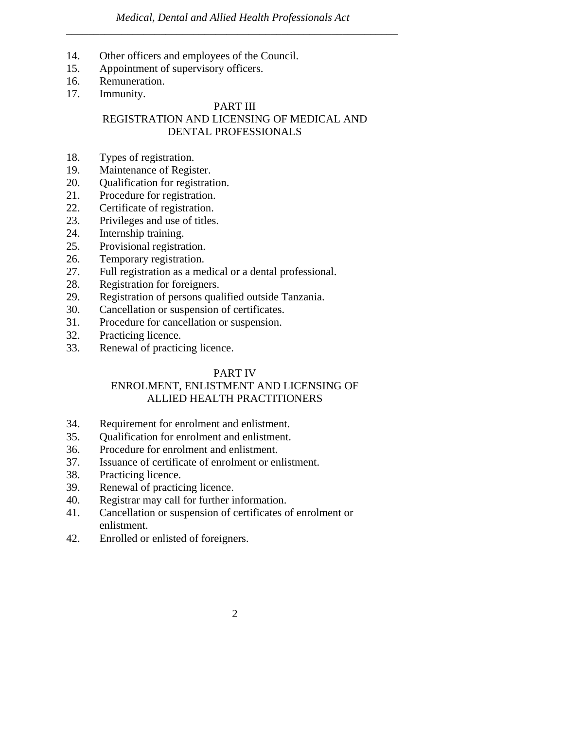14. Other officers and employees of the Council.
15. Appointment of supervisory officers.
16. Remuneration.
17. Immunity.

## PART III
## REGISTRATION AND LICENSING OF MEDICAL AND DENTAL PROFESSIONALS

18. Types of registration.
19. Maintenance of Register.
20. Qualification for registration.
21. Procedure for registration.
22. Certificate of registration.
23. Privileges and use of titles.
24. Internship training.
25. Provisional registration.
26. Temporary registration.
27. Full registration as a medical or a dental professional.
28. Registration for foreigners.
29. Registration of persons qualified outside Tanzania.
30. Cancellation or suspension of certificates.
31. Procedure for cancellation or suspension.
32. Practicing licence.
33. Renewal of practicing licence.

## PART IV
## ENROLMENT, ENLISTMENT AND LICENSING OF ALLIED HEALTH PRACTITIONERS

34. Requirement for enrolment and enlistment.
35. Qualification for enrolment and enlistment.
36. Procedure for enrolment and enlistment.
37. Issuance of certificate of enrolment or enlistment.
38. Practicing licence.
39. Renewal of practicing licence.
40. Registrar may call for further information.
41. Cancellation or suspension of certificates of enrolment or enlistment.
42. Enrolled or enlisted of foreigners.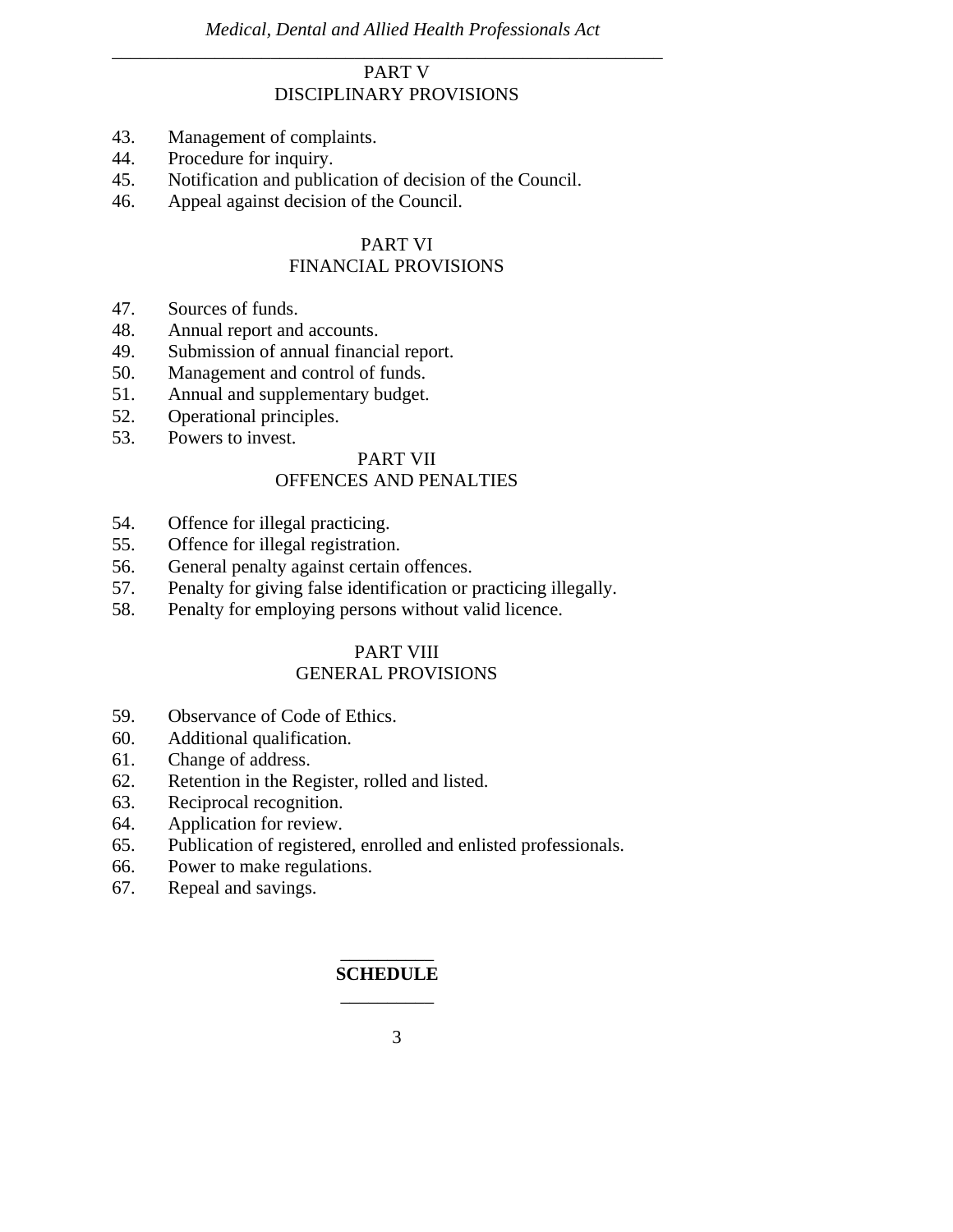## PART V
## DISCIPLINARY PROVISIONS

43. Management of complaints.
44. Procedure for inquiry.
45. Notification and publication of decision of the Council.
46. Appeal against decision of the Council.

## PART VI
## FINANCIAL PROVISIONS

47. Sources of funds.
48. Annual report and accounts.
49. Submission of annual financial report.
50. Management and control of funds.
51. Annual and supplementary budget.
52. Operational principles.
53. Powers to invest.

## PART VII
## OFFENCES AND PENALTIES

54. Offence for illegal practicing.
55. Offence for illegal registration.
56. General penalty against certain offences.
57. Penalty for giving false identification or practicing illegally.
58. Penalty for employing persons without valid licence.

## PART VIII
## GENERAL PROVISIONS

59. Observance of Code of Ethics.
60. Additional qualification.
61. Change of address.
62. Retention in the Register, rolled and listed.
63. Reciprocal recognition.
64. Application for review.
65. Publication of registered, enrolled and enlisted professionals.
66. Power to make regulations.
67. Repeal and savings.

---

**SCHEDULE**

---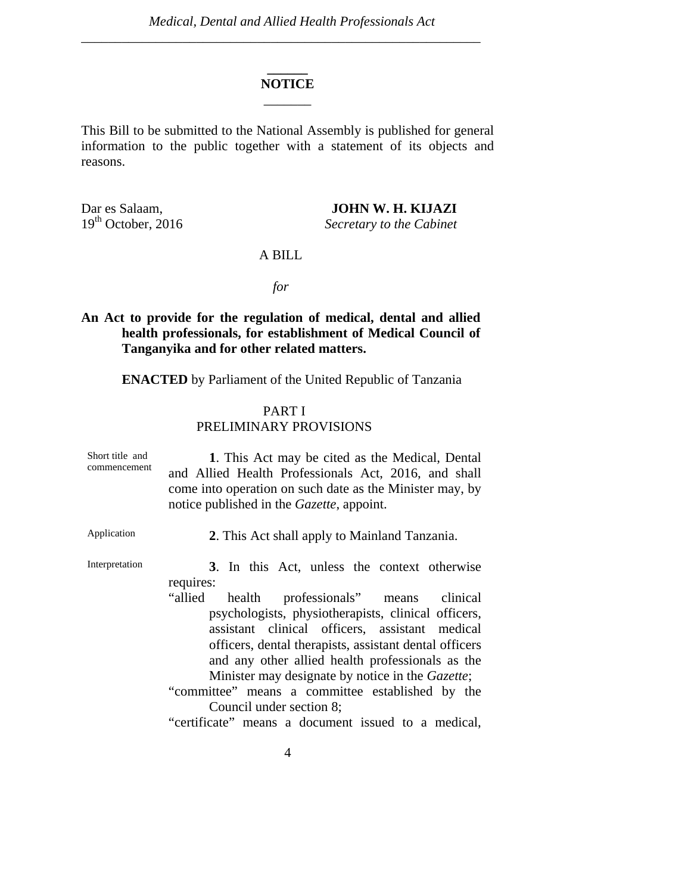## NOTICE

This Bill to be submitted to the National Assembly is published for general information to the public together with a statement of its objects and reasons.

Dar es Salaam,
19th October, 2016

**JOHN W. H. KIJAZI**
*Secretary to the Cabinet*

A BILL

*for*

**An Act to provide for the regulation of medical, dental and allied health professionals, for establishment of Medical Council of Tanganyika and for other related matters.**

**ENACTED** by Parliament of the United Republic of Tanzania

PART I
PRELIMINARY PROVISIONS

Short title and commencement

**1**. This Act may be cited as the Medical, Dental and Allied Health Professionals Act, 2016, and shall come into operation on such date as the Minister may, by notice published in the *Gazette*, appoint.

Application

**2**. This Act shall apply to Mainland Tanzania.

Interpretation

**3**. In this Act, unless the context otherwise requires:

"allied health professionals" means clinical psychologists, physiotherapists, clinical officers, assistant clinical officers, assistant medical officers, dental therapists, assistant dental officers and any other allied health professionals as the Minister may designate by notice in the *Gazette*;

"committee" means a committee established by the Council under section 8;

"certificate" means a document issued to a medical,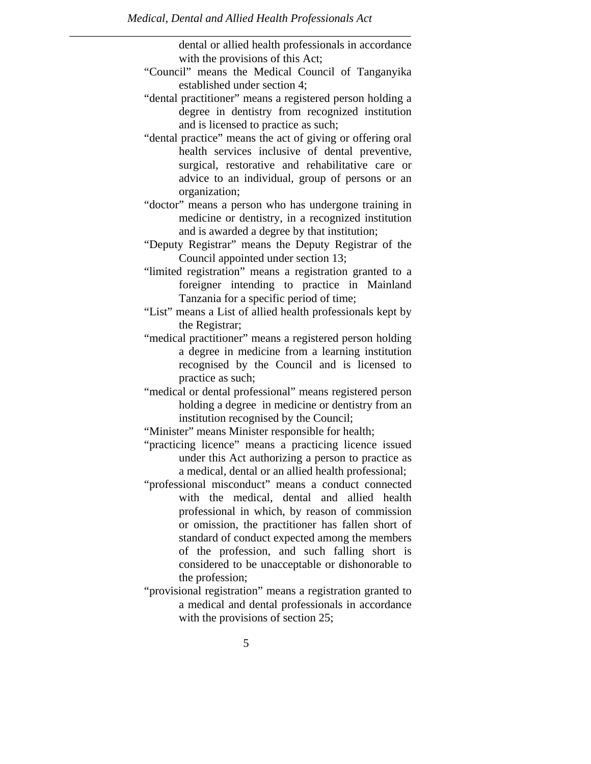dental or allied health professionals in accordance with the provisions of this Act;

"Council" means the Medical Council of Tanganyika established under section 4;

"dental practitioner" means a registered person holding a degree in dentistry from recognized institution and is licensed to practice as such;

"dental practice" means the act of giving or offering oral health services inclusive of dental preventive, surgical, restorative and rehabilitative care or advice to an individual, group of persons or an organization;

"doctor" means a person who has undergone training in medicine or dentistry, in a recognized institution and is awarded a degree by that institution;

"Deputy Registrar" means the Deputy Registrar of the Council appointed under section 13;

"limited registration" means a registration granted to a foreigner intending to practice in Mainland Tanzania for a specific period of time;

"List" means a List of allied health professionals kept by the Registrar;

"medical practitioner" means a registered person holding a degree in medicine from a learning institution recognised by the Council and is licensed to practice as such;

"medical or dental professional" means registered person holding a degree in medicine or dentistry from an institution recognised by the Council;

"Minister" means Minister responsible for health;

"practicing licence" means a practicing licence issued under this Act authorizing a person to practice as a medical, dental or an allied health professional;

"professional misconduct" means a conduct connected with the medical, dental and allied health professional in which, by reason of commission or omission, the practitioner has fallen short of standard of conduct expected among the members of the profession, and such falling short is considered to be unacceptable or dishonorable to the profession;

"provisional registration" means a registration granted to a medical and dental professionals in accordance with the provisions of section 25;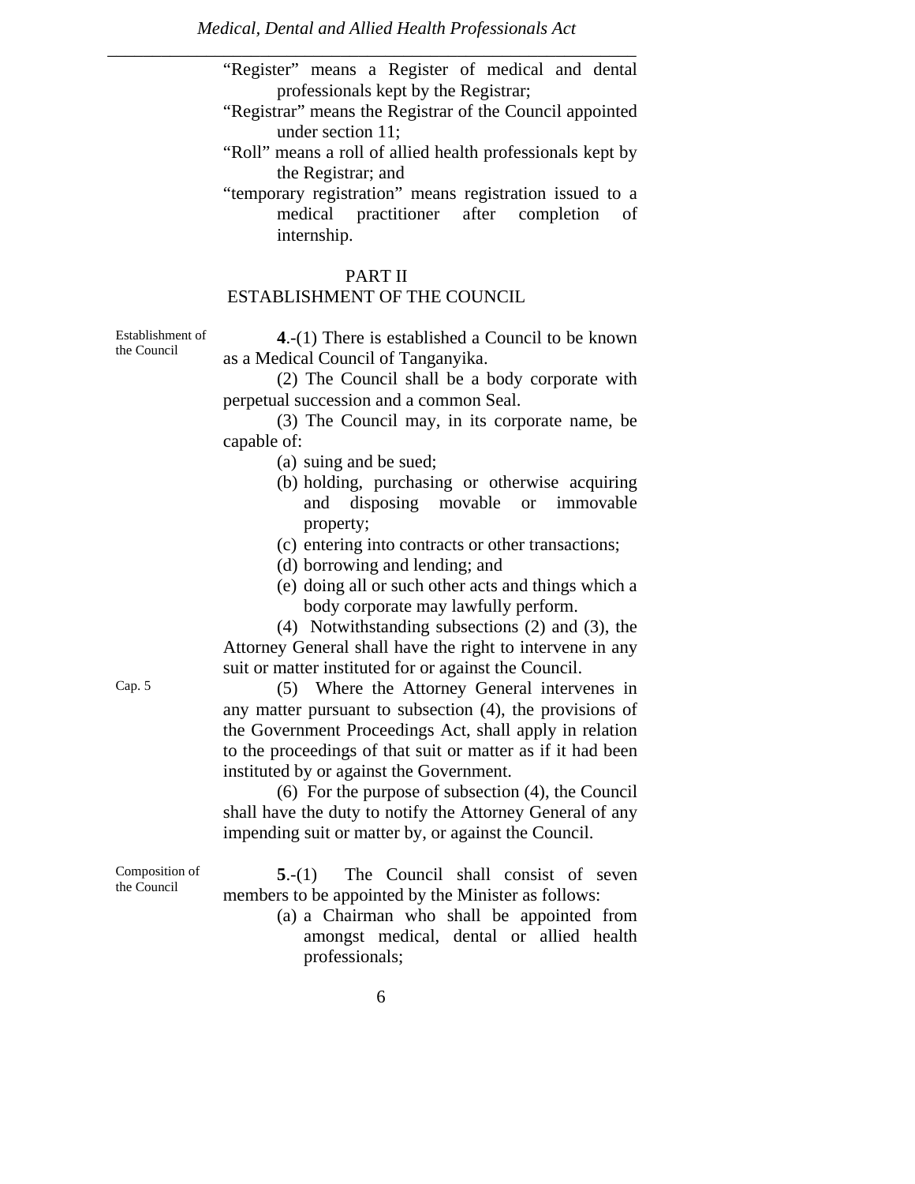"Register" means a Register of medical and dental professionals kept by the Registrar;

"Registrar" means the Registrar of the Council appointed under section 11;

"Roll" means a roll of allied health professionals kept by the Registrar; and

"temporary registration" means registration issued to a medical practitioner after completion of internship.

## PART II
## ESTABLISHMENT OF THE COUNCIL

Establishment of the Council

**4**.-(1) There is established a Council to be known as a Medical Council of Tanganyika.

(2) The Council shall be a body corporate with perpetual succession and a common Seal.

(3) The Council may, in its corporate name, be capable of:

(a) suing and be sued;
(b) holding, purchasing or otherwise acquiring and disposing movable or immovable property;
(c) entering into contracts or other transactions;
(d) borrowing and lending; and
(e) doing all or such other acts and things which a body corporate may lawfully perform.

(4) Notwithstanding subsections (2) and (3), the Attorney General shall have the right to intervene in any suit or matter instituted for or against the Council.

Cap. 5

(5) Where the Attorney General intervenes in any matter pursuant to subsection (4), the provisions of the Government Proceedings Act, shall apply in relation to the proceedings of that suit or matter as if it had been instituted by or against the Government.

(6) For the purpose of subsection (4), the Council shall have the duty to notify the Attorney General of any impending suit or matter by, or against the Council.

Composition of the Council

**5**.-(1) The Council shall consist of seven members to be appointed by the Minister as follows:

(a) a Chairman who shall be appointed from amongst medical, dental or allied health professionals;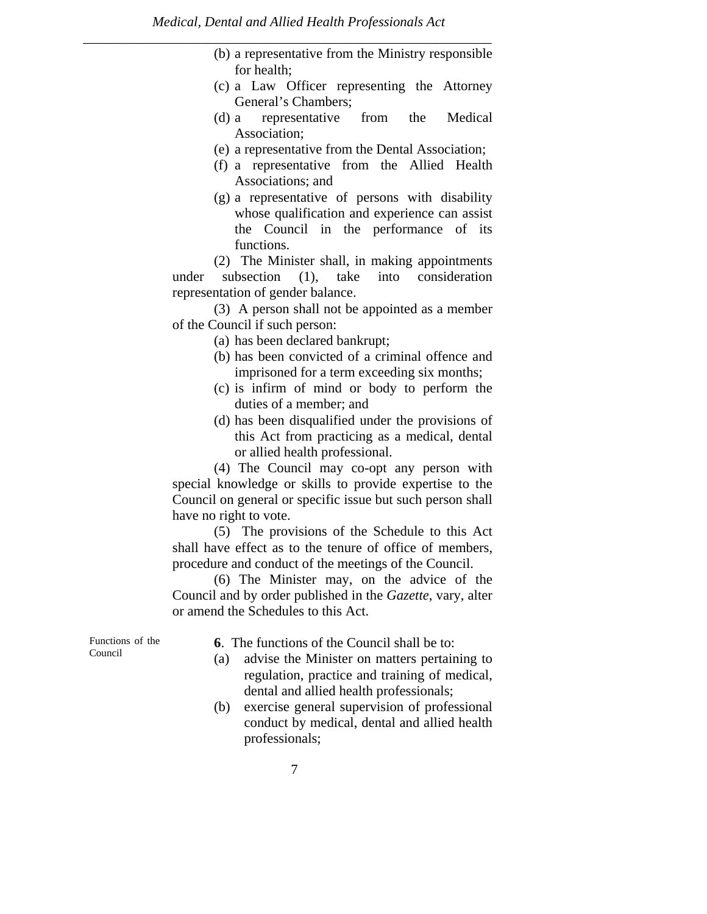(b) a representative from the Ministry responsible for health;

(c) a Law Officer representing the Attorney General's Chambers;

(d) a representative from the Medical Association;

(e) a representative from the Dental Association;

(f) a representative from the Allied Health Associations; and

(g) a representative of persons with disability whose qualification and experience can assist the Council in the performance of its functions.

(2) The Minister shall, in making appointments under subsection (1), take into consideration representation of gender balance.

(3) A person shall not be appointed as a member of the Council if such person:

(a) has been declared bankrupt;

(b) has been convicted of a criminal offence and imprisoned for a term exceeding six months;

(c) is infirm of mind or body to perform the duties of a member; and

(d) has been disqualified under the provisions of this Act from practicing as a medical, dental or allied health professional.

(4) The Council may co-opt any person with special knowledge or skills to provide expertise to the Council on general or specific issue but such person shall have no right to vote.

(5) The provisions of the Schedule to this Act shall have effect as to the tenure of office of members, procedure and conduct of the meetings of the Council.

(6) The Minister may, on the advice of the Council and by order published in the *Gazette*, vary, alter or amend the Schedules to this Act.

Functions of the Council

**6**. The functions of the Council shall be to:

(a) advise the Minister on matters pertaining to regulation, practice and training of medical, dental and allied health professionals;

(b) exercise general supervision of professional conduct by medical, dental and allied health professionals;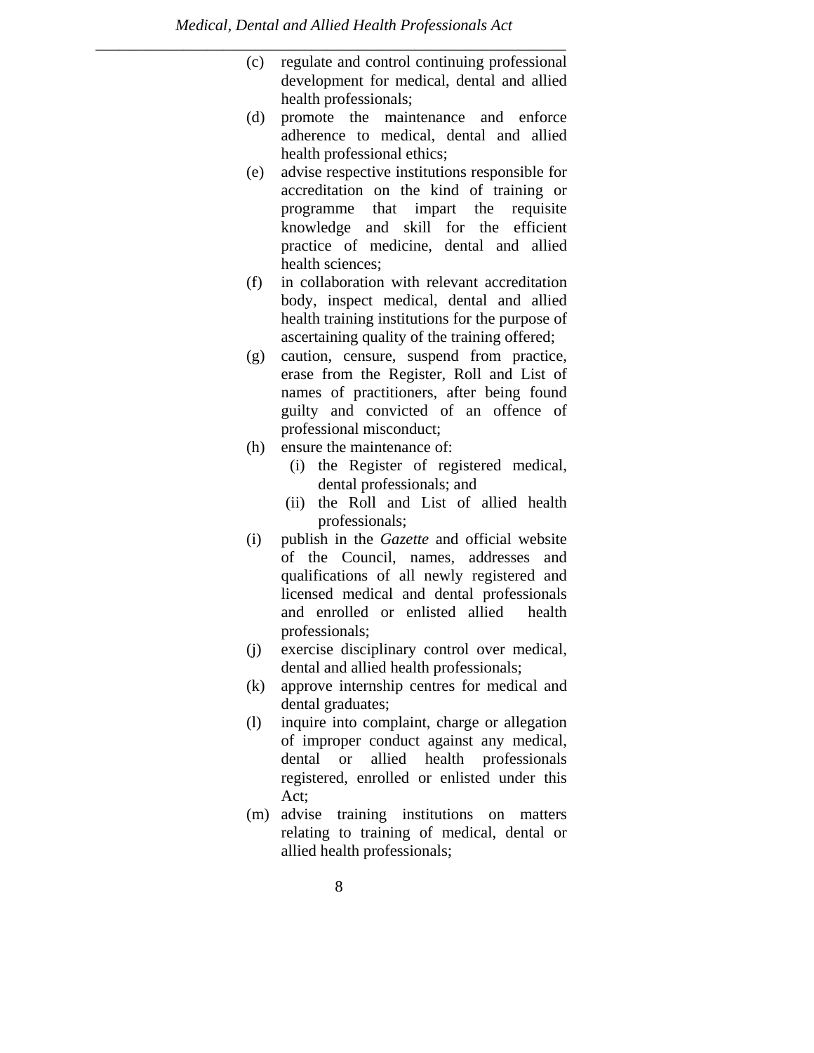(c) regulate and control continuing professional development for medical, dental and allied health professionals;

(d) promote the maintenance and enforce adherence to medical, dental and allied health professional ethics;

(e) advise respective institutions responsible for accreditation on the kind of training or programme that impart the requisite knowledge and skill for the efficient practice of medicine, dental and allied health sciences;

(f) in collaboration with relevant accreditation body, inspect medical, dental and allied health training institutions for the purpose of ascertaining quality of the training offered;

(g) caution, censure, suspend from practice, erase from the Register, Roll and List of names of practitioners, after being found guilty and convicted of an offence of professional misconduct;

(h) ensure the maintenance of:

  (i) the Register of registered medical, dental professionals; and

  (ii) the Roll and List of allied health professionals;

(i) publish in the *Gazette* and official website of the Council, names, addresses and qualifications of all newly registered and licensed medical and dental professionals and enrolled or enlisted allied health professionals;

(j) exercise disciplinary control over medical, dental and allied health professionals;

(k) approve internship centres for medical and dental graduates;

(l) inquire into complaint, charge or allegation of improper conduct against any medical, dental or allied health professionals registered, enrolled or enlisted under this Act;

(m) advise training institutions on matters relating to training of medical, dental or allied health professionals;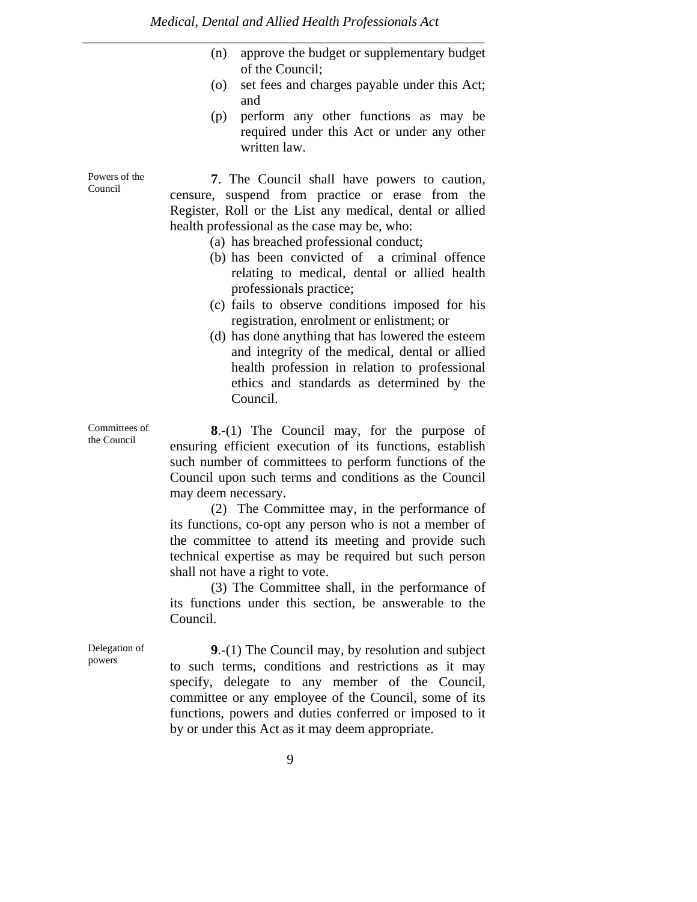(n) approve the budget or supplementary budget of the Council;

(o) set fees and charges payable under this Act; and

(p) perform any other functions as may be required under this Act or under any other written law.

Powers of the Council

**7**. The Council shall have powers to caution, censure, suspend from practice or erase from the Register, Roll or the List any medical, dental or allied health professional as the case may be, who:

(a) has breached professional conduct;

(b) has been convicted of a criminal offence relating to medical, dental or allied health professionals practice;

(c) fails to observe conditions imposed for his registration, enrolment or enlistment; or

(d) has done anything that has lowered the esteem and integrity of the medical, dental or allied health profession in relation to professional ethics and standards as determined by the Council.

Committees of the Council

**8**.-(1) The Council may, for the purpose of ensuring efficient execution of its functions, establish such number of committees to perform functions of the Council upon such terms and conditions as the Council may deem necessary.

(2) The Committee may, in the performance of its functions, co-opt any person who is not a member of the committee to attend its meeting and provide such technical expertise as may be required but such person shall not have a right to vote.

(3) The Committee shall, in the performance of its functions under this section, be answerable to the Council.

Delegation of powers

**9**.-(1) The Council may, by resolution and subject to such terms, conditions and restrictions as it may specify, delegate to any member of the Council, committee or any employee of the Council, some of its functions, powers and duties conferred or imposed to it by or under this Act as it may deem appropriate.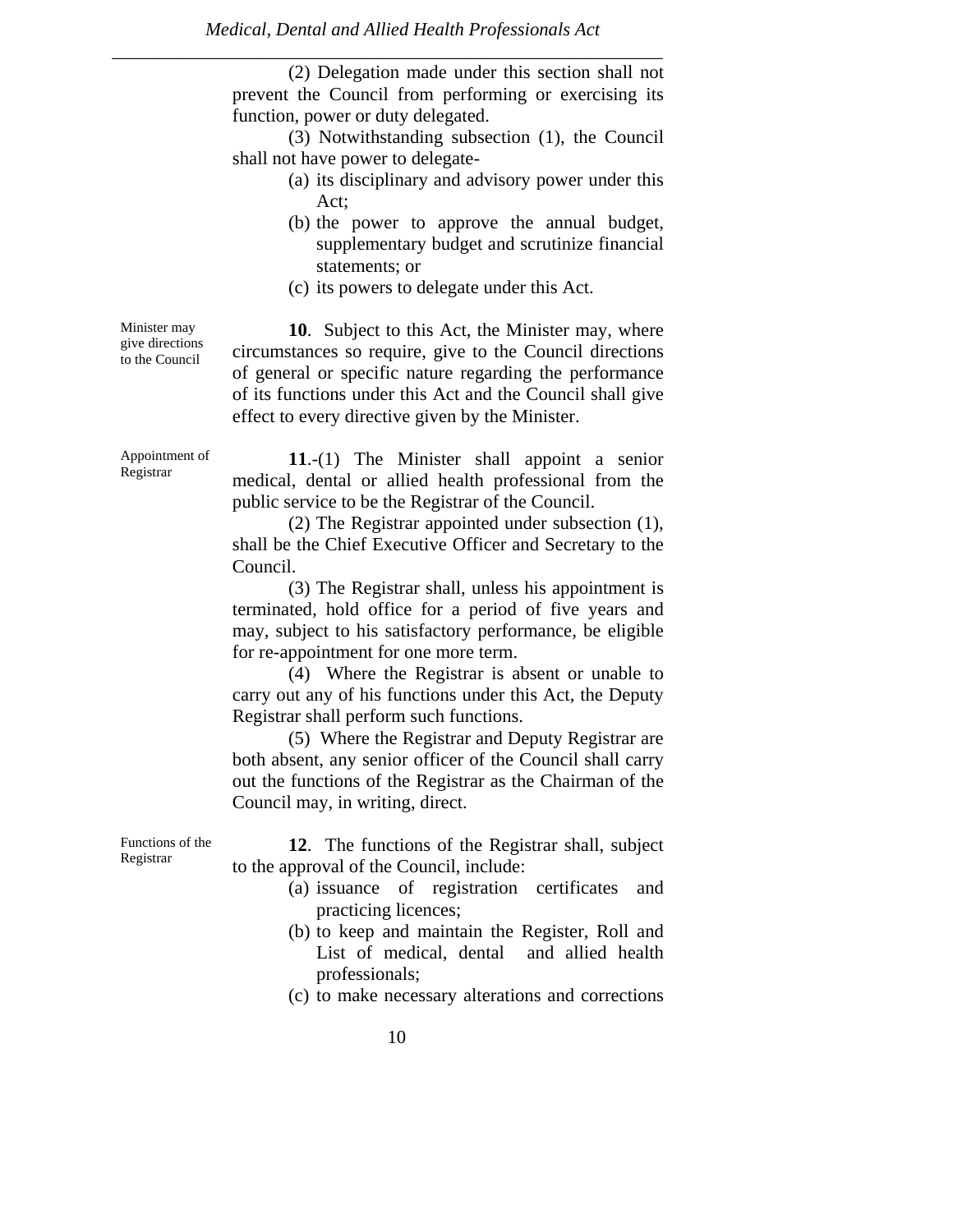(2) Delegation made under this section shall not prevent the Council from performing or exercising its function, power or duty delegated.

(3) Notwithstanding subsection (1), the Council shall not have power to delegate-

(a) its disciplinary and advisory power under this Act;

(b) the power to approve the annual budget, supplementary budget and scrutinize financial statements; or

(c) its powers to delegate under this Act.

*Minister may give directions to the Council*

**10**. Subject to this Act, the Minister may, where circumstances so require, give to the Council directions of general or specific nature regarding the performance of its functions under this Act and the Council shall give effect to every directive given by the Minister.

*Appointment of Registrar*

**11**.-(1) The Minister shall appoint a senior medical, dental or allied health professional from the public service to be the Registrar of the Council.

(2) The Registrar appointed under subsection (1), shall be the Chief Executive Officer and Secretary to the Council.

(3) The Registrar shall, unless his appointment is terminated, hold office for a period of five years and may, subject to his satisfactory performance, be eligible for re-appointment for one more term.

(4) Where the Registrar is absent or unable to carry out any of his functions under this Act, the Deputy Registrar shall perform such functions.

(5) Where the Registrar and Deputy Registrar are both absent, any senior officer of the Council shall carry out the functions of the Registrar as the Chairman of the Council may, in writing, direct.

*Functions of the Registrar*

**12**. The functions of the Registrar shall, subject to the approval of the Council, include:

(a) issuance of registration certificates and practicing licences;

(b) to keep and maintain the Register, Roll and List of medical, dental and allied health professionals;

(c) to make necessary alterations and corrections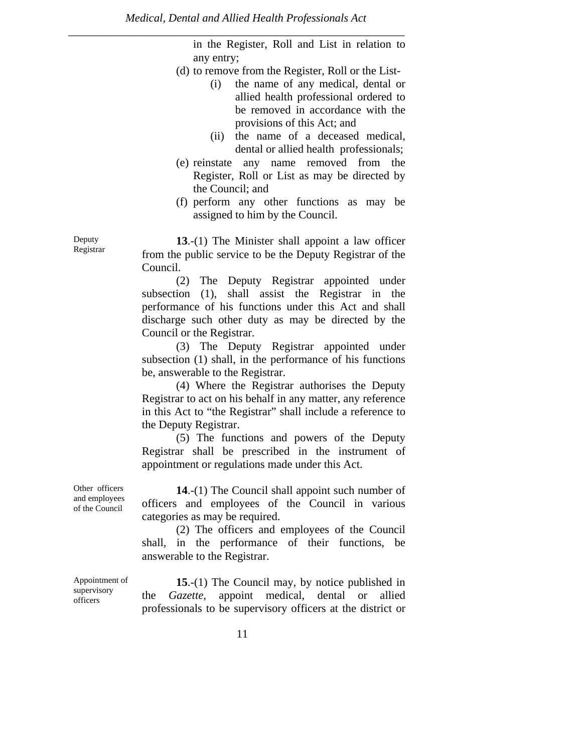in the Register, Roll and List in relation to any entry;

(d) to remove from the Register, Roll or the List-

  (i) the name of any medical, dental or allied health professional ordered to be removed in accordance with the provisions of this Act; and

  (ii) the name of a deceased medical, dental or allied health professionals;

(e) reinstate any name removed from the Register, Roll or List as may be directed by the Council; and

(f) perform any other functions as may be assigned to him by the Council.

Deputy Registrar

**13**.-(1) The Minister shall appoint a law officer from the public service to be the Deputy Registrar of the Council.

(2) The Deputy Registrar appointed under subsection (1), shall assist the Registrar in the performance of his functions under this Act and shall discharge such other duty as may be directed by the Council or the Registrar.

(3) The Deputy Registrar appointed under subsection (1) shall, in the performance of his functions be, answerable to the Registrar.

(4) Where the Registrar authorises the Deputy Registrar to act on his behalf in any matter, any reference in this Act to "the Registrar" shall include a reference to the Deputy Registrar.

(5) The functions and powers of the Deputy Registrar shall be prescribed in the instrument of appointment or regulations made under this Act.

Other officers and employees of the Council

**14**.-(1) The Council shall appoint such number of officers and employees of the Council in various categories as may be required.

(2) The officers and employees of the Council shall, in the performance of their functions, be answerable to the Registrar.

Appointment of supervisory officers

**15**.-(1) The Council may, by notice published in the *Gazette*, appoint medical, dental or allied professionals to be supervisory officers at the district or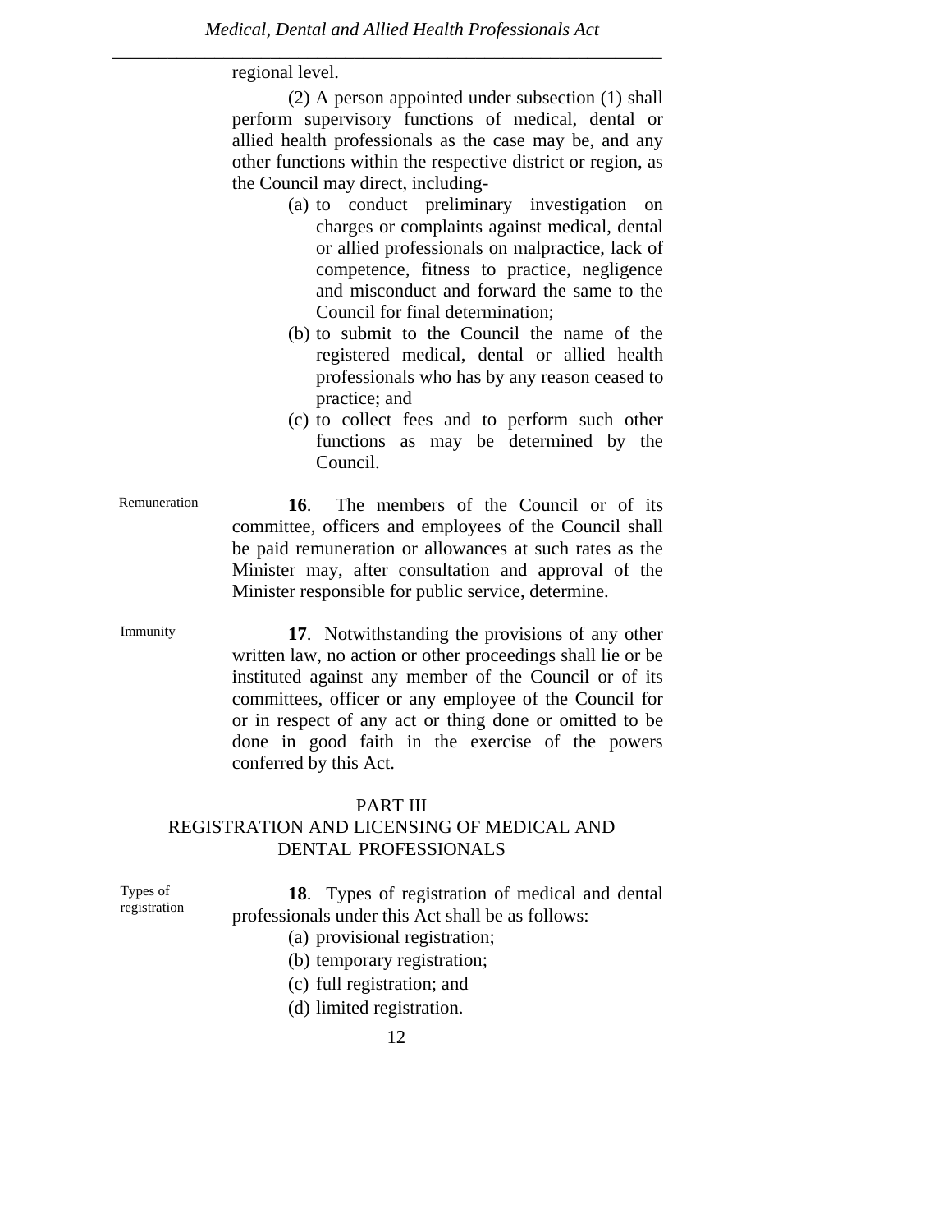regional level.

(2) A person appointed under subsection (1) shall perform supervisory functions of medical, dental or allied health professionals as the case may be, and any other functions within the respective district or region, as the Council may direct, including-

(a) to conduct preliminary investigation on charges or complaints against medical, dental or allied professionals on malpractice, lack of competence, fitness to practice, negligence and misconduct and forward the same to the Council for final determination;

(b) to submit to the Council the name of the registered medical, dental or allied health professionals who has by any reason ceased to practice; and

(c) to collect fees and to perform such other functions as may be determined by the Council.

Remuneration

**16**. The members of the Council or of its committee, officers and employees of the Council shall be paid remuneration or allowances at such rates as the Minister may, after consultation and approval of the Minister responsible for public service, determine.

Immunity

**17**. Notwithstanding the provisions of any other written law, no action or other proceedings shall lie or be instituted against any member of the Council or of its committees, officer or any employee of the Council for or in respect of any act or thing done or omitted to be done in good faith in the exercise of the powers conferred by this Act.

## PART III
## REGISTRATION AND LICENSING OF MEDICAL AND DENTAL PROFESSIONALS

Types of registration

**18**. Types of registration of medical and dental professionals under this Act shall be as follows:

(a) provisional registration;

(b) temporary registration;

(c) full registration; and

(d) limited registration.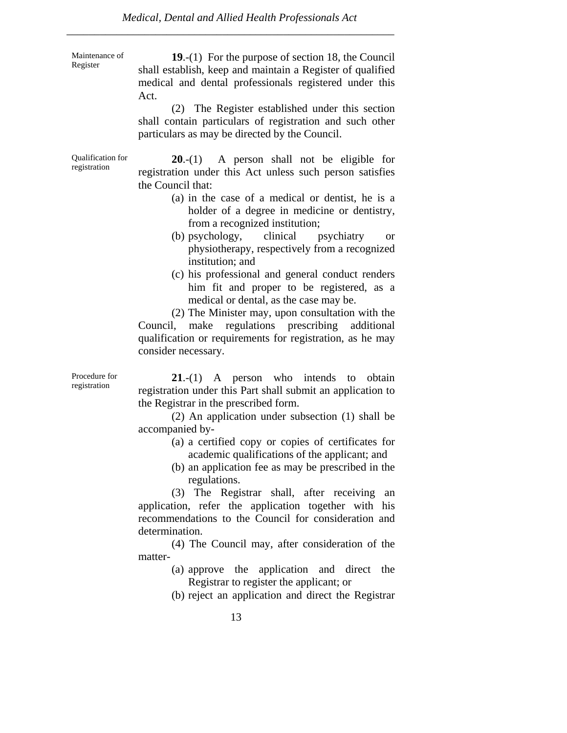Maintenance of Register

**19**.-(1) For the purpose of section 18, the Council shall establish, keep and maintain a Register of qualified medical and dental professionals registered under this Act.

(2) The Register established under this section shall contain particulars of registration and such other particulars as may be directed by the Council.

Qualification for registration

**20**.-(1) A person shall not be eligible for registration under this Act unless such person satisfies the Council that:

(a) in the case of a medical or dentist, he is a holder of a degree in medicine or dentistry, from a recognized institution;

(b) psychology, clinical psychiatry or physiotherapy, respectively from a recognized institution; and

(c) his professional and general conduct renders him fit and proper to be registered, as a medical or dental, as the case may be.

(2) The Minister may, upon consultation with the Council, make regulations prescribing additional qualification or requirements for registration, as he may consider necessary.

Procedure for registration

**21**.-(1) A person who intends to obtain registration under this Part shall submit an application to the Registrar in the prescribed form.

(2) An application under subsection (1) shall be accompanied by-

(a) a certified copy or copies of certificates for academic qualifications of the applicant; and

(b) an application fee as may be prescribed in the regulations.

(3) The Registrar shall, after receiving an application, refer the application together with his recommendations to the Council for consideration and determination.

(4) The Council may, after consideration of the matter-

(a) approve the application and direct the Registrar to register the applicant; or

(b) reject an application and direct the Registrar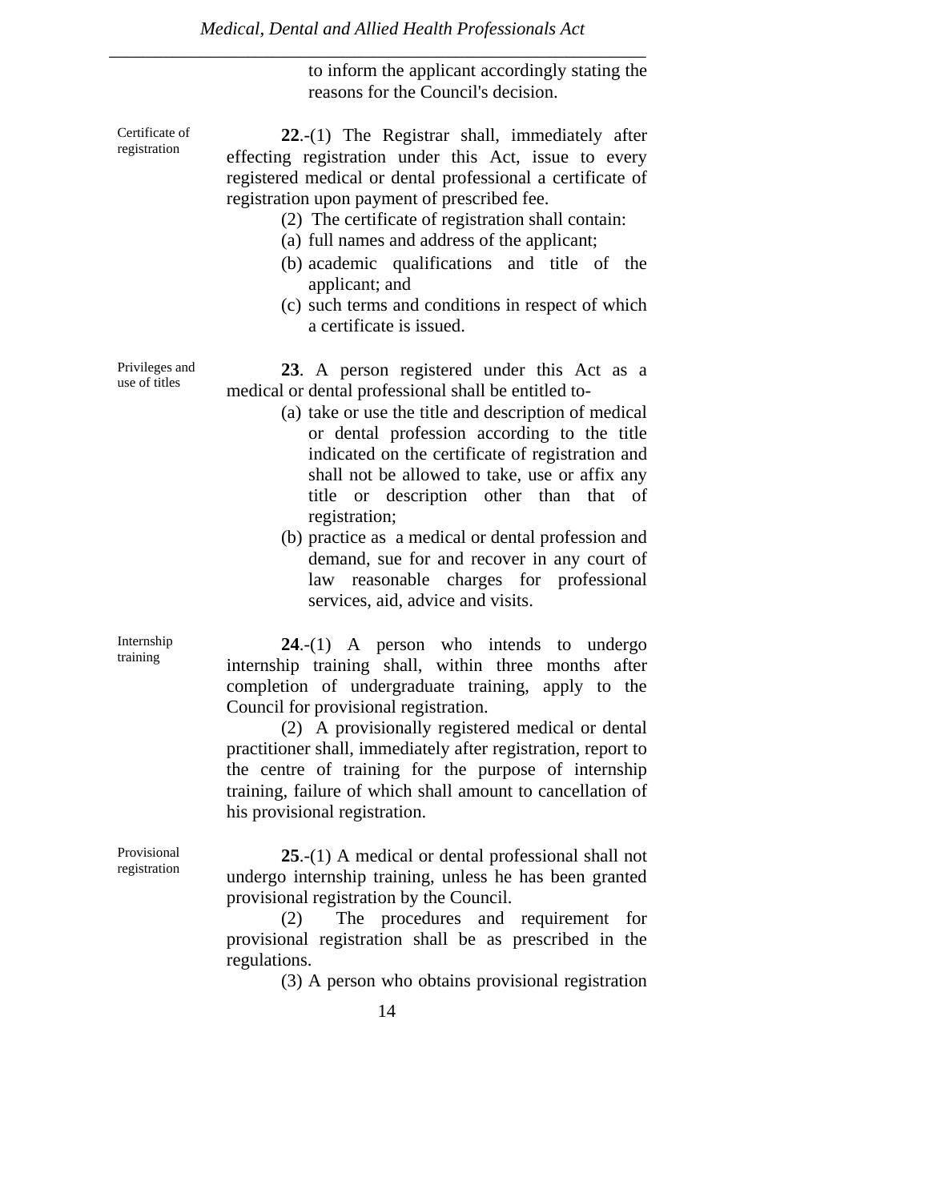to inform the applicant accordingly stating the reasons for the Council's decision.

Certificate of registration

**22**.-(1) The Registrar shall, immediately after effecting registration under this Act, issue to every registered medical or dental professional a certificate of registration upon payment of prescribed fee.

(2) The certificate of registration shall contain:

(a) full names and address of the applicant;

(b) academic qualifications and title of the applicant; and

(c) such terms and conditions in respect of which a certificate is issued.

Privileges and use of titles

**23**. A person registered under this Act as a medical or dental professional shall be entitled to-

(a) take or use the title and description of medical or dental profession according to the title indicated on the certificate of registration and shall not be allowed to take, use or affix any title or description other than that of registration;

(b) practice as a medical or dental profession and demand, sue for and recover in any court of law reasonable charges for professional services, aid, advice and visits.

Internship training

**24**.-(1) A person who intends to undergo internship training shall, within three months after completion of undergraduate training, apply to the Council for provisional registration.

(2) A provisionally registered medical or dental practitioner shall, immediately after registration, report to the centre of training for the purpose of internship training, failure of which shall amount to cancellation of his provisional registration.

Provisional registration

**25**.-(1) A medical or dental professional shall not undergo internship training, unless he has been granted provisional registration by the Council.

(2) The procedures and requirement for provisional registration shall be as prescribed in the regulations.

(3) A person who obtains provisional registration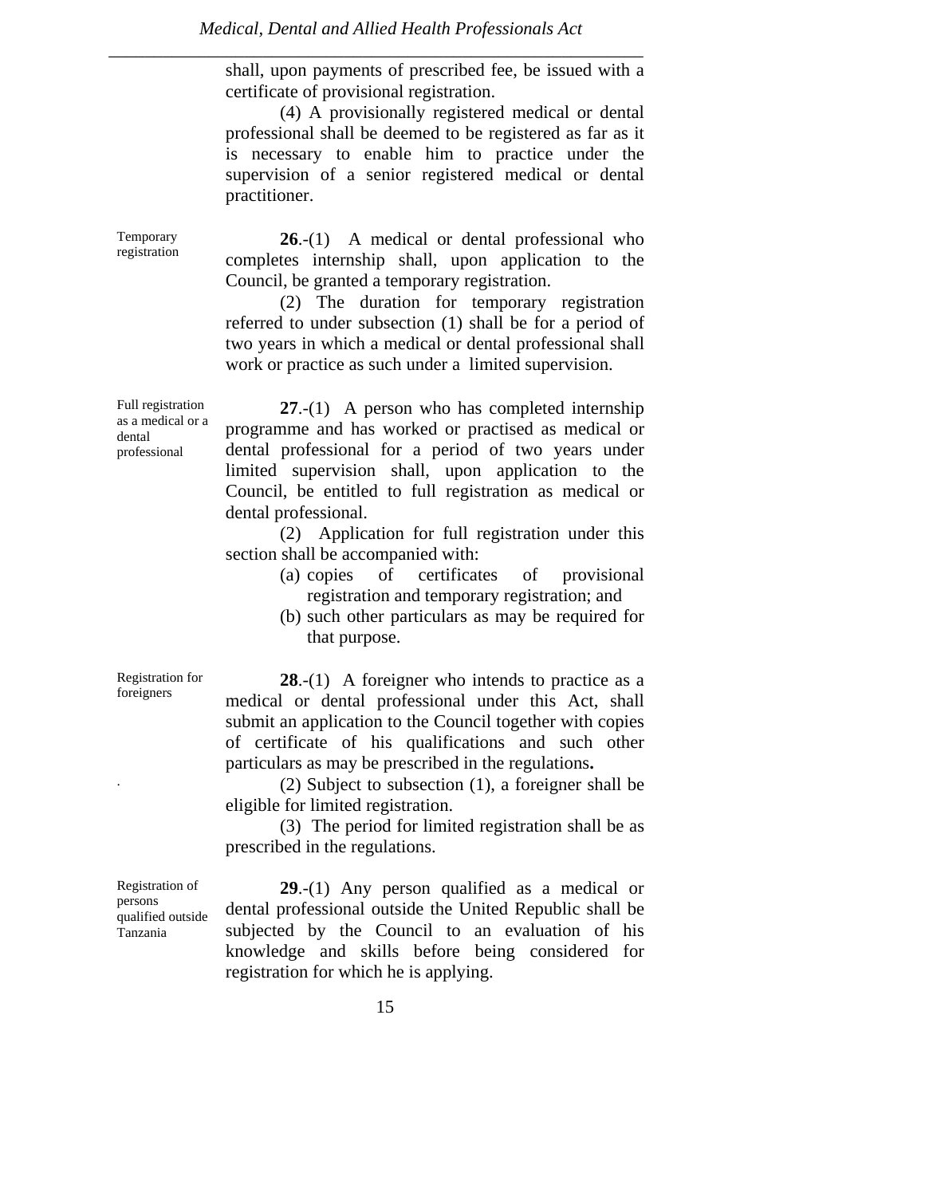shall, upon payments of prescribed fee, be issued with a certificate of provisional registration.

(4) A provisionally registered medical or dental professional shall be deemed to be registered as far as it is necessary to enable him to practice under the supervision of a senior registered medical or dental practitioner.

Temporary registration

**26**.-(1) A medical or dental professional who completes internship shall, upon application to the Council, be granted a temporary registration.

(2) The duration for temporary registration referred to under subsection (1) shall be for a period of two years in which a medical or dental professional shall work or practice as such under a limited supervision.

Full registration as a medical or a dental professional

**27**.-(1) A person who has completed internship programme and has worked or practised as medical or dental professional for a period of two years under limited supervision shall, upon application to the Council, be entitled to full registration as medical or dental professional.

(2) Application for full registration under this section shall be accompanied with:

(a) copies of certificates of provisional registration and temporary registration; and
(b) such other particulars as may be required for that purpose.

Registration for foreigners

**28**.-(1) A foreigner who intends to practice as a medical or dental professional under this Act, shall submit an application to the Council together with copies of certificate of his qualifications and such other particulars as may be prescribed in the regulations**.**

(2) Subject to subsection (1), a foreigner shall be eligible for limited registration.

(3) The period for limited registration shall be as prescribed in the regulations.

Registration of persons qualified outside Tanzania

**29**.-(1) Any person qualified as a medical or dental professional outside the United Republic shall be subjected by the Council to an evaluation of his knowledge and skills before being considered for registration for which he is applying.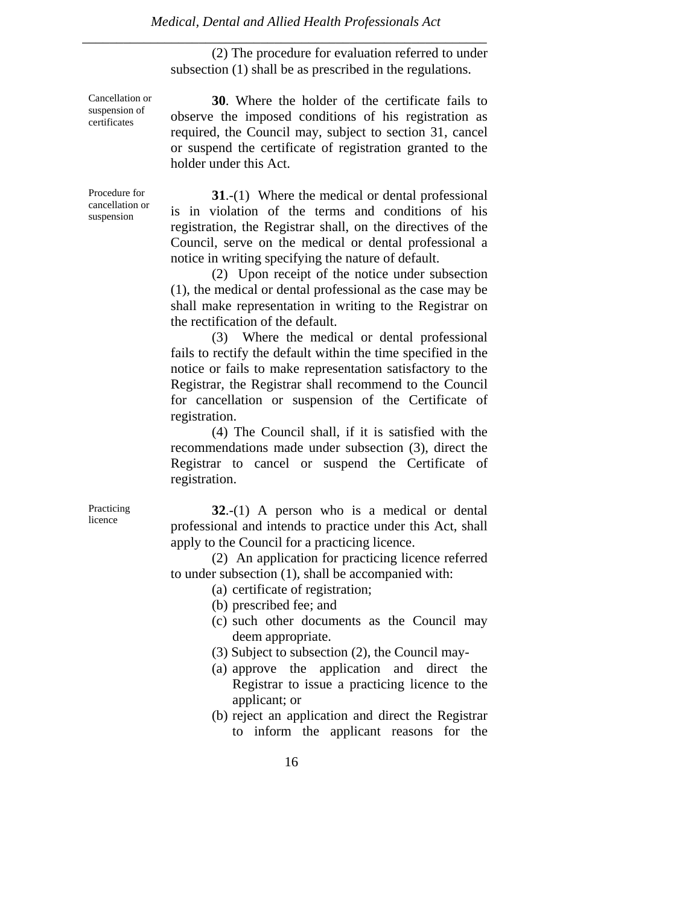(2) The procedure for evaluation referred to under subsection (1) shall be as prescribed in the regulations.

Cancellation or suspension of certificates

**30**. Where the holder of the certificate fails to observe the imposed conditions of his registration as required, the Council may, subject to section 31, cancel or suspend the certificate of registration granted to the holder under this Act.

Procedure for cancellation or suspension

**31**.-(1) Where the medical or dental professional is in violation of the terms and conditions of his registration, the Registrar shall, on the directives of the Council, serve on the medical or dental professional a notice in writing specifying the nature of default.

(2) Upon receipt of the notice under subsection (1), the medical or dental professional as the case may be shall make representation in writing to the Registrar on the rectification of the default.

(3) Where the medical or dental professional fails to rectify the default within the time specified in the notice or fails to make representation satisfactory to the Registrar, the Registrar shall recommend to the Council for cancellation or suspension of the Certificate of registration.

(4) The Council shall, if it is satisfied with the recommendations made under subsection (3), direct the Registrar to cancel or suspend the Certificate of registration.

Practicing licence

**32**.-(1) A person who is a medical or dental professional and intends to practice under this Act, shall apply to the Council for a practicing licence.

(2) An application for practicing licence referred to under subsection (1), shall be accompanied with:

(a) certificate of registration;
(b) prescribed fee; and
(c) such other documents as the Council may deem appropriate.

(3) Subject to subsection (2), the Council may-

(a) approve the application and direct the Registrar to issue a practicing licence to the applicant; or
(b) reject an application and direct the Registrar to inform the applicant reasons for the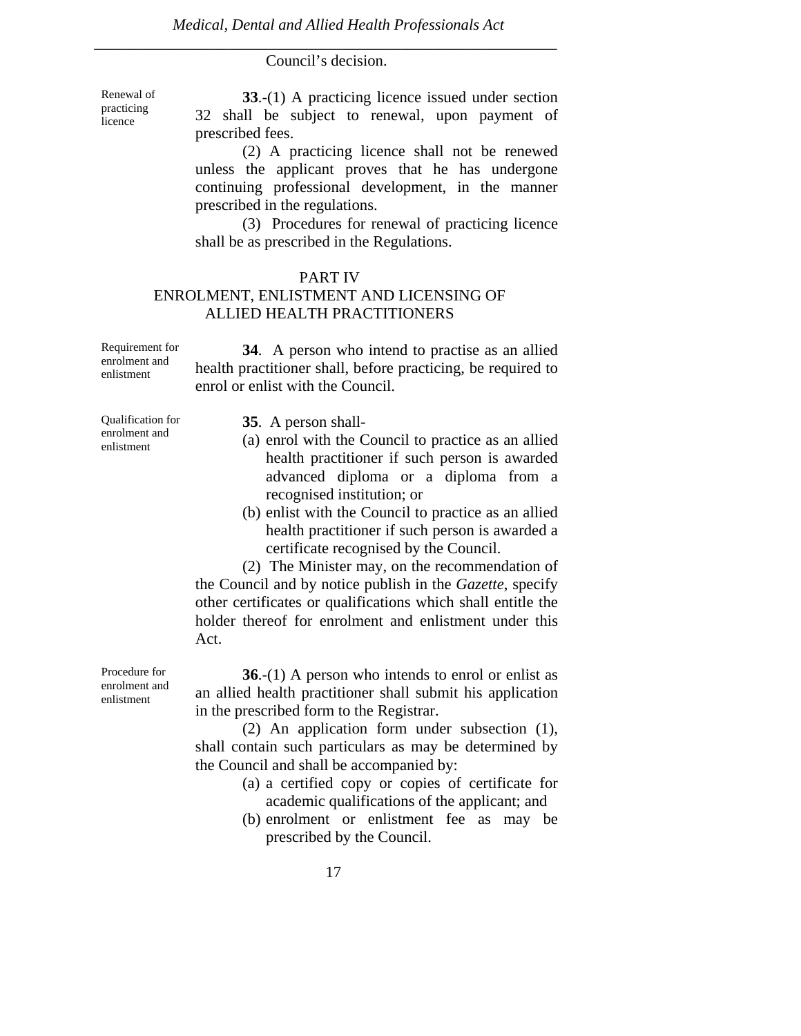Council's decision.

Renewal of practicing licence

**33**.-(1) A practicing licence issued under section 32 shall be subject to renewal, upon payment of prescribed fees.

(2) A practicing licence shall not be renewed unless the applicant proves that he has undergone continuing professional development, in the manner prescribed in the regulations.

(3) Procedures for renewal of practicing licence shall be as prescribed in the Regulations.

## PART IV
## ENROLMENT, ENLISTMENT AND LICENSING OF ALLIED HEALTH PRACTITIONERS

Requirement for enrolment and enlistment

**34**. A person who intend to practise as an allied health practitioner shall, before practicing, be required to enrol or enlist with the Council.

Qualification for enrolment and enlistment

**35**. A person shall-

(a) enrol with the Council to practice as an allied health practitioner if such person is awarded advanced diploma or a diploma from a recognised institution; or

(b) enlist with the Council to practice as an allied health practitioner if such person is awarded a certificate recognised by the Council.

(2) The Minister may, on the recommendation of the Council and by notice publish in the *Gazette*, specify other certificates or qualifications which shall entitle the holder thereof for enrolment and enlistment under this Act.

Procedure for enrolment and enlistment

**36**.-(1) A person who intends to enrol or enlist as an allied health practitioner shall submit his application in the prescribed form to the Registrar.

(2) An application form under subsection (1), shall contain such particulars as may be determined by the Council and shall be accompanied by:

(a) a certified copy or copies of certificate for academic qualifications of the applicant; and

(b) enrolment or enlistment fee as may be prescribed by the Council.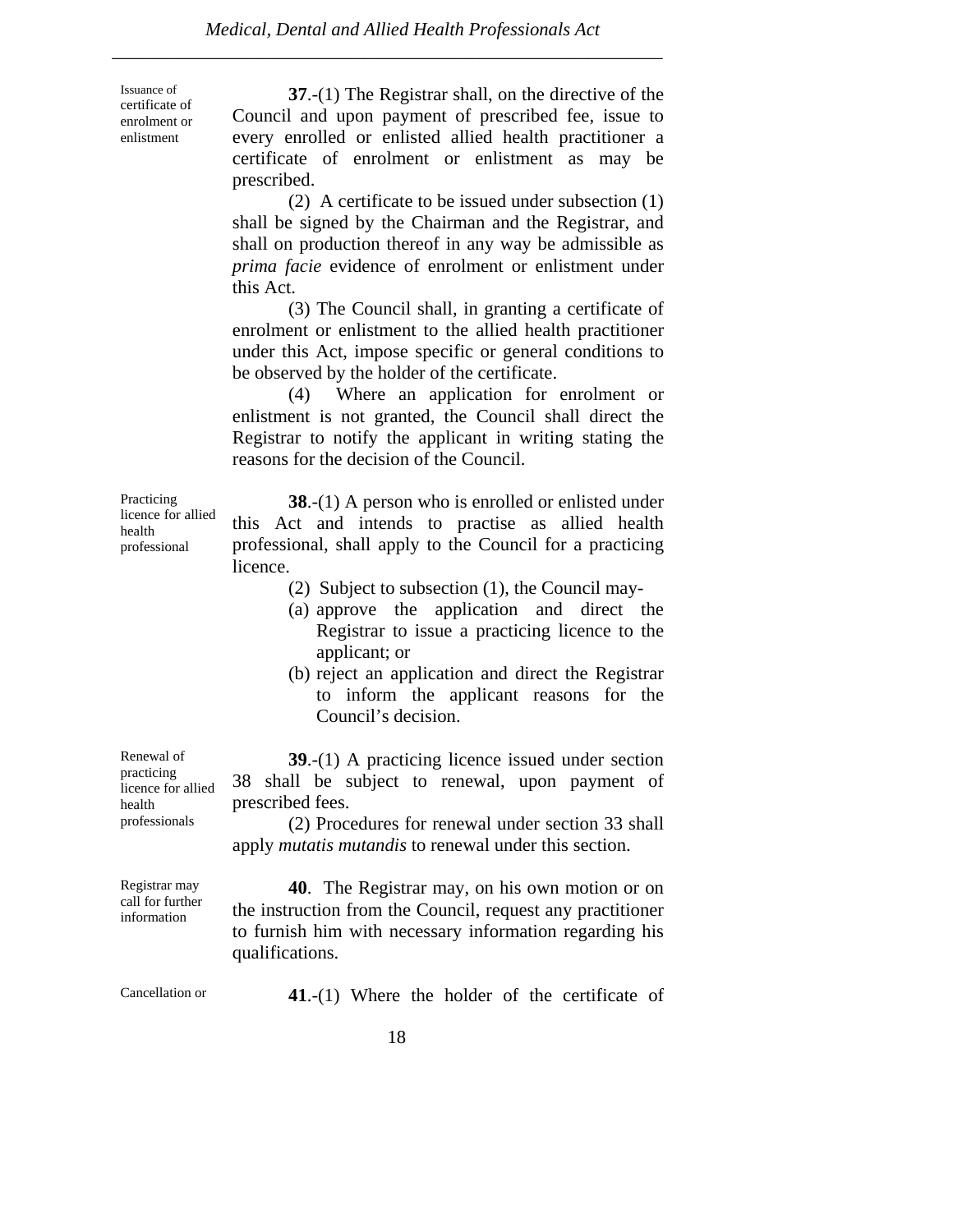Issuance of certificate of enrolment or enlistment

**37**.-(1) The Registrar shall, on the directive of the Council and upon payment of prescribed fee, issue to every enrolled or enlisted allied health practitioner a certificate of enrolment or enlistment as may be prescribed.

(2) A certificate to be issued under subsection (1) shall be signed by the Chairman and the Registrar, and shall on production thereof in any way be admissible as *prima facie* evidence of enrolment or enlistment under this Act.

(3) The Council shall, in granting a certificate of enrolment or enlistment to the allied health practitioner under this Act, impose specific or general conditions to be observed by the holder of the certificate.

(4) Where an application for enrolment or enlistment is not granted, the Council shall direct the Registrar to notify the applicant in writing stating the reasons for the decision of the Council.

Practicing licence for allied health professional

**38**.-(1) A person who is enrolled or enlisted under this Act and intends to practise as allied health professional, shall apply to the Council for a practicing licence.

(2) Subject to subsection (1), the Council may-

(a) approve the application and direct the Registrar to issue a practicing licence to the applicant; or

(b) reject an application and direct the Registrar to inform the applicant reasons for the Council's decision.

Renewal of practicing licence for allied health professionals

**39**.-(1) A practicing licence issued under section 38 shall be subject to renewal, upon payment of prescribed fees.

(2) Procedures for renewal under section 33 shall apply *mutatis mutandis* to renewal under this section.

Registrar may call for further information

**40**. The Registrar may, on his own motion or on the instruction from the Council, request any practitioner to furnish him with necessary information regarding his qualifications.

Cancellation or

**41**.-(1) Where the holder of the certificate of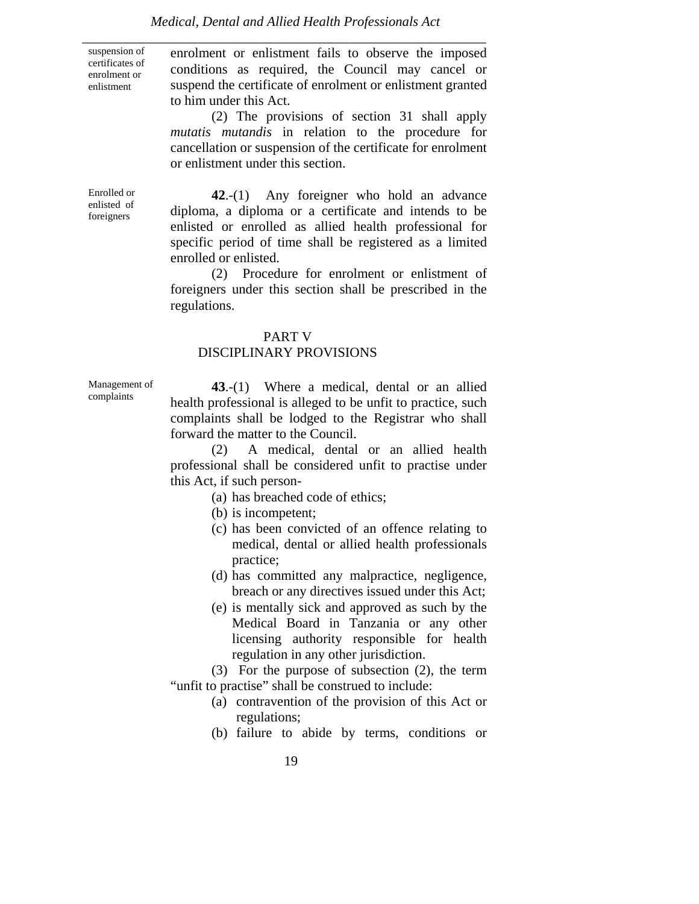suspension of certificates of enrolment or enlistment

enrolment or enlistment fails to observe the imposed conditions as required, the Council may cancel or suspend the certificate of enrolment or enlistment granted to him under this Act.

(2) The provisions of section 31 shall apply *mutatis mutandis* in relation to the procedure for cancellation or suspension of the certificate for enrolment or enlistment under this section.

Enrolled or enlisted of foreigners

**42**.-(1) Any foreigner who hold an advance diploma, a diploma or a certificate and intends to be enlisted or enrolled as allied health professional for specific period of time shall be registered as a limited enrolled or enlisted.

(2) Procedure for enrolment or enlistment of foreigners under this section shall be prescribed in the regulations.

## PART V
## DISCIPLINARY PROVISIONS

Management of complaints

**43**.-(1) Where a medical, dental or an allied health professional is alleged to be unfit to practice, such complaints shall be lodged to the Registrar who shall forward the matter to the Council.

(2) A medical, dental or an allied health professional shall be considered unfit to practise under this Act, if such person-

(a) has breached code of ethics;

(b) is incompetent;

(c) has been convicted of an offence relating to medical, dental or allied health professionals practice;

(d) has committed any malpractice, negligence, breach or any directives issued under this Act;

(e) is mentally sick and approved as such by the Medical Board in Tanzania or any other licensing authority responsible for health regulation in any other jurisdiction.

(3) For the purpose of subsection (2), the term "unfit to practise" shall be construed to include:

(a) contravention of the provision of this Act or regulations;

(b) failure to abide by terms, conditions or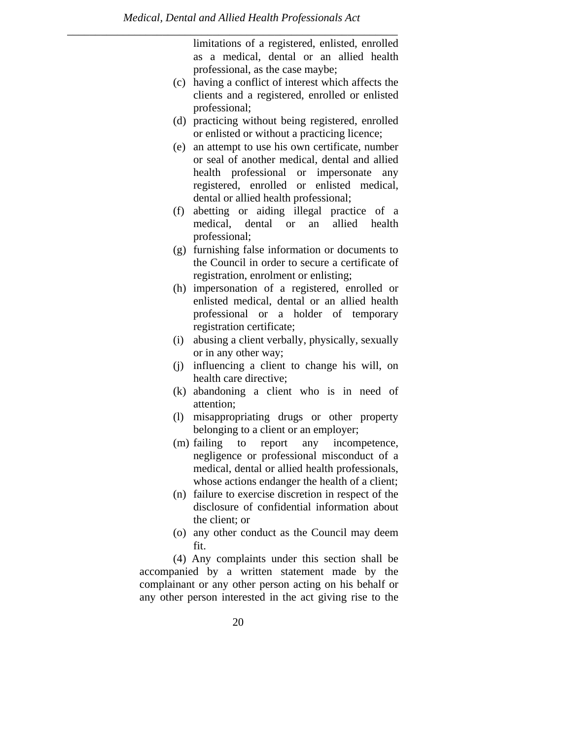limitations of a registered, enlisted, enrolled as a medical, dental or an allied health professional, as the case maybe;

(c) having a conflict of interest which affects the clients and a registered, enrolled or enlisted professional;

(d) practicing without being registered, enrolled or enlisted or without a practicing licence;

(e) an attempt to use his own certificate, number or seal of another medical, dental and allied health professional or impersonate any registered, enrolled or enlisted medical, dental or allied health professional;

(f) abetting or aiding illegal practice of a medical, dental or an allied health professional;

(g) furnishing false information or documents to the Council in order to secure a certificate of registration, enrolment or enlisting;

(h) impersonation of a registered, enrolled or enlisted medical, dental or an allied health professional or a holder of temporary registration certificate;

(i) abusing a client verbally, physically, sexually or in any other way;

(j) influencing a client to change his will, on health care directive;

(k) abandoning a client who is in need of attention;

(l) misappropriating drugs or other property belonging to a client or an employer;

(m) failing to report any incompetence, negligence or professional misconduct of a medical, dental or allied health professionals, whose actions endanger the health of a client;

(n) failure to exercise discretion in respect of the disclosure of confidential information about the client; or

(o) any other conduct as the Council may deem fit.

(4) Any complaints under this section shall be accompanied by a written statement made by the complainant or any other person acting on his behalf or any other person interested in the act giving rise to the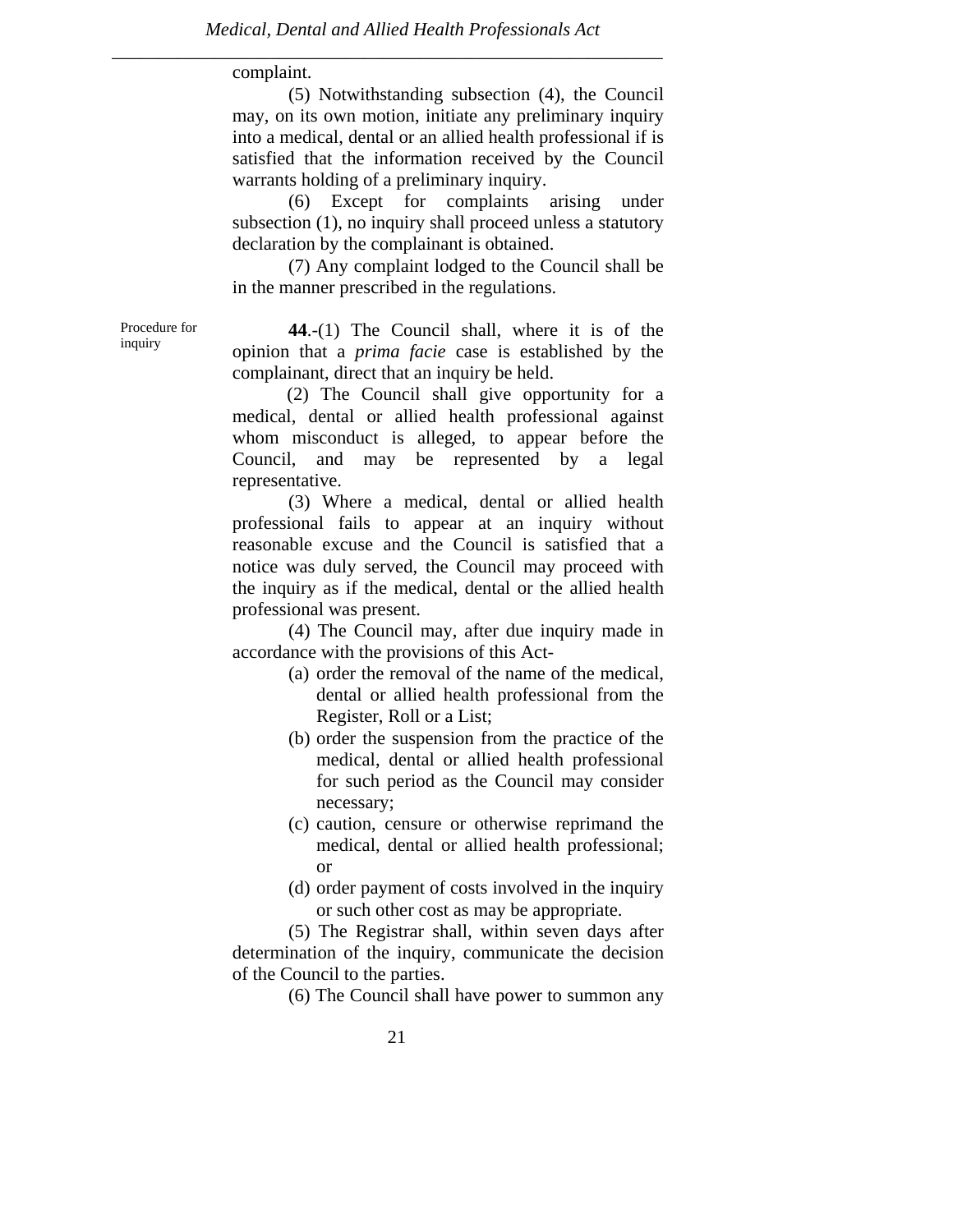complaint.

(5) Notwithstanding subsection (4), the Council may, on its own motion, initiate any preliminary inquiry into a medical, dental or an allied health professional if is satisfied that the information received by the Council warrants holding of a preliminary inquiry.

(6) Except for complaints arising under subsection (1), no inquiry shall proceed unless a statutory declaration by the complainant is obtained.

(7) Any complaint lodged to the Council shall be in the manner prescribed in the regulations.

Procedure for inquiry

**44**.-(1) The Council shall, where it is of the opinion that a *prima facie* case is established by the complainant, direct that an inquiry be held.

(2) The Council shall give opportunity for a medical, dental or allied health professional against whom misconduct is alleged, to appear before the Council, and may be represented by a legal representative.

(3) Where a medical, dental or allied health professional fails to appear at an inquiry without reasonable excuse and the Council is satisfied that a notice was duly served, the Council may proceed with the inquiry as if the medical, dental or the allied health professional was present.

(4) The Council may, after due inquiry made in accordance with the provisions of this Act-

(a) order the removal of the name of the medical, dental or allied health professional from the Register, Roll or a List;

(b) order the suspension from the practice of the medical, dental or allied health professional for such period as the Council may consider necessary;

(c) caution, censure or otherwise reprimand the medical, dental or allied health professional; or

(d) order payment of costs involved in the inquiry or such other cost as may be appropriate.

(5) The Registrar shall, within seven days after determination of the inquiry, communicate the decision of the Council to the parties.

(6) The Council shall have power to summon any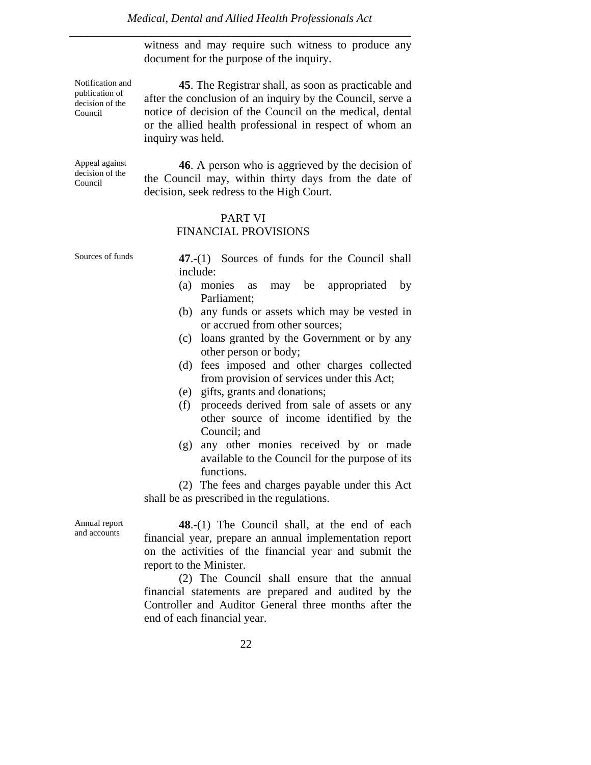witness and may require such witness to produce any document for the purpose of the inquiry.

Notification and publication of decision of the Council

**45**. The Registrar shall, as soon as practicable and after the conclusion of an inquiry by the Council, serve a notice of decision of the Council on the medical, dental or the allied health professional in respect of whom an inquiry was held.

Appeal against decision of the Council

**46**. A person who is aggrieved by the decision of the Council may, within thirty days from the date of decision, seek redress to the High Court.

## PART VI
## FINANCIAL PROVISIONS

Sources of funds

**47**.-(1) Sources of funds for the Council shall include:

(a) monies as may be appropriated by Parliament;
(b) any funds or assets which may be vested in or accrued from other sources;
(c) loans granted by the Government or by any other person or body;
(d) fees imposed and other charges collected from provision of services under this Act;
(e) gifts, grants and donations;
(f) proceeds derived from sale of assets or any other source of income identified by the Council; and
(g) any other monies received by or made available to the Council for the purpose of its functions.

(2) The fees and charges payable under this Act shall be as prescribed in the regulations.

Annual report and accounts

**48**.-(1) The Council shall, at the end of each financial year, prepare an annual implementation report on the activities of the financial year and submit the report to the Minister.

(2) The Council shall ensure that the annual financial statements are prepared and audited by the Controller and Auditor General three months after the end of each financial year.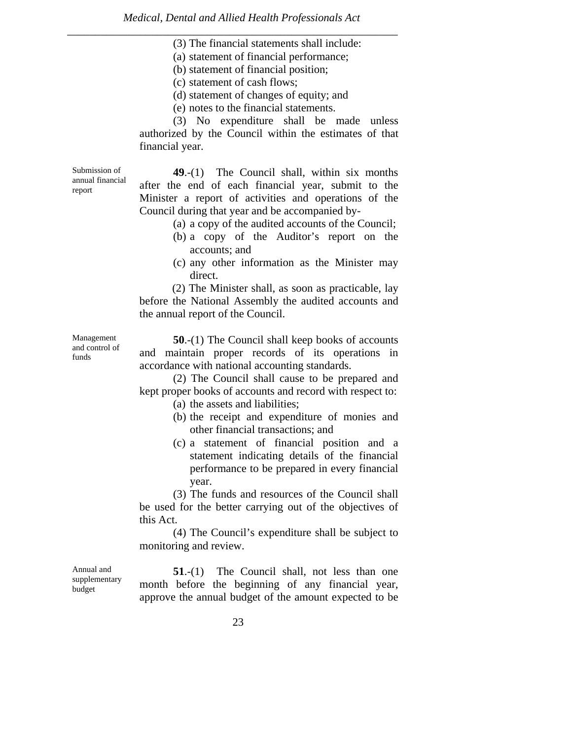(3) The financial statements shall include:

(a) statement of financial performance;

(b) statement of financial position;

(c) statement of cash flows;

(d) statement of changes of equity; and

(e) notes to the financial statements.

(3) No expenditure shall be made unless authorized by the Council within the estimates of that financial year.

Submission of annual financial report

**49**.-(1) The Council shall, within six months after the end of each financial year, submit to the Minister a report of activities and operations of the Council during that year and be accompanied by-

(a) a copy of the audited accounts of the Council;

(b) a copy of the Auditor's report on the accounts; and

(c) any other information as the Minister may direct.

(2) The Minister shall, as soon as practicable, lay before the National Assembly the audited accounts and the annual report of the Council.

Management and control of funds

**50**.-(1) The Council shall keep books of accounts and maintain proper records of its operations in accordance with national accounting standards.

(2) The Council shall cause to be prepared and kept proper books of accounts and record with respect to:

(a) the assets and liabilities;

(b) the receipt and expenditure of monies and other financial transactions; and

(c) a statement of financial position and a statement indicating details of the financial performance to be prepared in every financial year.

(3) The funds and resources of the Council shall be used for the better carrying out of the objectives of this Act.

(4) The Council's expenditure shall be subject to monitoring and review.

Annual and supplementary budget

**51**.-(1) The Council shall, not less than one month before the beginning of any financial year, approve the annual budget of the amount expected to be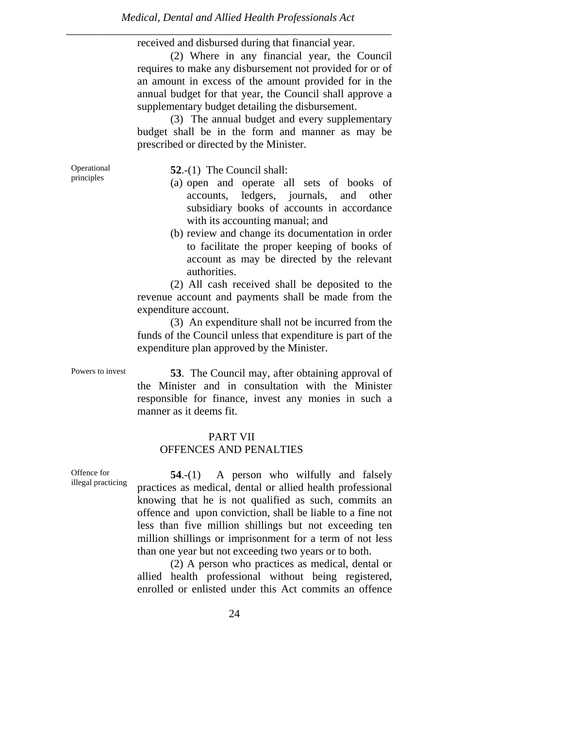received and disbursed during that financial year.

(2) Where in any financial year, the Council requires to make any disbursement not provided for or of an amount in excess of the amount provided for in the annual budget for that year, the Council shall approve a supplementary budget detailing the disbursement.

(3) The annual budget and every supplementary budget shall be in the form and manner as may be prescribed or directed by the Minister.

Operational principles

**52**.-(1) The Council shall:

(a) open and operate all sets of books of accounts, ledgers, journals, and other subsidiary books of accounts in accordance with its accounting manual; and

(b) review and change its documentation in order to facilitate the proper keeping of books of account as may be directed by the relevant authorities.

(2) All cash received shall be deposited to the revenue account and payments shall be made from the expenditure account.

(3) An expenditure shall not be incurred from the funds of the Council unless that expenditure is part of the expenditure plan approved by the Minister.

Powers to invest

**53**. The Council may, after obtaining approval of the Minister and in consultation with the Minister responsible for finance, invest any monies in such a manner as it deems fit.

## PART VII
## OFFENCES AND PENALTIES

Offence for illegal practicing

**54**.-(1) A person who wilfully and falsely practices as medical, dental or allied health professional knowing that he is not qualified as such, commits an offence and upon conviction, shall be liable to a fine not less than five million shillings but not exceeding ten million shillings or imprisonment for a term of not less than one year but not exceeding two years or to both.

(2) A person who practices as medical, dental or allied health professional without being registered, enrolled or enlisted under this Act commits an offence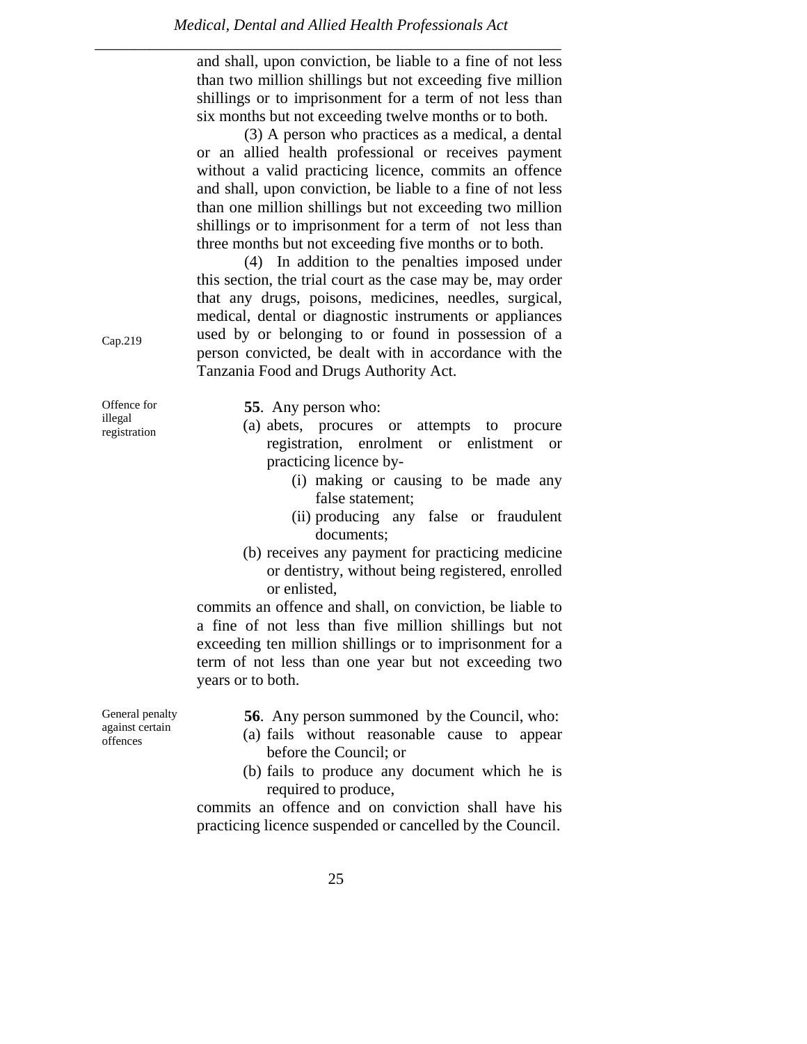and shall, upon conviction, be liable to a fine of not less than two million shillings but not exceeding five million shillings or to imprisonment for a term of not less than six months but not exceeding twelve months or to both.

(3) A person who practices as a medical, a dental or an allied health professional or receives payment without a valid practicing licence, commits an offence and shall, upon conviction, be liable to a fine of not less than one million shillings but not exceeding two million shillings or to imprisonment for a term of not less than three months but not exceeding five months or to both.

Cap.219

(4) In addition to the penalties imposed under this section, the trial court as the case may be, may order that any drugs, poisons, medicines, needles, surgical, medical, dental or diagnostic instruments or appliances used by or belonging to or found in possession of a person convicted, be dealt with in accordance with the Tanzania Food and Drugs Authority Act.

Offence for illegal registration

**55**. Any person who:

(a) abets, procures or attempts to procure registration, enrolment or enlistment or practicing licence by-
    (i) making or causing to be made any false statement;
    (ii) producing any false or fraudulent documents;
(b) receives any payment for practicing medicine or dentistry, without being registered, enrolled or enlisted,

commits an offence and shall, on conviction, be liable to a fine of not less than five million shillings but not exceeding ten million shillings or to imprisonment for a term of not less than one year but not exceeding two years or to both.

General penalty against certain offences

**56**. Any person summoned by the Council, who:

(a) fails without reasonable cause to appear before the Council; or
(b) fails to produce any document which he is required to produce,

commits an offence and on conviction shall have his practicing licence suspended or cancelled by the Council.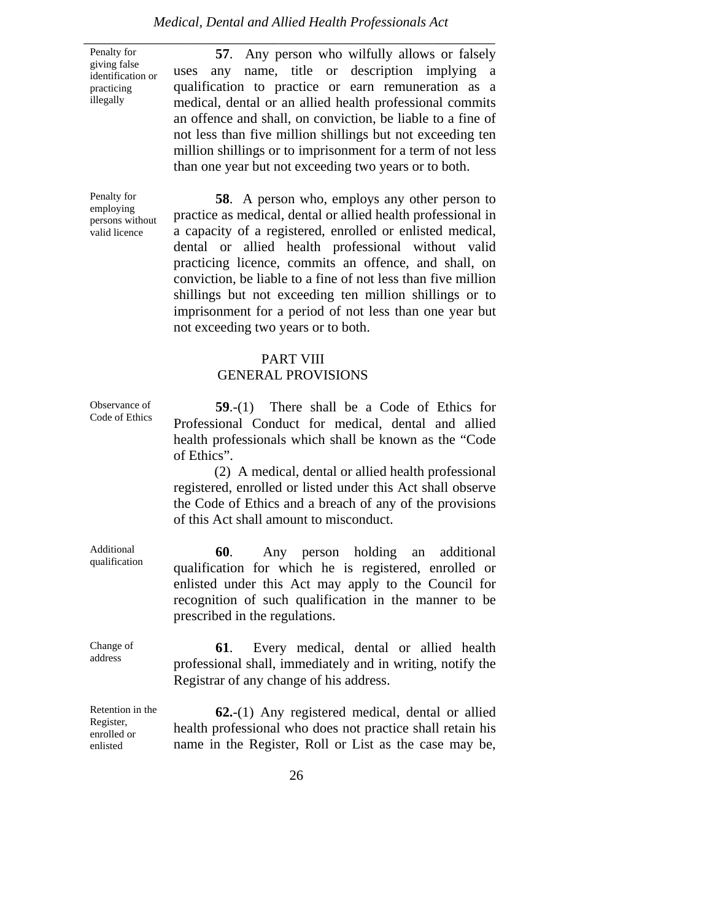Penalty for giving false identification or practicing illegally

**57**. Any person who wilfully allows or falsely uses any name, title or description implying a qualification to practice or earn remuneration as a medical, dental or an allied health professional commits an offence and shall, on conviction, be liable to a fine of not less than five million shillings but not exceeding ten million shillings or to imprisonment for a term of not less than one year but not exceeding two years or to both.

Penalty for employing persons without valid licence

**58**. A person who, employs any other person to practice as medical, dental or allied health professional in a capacity of a registered, enrolled or enlisted medical, dental or allied health professional without valid practicing licence, commits an offence, and shall, on conviction, be liable to a fine of not less than five million shillings but not exceeding ten million shillings or to imprisonment for a period of not less than one year but not exceeding two years or to both.

## PART VIII
## GENERAL PROVISIONS

Observance of Code of Ethics

**59**.-(1) There shall be a Code of Ethics for Professional Conduct for medical, dental and allied health professionals which shall be known as the "Code of Ethics".

(2) A medical, dental or allied health professional registered, enrolled or listed under this Act shall observe the Code of Ethics and a breach of any of the provisions of this Act shall amount to misconduct.

Additional qualification

**60**. Any person holding an additional qualification for which he is registered, enrolled or enlisted under this Act may apply to the Council for recognition of such qualification in the manner to be prescribed in the regulations.

Change of address

**61**. Every medical, dental or allied health professional shall, immediately and in writing, notify the Registrar of any change of his address.

Retention in the Register, enrolled or enlisted

**62.**-(1) Any registered medical, dental or allied health professional who does not practice shall retain his name in the Register, Roll or List as the case may be,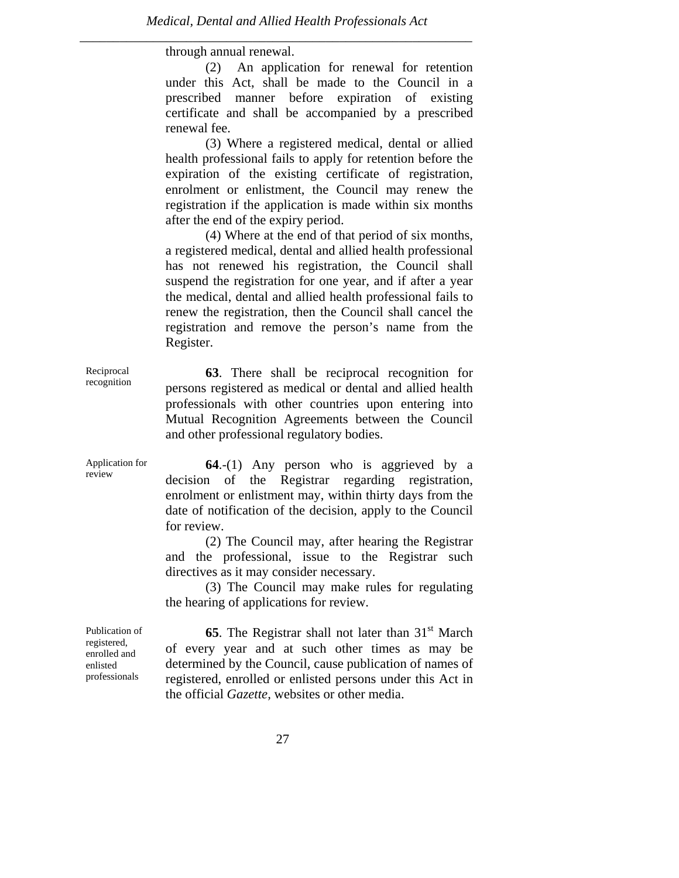through annual renewal.

(2) An application for renewal for retention under this Act, shall be made to the Council in a prescribed manner before expiration of existing certificate and shall be accompanied by a prescribed renewal fee.

(3) Where a registered medical, dental or allied health professional fails to apply for retention before the expiration of the existing certificate of registration, enrolment or enlistment, the Council may renew the registration if the application is made within six months after the end of the expiry period.

(4) Where at the end of that period of six months, a registered medical, dental and allied health professional has not renewed his registration, the Council shall suspend the registration for one year, and if after a year the medical, dental and allied health professional fails to renew the registration, then the Council shall cancel the registration and remove the person's name from the Register.

Reciprocal recognition

**63**. There shall be reciprocal recognition for persons registered as medical or dental and allied health professionals with other countries upon entering into Mutual Recognition Agreements between the Council and other professional regulatory bodies.

Application for review

**64**.-(1) Any person who is aggrieved by a decision of the Registrar regarding registration, enrolment or enlistment may, within thirty days from the date of notification of the decision, apply to the Council for review.

(2) The Council may, after hearing the Registrar and the professional, issue to the Registrar such directives as it may consider necessary.

(3) The Council may make rules for regulating the hearing of applications for review.

Publication of registered, enrolled and enlisted professionals

**65**. The Registrar shall not later than 31st March of every year and at such other times as may be determined by the Council, cause publication of names of registered, enrolled or enlisted persons under this Act in the official *Gazette*, websites or other media.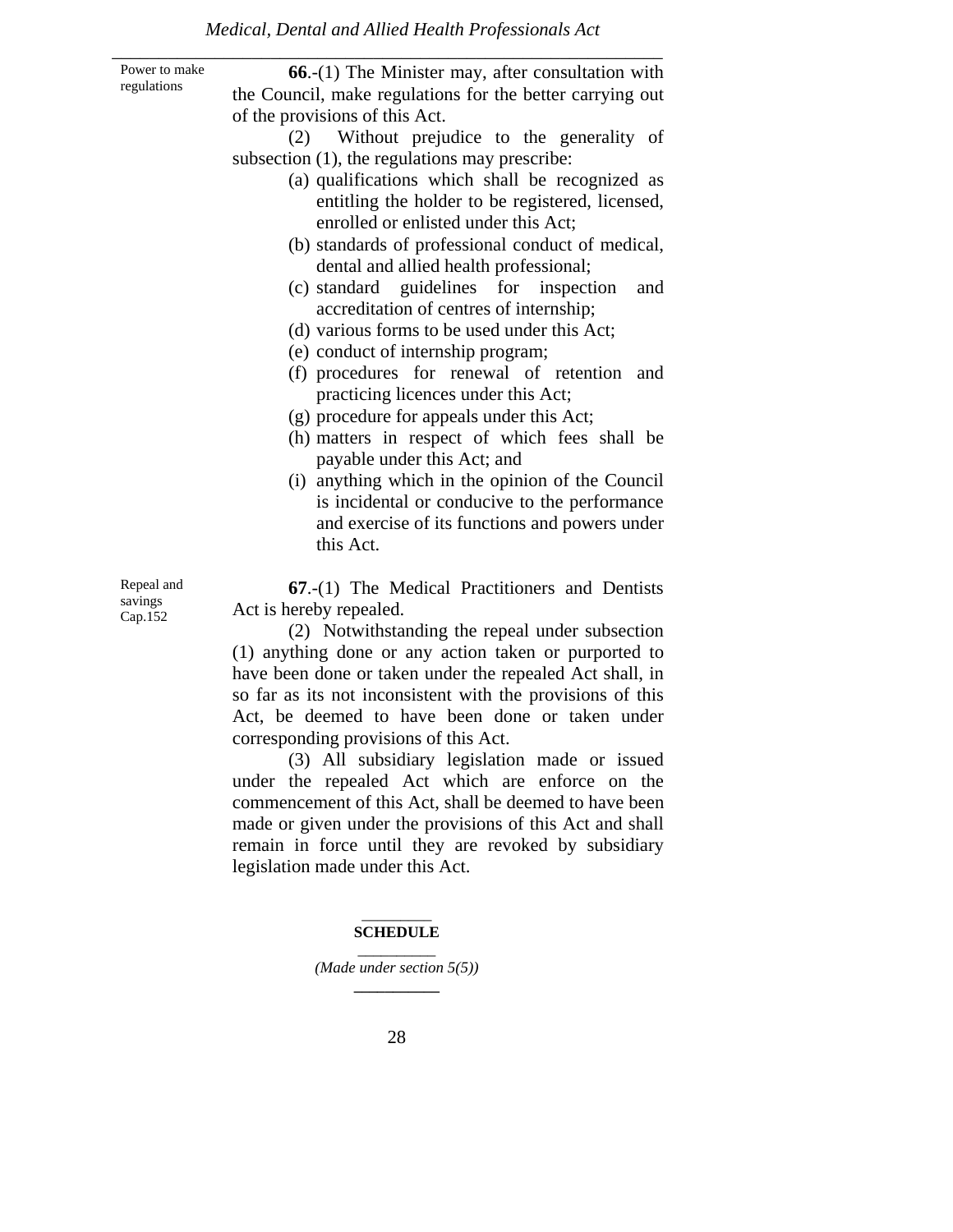Power to make regulations

**66**.-(1) The Minister may, after consultation with the Council, make regulations for the better carrying out of the provisions of this Act.

(2) Without prejudice to the generality of subsection (1), the regulations may prescribe:

(a) qualifications which shall be recognized as entitling the holder to be registered, licensed, enrolled or enlisted under this Act;
(b) standards of professional conduct of medical, dental and allied health professional;
(c) standard guidelines for inspection and accreditation of centres of internship;
(d) various forms to be used under this Act;
(e) conduct of internship program;
(f) procedures for renewal of retention and practicing licences under this Act;
(g) procedure for appeals under this Act;
(h) matters in respect of which fees shall be payable under this Act; and
(i) anything which in the opinion of the Council is incidental or conducive to the performance and exercise of its functions and powers under this Act.

Repeal and savings Cap.152

**67**.-(1) The Medical Practitioners and Dentists Act is hereby repealed.

(2) Notwithstanding the repeal under subsection (1) anything done or any action taken or purported to have been done or taken under the repealed Act shall, in so far as its not inconsistent with the provisions of this Act, be deemed to have been done or taken under corresponding provisions of this Act.

(3) All subsidiary legislation made or issued under the repealed Act which are enforce on the commencement of this Act, shall be deemed to have been made or given under the provisions of this Act and shall remain in force until they are revoked by subsidiary legislation made under this Act.

**SCHEDULE**

*(Made under section 5(5))*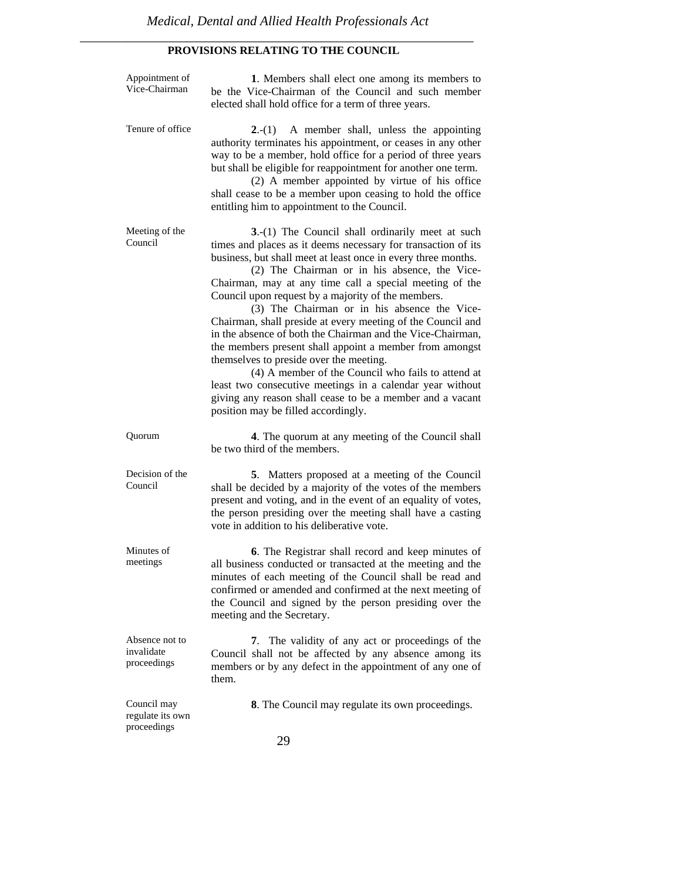## PROVISIONS RELATING TO THE COUNCIL

Appointment of Vice-Chairman

**1**. Members shall elect one among its members to be the Vice-Chairman of the Council and such member elected shall hold office for a term of three years.

Tenure of office

**2**.-(1) A member shall, unless the appointing authority terminates his appointment, or ceases in any other way to be a member, hold office for a period of three years but shall be eligible for reappointment for another one term.

(2) A member appointed by virtue of his office shall cease to be a member upon ceasing to hold the office entitling him to appointment to the Council.

Meeting of the Council

**3**.-(1) The Council shall ordinarily meet at such times and places as it deems necessary for transaction of its business, but shall meet at least once in every three months.

(2) The Chairman or in his absence, the Vice-Chairman, may at any time call a special meeting of the Council upon request by a majority of the members.

(3) The Chairman or in his absence the Vice-Chairman, shall preside at every meeting of the Council and in the absence of both the Chairman and the Vice-Chairman, the members present shall appoint a member from amongst themselves to preside over the meeting.

(4) A member of the Council who fails to attend at least two consecutive meetings in a calendar year without giving any reason shall cease to be a member and a vacant position may be filled accordingly.

Quorum

**4**. The quorum at any meeting of the Council shall be two third of the members.

Decision of the Council

**5**. Matters proposed at a meeting of the Council shall be decided by a majority of the votes of the members present and voting, and in the event of an equality of votes, the person presiding over the meeting shall have a casting vote in addition to his deliberative vote.

Minutes of meetings

**6**. The Registrar shall record and keep minutes of all business conducted or transacted at the meeting and the minutes of each meeting of the Council shall be read and confirmed or amended and confirmed at the next meeting of the Council and signed by the person presiding over the meeting and the Secretary.

Absence not to invalidate proceedings

**7**. The validity of any act or proceedings of the Council shall not be affected by any absence among its members or by any defect in the appointment of any one of them.

Council may regulate its own proceedings

**8**. The Council may regulate its own proceedings.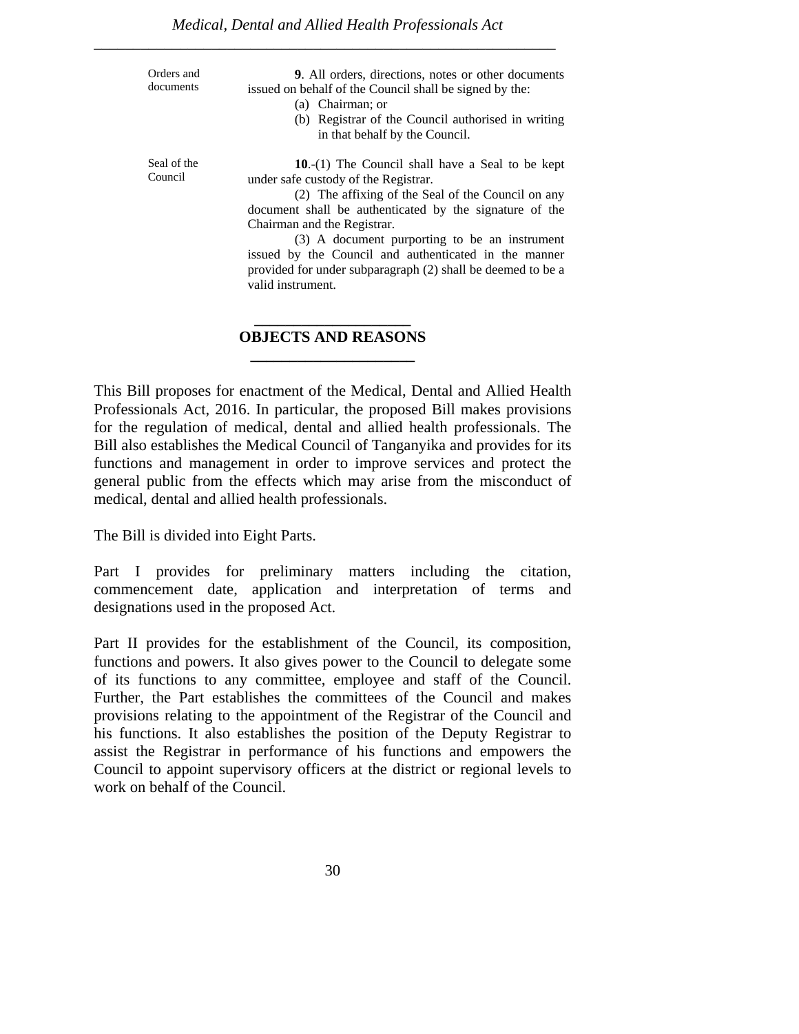Orders and documents

**9**. All orders, directions, notes or other documents issued on behalf of the Council shall be signed by the:

(a) Chairman; or

(b) Registrar of the Council authorised in writing in that behalf by the Council.

Seal of the Council

**10**.-(1) The Council shall have a Seal to be kept under safe custody of the Registrar.

(2) The affixing of the Seal of the Council on any document shall be authenticated by the signature of the Chairman and the Registrar.

(3) A document purporting to be an instrument issued by the Council and authenticated in the manner provided for under subparagraph (2) shall be deemed to be a valid instrument.

## OBJECTS AND REASONS

This Bill proposes for enactment of the Medical, Dental and Allied Health Professionals Act, 2016. In particular, the proposed Bill makes provisions for the regulation of medical, dental and allied health professionals. The Bill also establishes the Medical Council of Tanganyika and provides for its functions and management in order to improve services and protect the general public from the effects which may arise from the misconduct of medical, dental and allied health professionals.

The Bill is divided into Eight Parts.

Part I provides for preliminary matters including the citation, commencement date, application and interpretation of terms and designations used in the proposed Act.

Part II provides for the establishment of the Council, its composition, functions and powers. It also gives power to the Council to delegate some of its functions to any committee, employee and staff of the Council. Further, the Part establishes the committees of the Council and makes provisions relating to the appointment of the Registrar of the Council and his functions. It also establishes the position of the Deputy Registrar to assist the Registrar in performance of his functions and empowers the Council to appoint supervisory officers at the district or regional levels to work on behalf of the Council.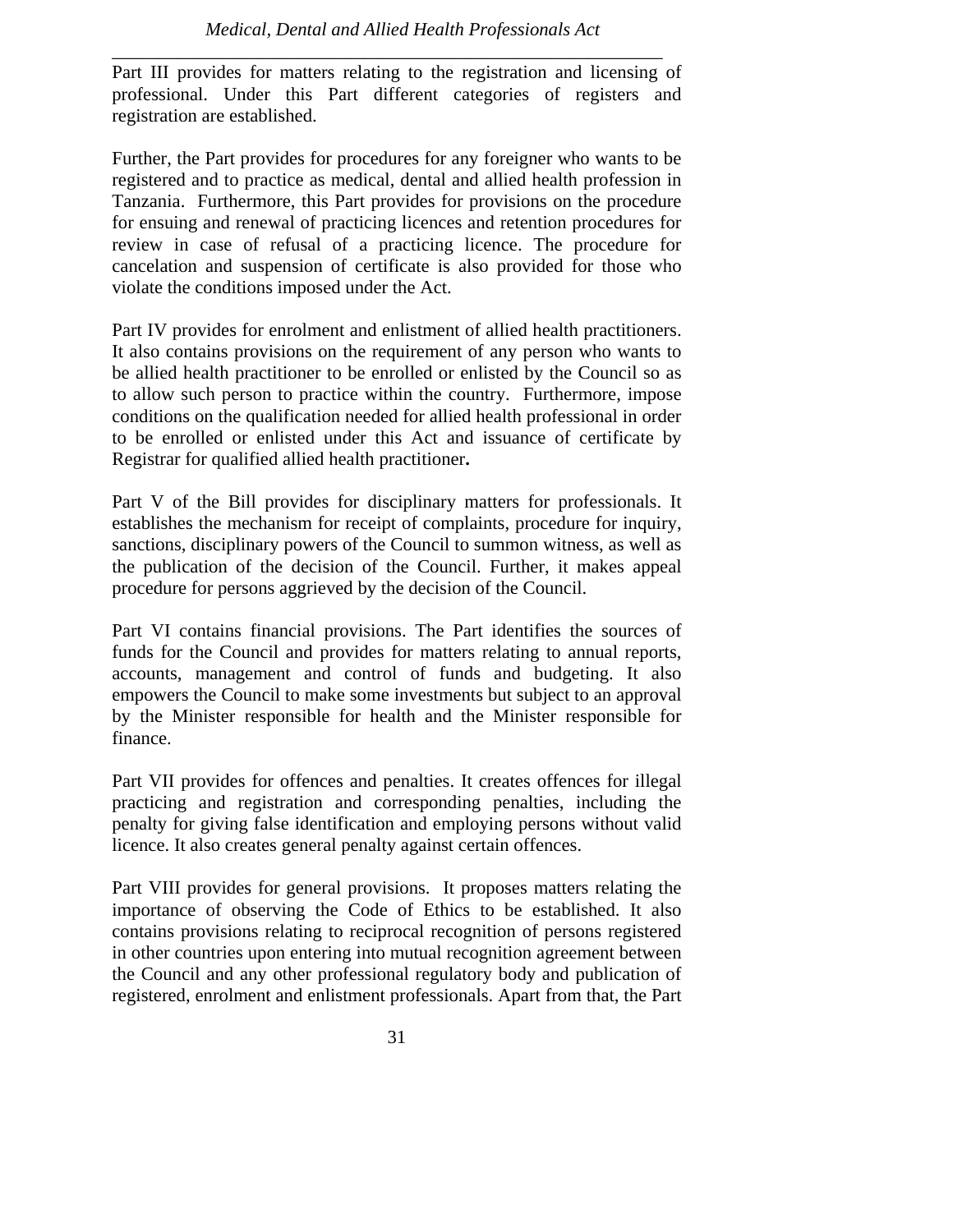Part III provides for matters relating to the registration and licensing of professional. Under this Part different categories of registers and registration are established.

Further, the Part provides for procedures for any foreigner who wants to be registered and to practice as medical, dental and allied health profession in Tanzania. Furthermore, this Part provides for provisions on the procedure for ensuing and renewal of practicing licences and retention procedures for review in case of refusal of a practicing licence. The procedure for cancelation and suspension of certificate is also provided for those who violate the conditions imposed under the Act.

Part IV provides for enrolment and enlistment of allied health practitioners. It also contains provisions on the requirement of any person who wants to be allied health practitioner to be enrolled or enlisted by the Council so as to allow such person to practice within the country. Furthermore, impose conditions on the qualification needed for allied health professional in order to be enrolled or enlisted under this Act and issuance of certificate by Registrar for qualified allied health practitioner**.**

Part V of the Bill provides for disciplinary matters for professionals. It establishes the mechanism for receipt of complaints, procedure for inquiry, sanctions, disciplinary powers of the Council to summon witness, as well as the publication of the decision of the Council. Further, it makes appeal procedure for persons aggrieved by the decision of the Council.

Part VI contains financial provisions. The Part identifies the sources of funds for the Council and provides for matters relating to annual reports, accounts, management and control of funds and budgeting. It also empowers the Council to make some investments but subject to an approval by the Minister responsible for health and the Minister responsible for finance.

Part VII provides for offences and penalties. It creates offences for illegal practicing and registration and corresponding penalties, including the penalty for giving false identification and employing persons without valid licence. It also creates general penalty against certain offences.

Part VIII provides for general provisions. It proposes matters relating the importance of observing the Code of Ethics to be established. It also contains provisions relating to reciprocal recognition of persons registered in other countries upon entering into mutual recognition agreement between the Council and any other professional regulatory body and publication of registered, enrolment and enlistment professionals. Apart from that, the Part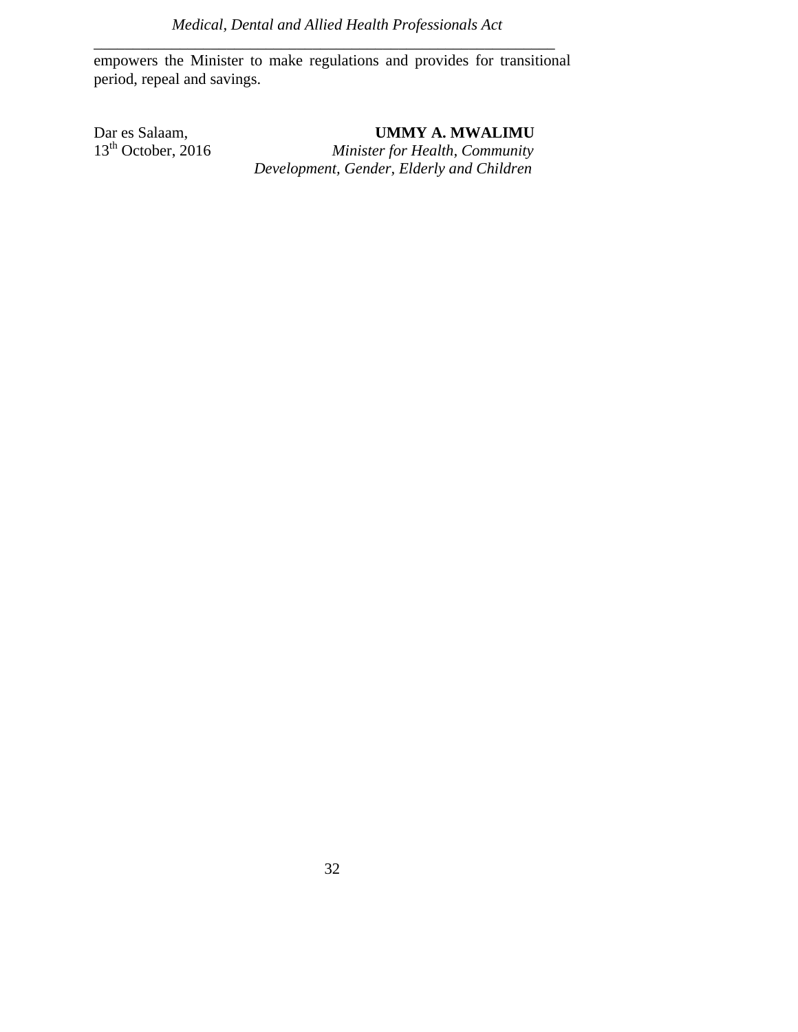empowers the Minister to make regulations and provides for transitional period, repeal and savings.

Dar es Salaam,
13th October, 2016

**UMMY A. MWALIMU**
*Minister for Health, Community Development, Gender, Elderly and Children*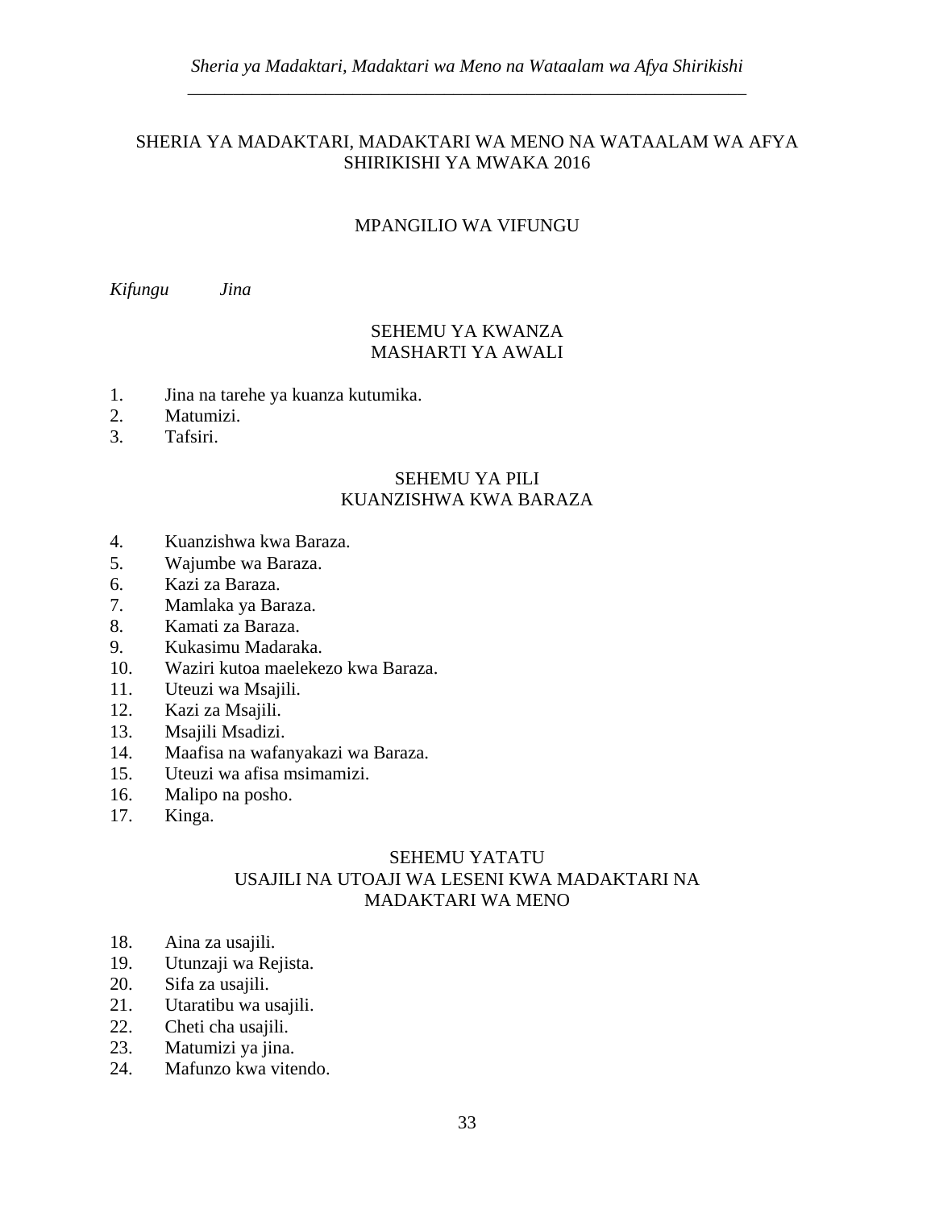# SHERIA YA MADAKTARI, MADAKTARI WA MENO NA WATAALAM WA AFYA SHIRIKISHI YA MWAKA 2016

## MPANGILIO WA VIFUNGU

*Kifungu* *Jina*

### SEHEMU YA KWANZA
### MASHARTI YA AWALI

1. Jina na tarehe ya kuanza kutumika.
2. Matumizi.
3. Tafsiri.

### SEHEMU YA PILI
### KUANZISHWA KWA BARAZA

4. Kuanzishwa kwa Baraza.
5. Wajumbe wa Baraza.
6. Kazi za Baraza.
7. Mamlaka ya Baraza.
8. Kamati za Baraza.
9. Kukasimu Madaraka.
10. Waziri kutoa maelekezo kwa Baraza.
11. Uteuzi wa Msajili.
12. Kazi za Msajili.
13. Msajili Msadizi.
14. Maafisa na wafanyakazi wa Baraza.
15. Uteuzi wa afisa msimamizi.
16. Malipo na posho.
17. Kinga.

### SEHEMU YATATU
### USAJILI NA UTOAJI WA LESENI KWA MADAKTARI NA MADAKTARI WA MENO

18. Aina za usajili.
19. Utunzaji wa Rejista.
20. Sifa za usajili.
21. Utaratibu wa usajili.
22. Cheti cha usajili.
23. Matumizi ya jina.
24. Mafunzo kwa vitendo.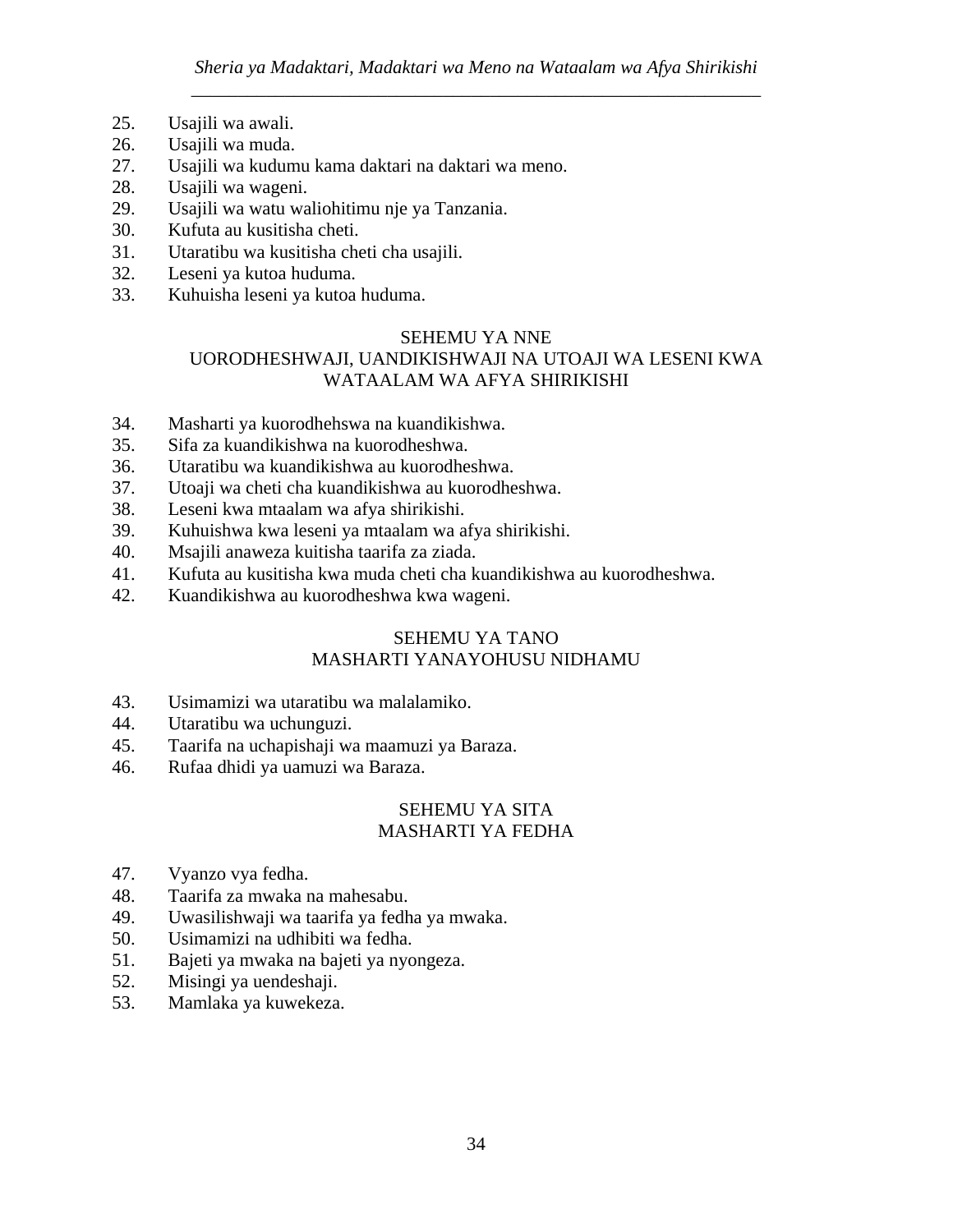25. Usajili wa awali.
26. Usajili wa muda.
27. Usajili wa kudumu kama daktari na daktari wa meno.
28. Usajili wa wageni.
29. Usajili wa watu waliohitimu nje ya Tanzania.
30. Kufuta au kusitisha cheti.
31. Utaratibu wa kusitisha cheti cha usajili.
32. Leseni ya kutoa huduma.
33. Kuhuisha leseni ya kutoa huduma.

## SEHEMU YA NNE
## UORODHESHWAJI, UANDIKISHWAJI NA UTOAJI WA LESENI KWA WATAALAM WA AFYA SHIRIKISHI

34. Masharti ya kuorodhehswa na kuandikishwa.
35. Sifa za kuandikishwa na kuorodheshwa.
36. Utaratibu wa kuandikishwa au kuorodheshwa.
37. Utoaji wa cheti cha kuandikishwa au kuorodheshwa.
38. Leseni kwa mtaalam wa afya shirikishi.
39. Kuhuishwa kwa leseni ya mtaalam wa afya shirikishi.
40. Msajili anaweza kuitisha taarifa za ziada.
41. Kufuta au kusitisha kwa muda cheti cha kuandikishwa au kuorodheshwa.
42. Kuandikishwa au kuorodheshwa kwa wageni.

## SEHEMU YA TANO
## MASHARTI YANAYOHUSU NIDHAMU

43. Usimamizi wa utaratibu wa malalamiko.
44. Utaratibu wa uchunguzi.
45. Taarifa na uchapishaji wa maamuzi ya Baraza.
46. Rufaa dhidi ya uamuzi wa Baraza.

## SEHEMU YA SITA
## MASHARTI YA FEDHA

47. Vyanzo vya fedha.
48. Taarifa za mwaka na mahesabu.
49. Uwasilishwaji wa taarifa ya fedha ya mwaka.
50. Usimamizi na udhibiti wa fedha.
51. Bajeti ya mwaka na bajeti ya nyongeza.
52. Misingi ya uendeshaji.
53. Mamlaka ya kuwekeza.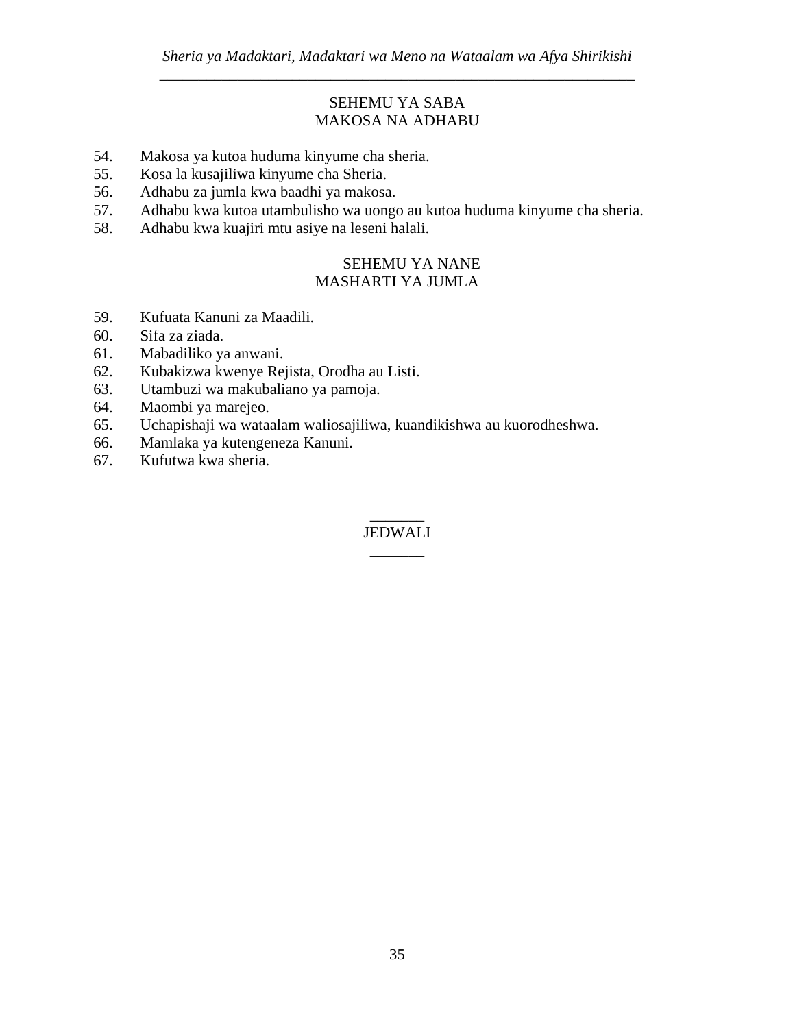## SEHEMU YA SABA
## MAKOSA NA ADHABU

54. Makosa ya kutoa huduma kinyume cha sheria.
55. Kosa la kusajiliwa kinyume cha Sheria.
56. Adhabu za jumla kwa baadhi ya makosa.
57. Adhabu kwa kutoa utambulisho wa uongo au kutoa huduma kinyume cha sheria.
58. Adhabu kwa kuajiri mtu asiye na leseni halali.

## SEHEMU YA NANE
## MASHARTI YA JUMLA

59. Kufuata Kanuni za Maadili.
60. Sifa za ziada.
61. Mabadiliko ya anwani.
62. Kubakizwa kwenye Rejista, Orodha au Listi.
63. Utambuzi wa makubaliano ya pamoja.
64. Maombi ya marejeo.
65. Uchapishaji wa wataalam waliosajiliwa, kuandikishwa au kuorodheshwa.
66. Mamlaka ya kutengeneza Kanuni.
67. Kufutwa kwa sheria.

_______
JEDWALI
_______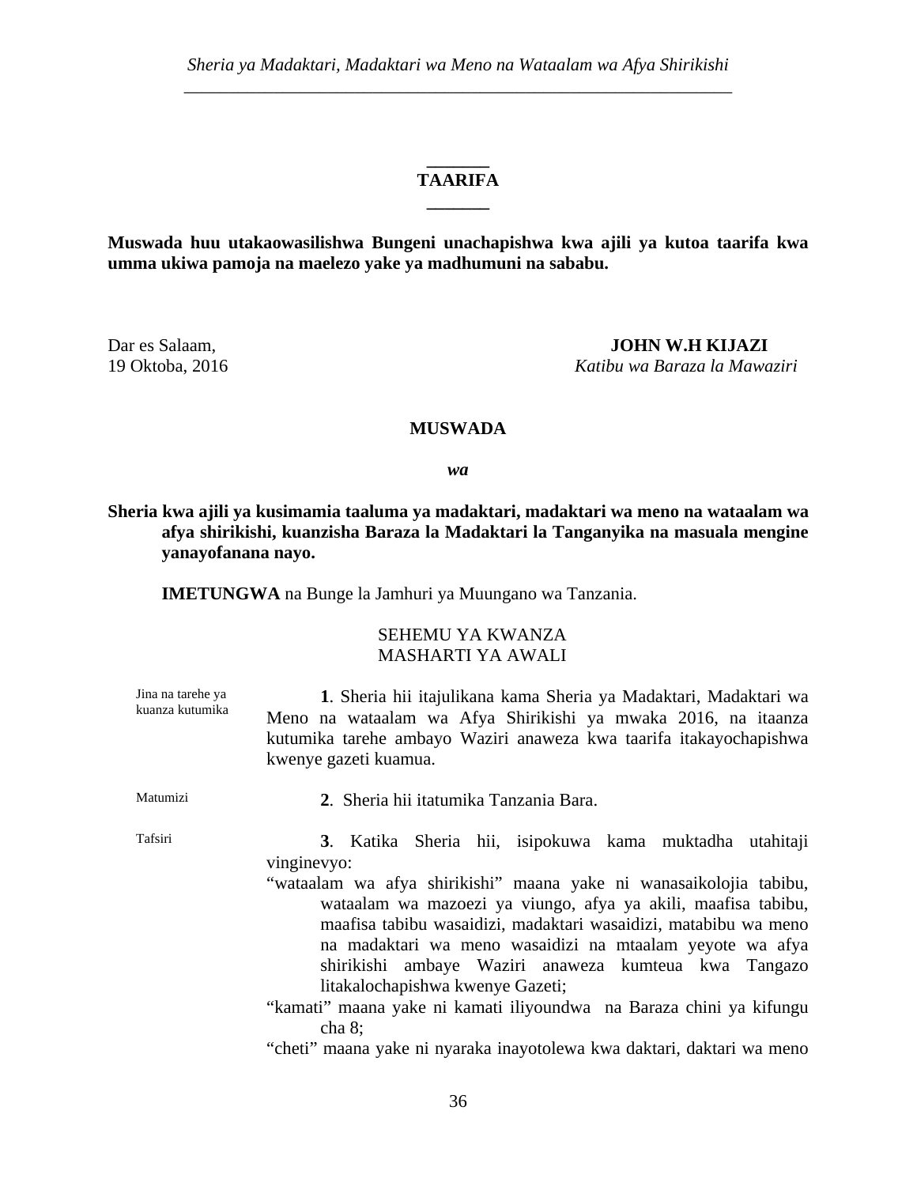**TAARIFA**

**Muswada huu utakaowasilishwa Bungeni unachapishwa kwa ajili ya kutoa taarifa kwa umma ukiwa pamoja na maelezo yake ya madhumuni na sababu.**

Dar es Salaam,
19 Oktoba, 2016

**JOHN W.H KIJAZI**
*Katibu wa Baraza la Mawaziri*

**MUSWADA**

***wa***

**Sheria kwa ajili ya kusimamia taaluma ya madaktari, madaktari wa meno na wataalam wa afya shirikishi, kuanzisha Baraza la Madaktari la Tanganyika na masuala mengine yanayofanana nayo.**

**IMETUNGWA** na Bunge la Jamhuri ya Muungano wa Tanzania.

SEHEMU YA KWANZA
MASHARTI YA AWALI

*Jina na tarehe ya kuanza kutumika*

**1**. Sheria hii itajulikana kama Sheria ya Madaktari, Madaktari wa Meno na wataalam wa Afya Shirikishi ya mwaka 2016, na itaanza kutumika tarehe ambayo Waziri anaweza kwa taarifa itakayochapishwa kwenye gazeti kuamua.

*Matumizi*

**2**. Sheria hii itatumika Tanzania Bara.

*Tafsiri*

**3**. Katika Sheria hii, isipokuwa kama muktadha utahitaji vinginevyo:

"wataalam wa afya shirikishi" maana yake ni wanasaikolojia tabibu, wataalam wa mazoezi ya viungo, afya ya akili, maafisa tabibu, maafisa tabibu wasaidizi, madaktari wasaidizi, matabibu wa meno na madaktari wa meno wasaidizi na mtaalam yeyote wa afya shirikishi ambaye Waziri anaweza kumteua kwa Tangazo litakalochapishwa kwenye Gazeti;

"kamati" maana yake ni kamati iliyoundwa na Baraza chini ya kifungu cha 8;

"cheti" maana yake ni nyaraka inayotolewa kwa daktari, daktari wa meno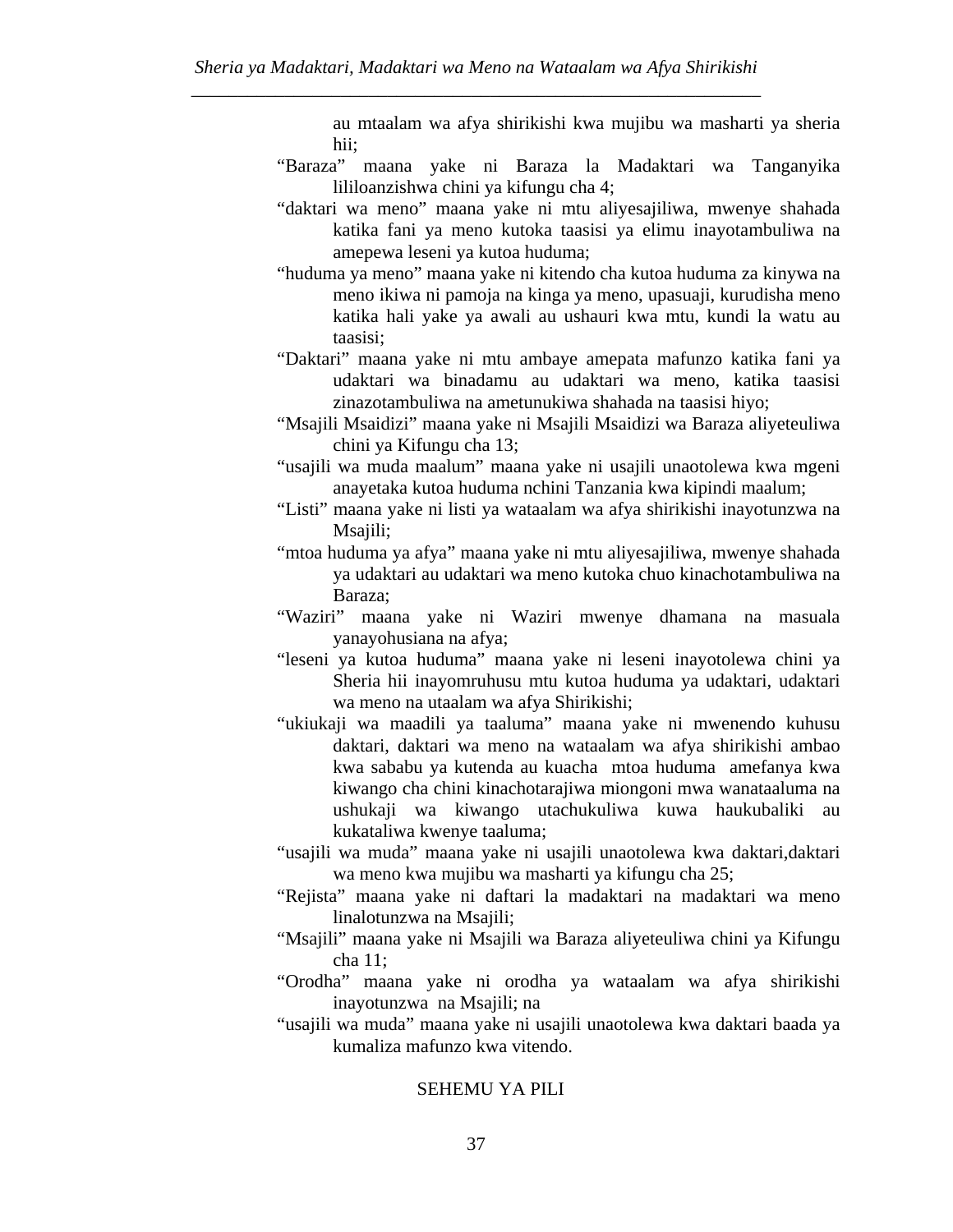au mtaalam wa afya shirikishi kwa mujibu wa masharti ya sheria hii;

"Baraza" maana yake ni Baraza la Madaktari wa Tanganyika lililoanzishwa chini ya kifungu cha 4;

"daktari wa meno" maana yake ni mtu aliyesajiliwa, mwenye shahada katika fani ya meno kutoka taasisi ya elimu inayotambuliwa na amepewa leseni ya kutoa huduma;

"huduma ya meno" maana yake ni kitendo cha kutoa huduma za kinywa na meno ikiwa ni pamoja na kinga ya meno, upasuaji, kurudisha meno katika hali yake ya awali au ushauri kwa mtu, kundi la watu au taasisi;

"Daktari" maana yake ni mtu ambaye amepata mafunzo katika fani ya udaktari wa binadamu au udaktari wa meno, katika taasisi zinazotambuliwa na ametunukiwa shahada na taasisi hiyo;

"Msajili Msaidizi" maana yake ni Msajili Msaidizi wa Baraza aliyeteuliwa chini ya Kifungu cha 13;

"usajili wa muda maalum" maana yake ni usajili unaotolewa kwa mgeni anayetaka kutoa huduma nchini Tanzania kwa kipindi maalum;

"Listi" maana yake ni listi ya wataalam wa afya shirikishi inayotunzwa na Msajili;

"mtoa huduma ya afya" maana yake ni mtu aliyesajiliwa, mwenye shahada ya udaktari au udaktari wa meno kutoka chuo kinachotambuliwa na Baraza;

"Waziri" maana yake ni Waziri mwenye dhamana na masuala yanayohusiana na afya;

"leseni ya kutoa huduma" maana yake ni leseni inayotolewa chini ya Sheria hii inayomruhusu mtu kutoa huduma ya udaktari, udaktari wa meno na utaalam wa afya Shirikishi;

"ukiukaji wa maadili ya taaluma" maana yake ni mwenendo kuhusu daktari, daktari wa meno na wataalam wa afya shirikishi ambao kwa sababu ya kutenda au kuacha mtoa huduma amefanya kwa kiwango cha chini kinachotarajiwa miongoni mwa wanataaluma na ushukaji wa kiwango utachukuliwa kuwa haukubaliki au kukataliwa kwenye taaluma;

"usajili wa muda" maana yake ni usajili unaotolewa kwa daktari,daktari wa meno kwa mujibu wa masharti ya kifungu cha 25;

"Rejista" maana yake ni daftari la madaktari na madaktari wa meno linalotunzwa na Msajili;

"Msajili" maana yake ni Msajili wa Baraza aliyeteuliwa chini ya Kifungu cha 11;

"Orodha" maana yake ni orodha ya wataalam wa afya shirikishi inayotunzwa na Msajili; na

"usajili wa muda" maana yake ni usajili unaotolewa kwa daktari baada ya kumaliza mafunzo kwa vitendo.

## SEHEMU YA PILI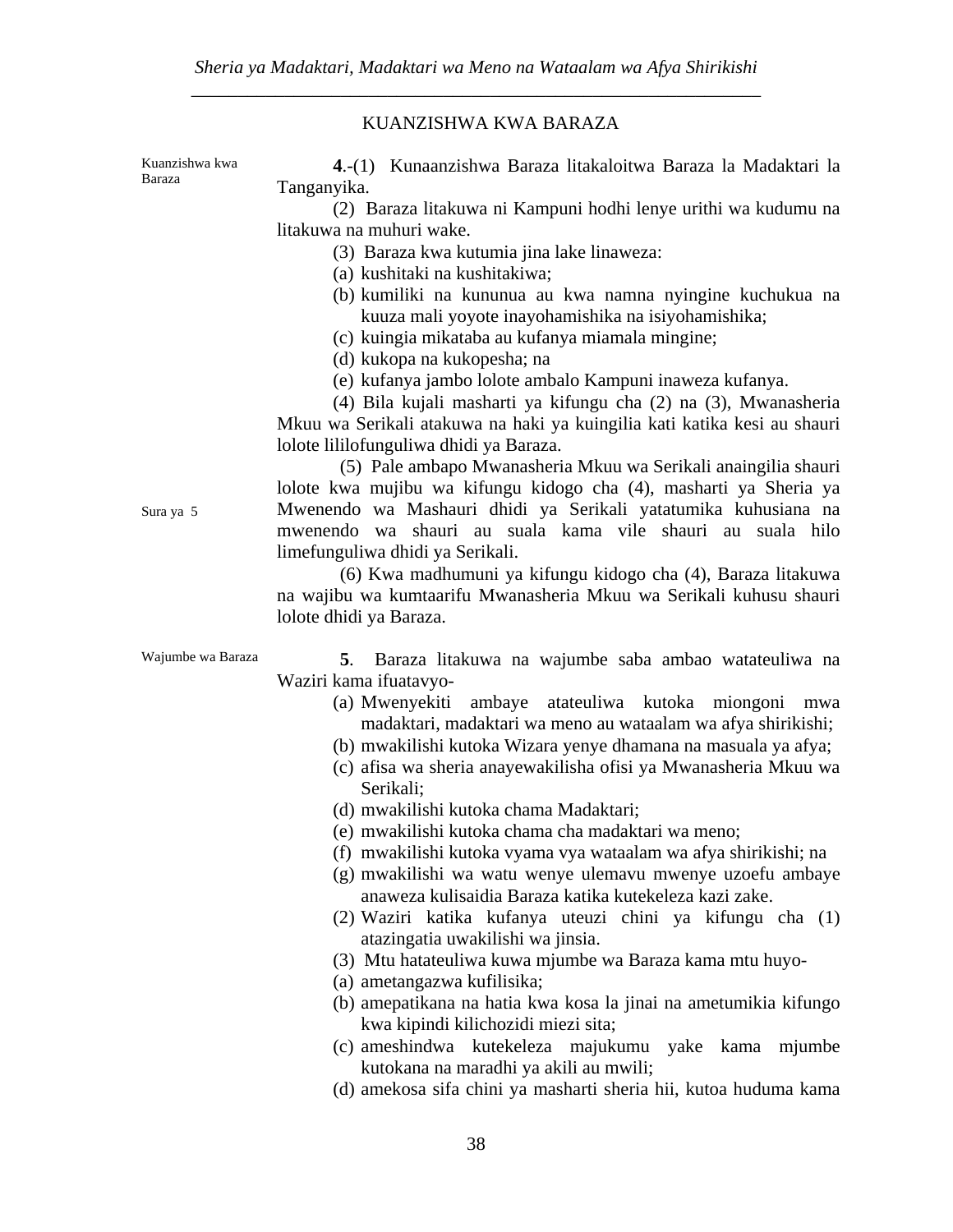## KUANZISHWA KWA BARAZA

Kuanzishwa kwa Baraza

**4**.-(1) Kunaanzishwa Baraza litakaloitwa Baraza la Madaktari la Tanganyika.

(2) Baraza litakuwa ni Kampuni hodhi lenye urithi wa kudumu na litakuwa na muhuri wake.

(3) Baraza kwa kutumia jina lake linaweza:

(a) kushitaki na kushitakiwa;

(b) kumiliki na kununua au kwa namna nyingine kuchukua na kuuza mali yoyote inayohamishika na isiyohamishika;

(c) kuingia mikataba au kufanya miamala mingine;

(d) kukopa na kukopesha; na

(e) kufanya jambo lolote ambalo Kampuni inaweza kufanya.

(4) Bila kujali masharti ya kifungu cha (2) na (3), Mwanasheria Mkuu wa Serikali atakuwa na haki ya kuingilia kati katika kesi au shauri lolote lililofunguliwa dhidi ya Baraza.

Sura ya 5

(5) Pale ambapo Mwanasheria Mkuu wa Serikali anaingilia shauri lolote kwa mujibu wa kifungu kidogo cha (4), masharti ya Sheria ya Mwenendo wa Mashauri dhidi ya Serikali yatatumika kuhusiana na mwenendo wa shauri au suala kama vile shauri au suala hilo limefunguliwa dhidi ya Serikali.

(6) Kwa madhumuni ya kifungu kidogo cha (4), Baraza litakuwa na wajibu wa kumtaarifu Mwanasheria Mkuu wa Serikali kuhusu shauri lolote dhidi ya Baraza.

Wajumbe wa Baraza

**5**. Baraza litakuwa na wajumbe saba ambao watateuliwa na Waziri kama ifuatavyo-

(a) Mwenyekiti ambaye atateuliwa kutoka miongoni mwa madaktari, madaktari wa meno au wataalam wa afya shirikishi;

(b) mwakilishi kutoka Wizara yenye dhamana na masuala ya afya;

(c) afisa wa sheria anayewakilisha ofisi ya Mwanasheria Mkuu wa Serikali;

(d) mwakilishi kutoka chama Madaktari;

(e) mwakilishi kutoka chama cha madaktari wa meno;

(f) mwakilishi kutoka vyama vya wataalam wa afya shirikishi; na

(g) mwakilishi wa watu wenye ulemavu mwenye uzoefu ambaye anaweza kulisaidia Baraza katika kutekeleza kazi zake.

(2) Waziri katika kufanya uteuzi chini ya kifungu cha (1) atazingatia uwakilishi wa jinsia.

(3) Mtu hatateuliwa kuwa mjumbe wa Baraza kama mtu huyo-

(a) ametangazwa kufilisika;

(b) amepatikana na hatia kwa kosa la jinai na ametumikia kifungo kwa kipindi kilichozidi miezi sita;

(c) ameshindwa kutekeleza majukumu yake kama mjumbe kutokana na maradhi ya akili au mwili;

(d) amekosa sifa chini ya masharti sheria hii, kutoa huduma kama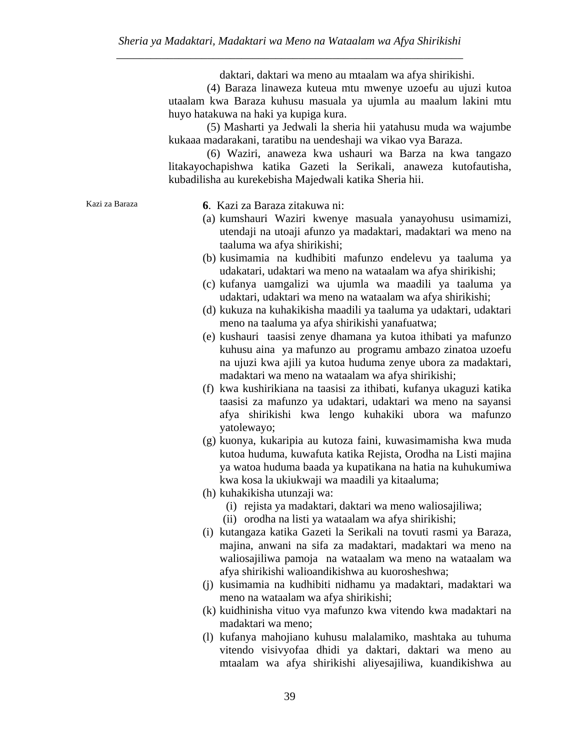daktari, daktari wa meno au mtaalam wa afya shirikishi.

(4) Baraza linaweza kuteua mtu mwenye uzoefu au ujuzi kutoa utaalam kwa Baraza kuhusu masuala ya ujumla au maalum lakini mtu huyo hatakuwa na haki ya kupiga kura.

(5) Masharti ya Jedwali la sheria hii yatahusu muda wa wajumbe kukaaa madarakani, taratibu na uendeshaji wa vikao vya Baraza.

(6) Waziri, anaweza kwa ushauri wa Barza na kwa tangazo litakayochapishwa katika Gazeti la Serikali, anaweza kutofautisha, kubadilisha au kurekebisha Majedwali katika Sheria hii.

Kazi za Baraza

**6**. Kazi za Baraza zitakuwa ni:

(a) kumshauri Waziri kwenye masuala yanayohusu usimamizi, utendaji na utoaji afunzo ya madaktari, madaktari wa meno na taaluma wa afya shirikishi;

(b) kusimamia na kudhibiti mafunzo endelevu ya taaluma ya udakatari, udaktari wa meno na wataalam wa afya shirikishi;

(c) kufanya uamgalizi wa ujumla wa maadili ya taaluma ya udaktari, udaktari wa meno na wataalam wa afya shirikishi;

(d) kukuza na kuhakikisha maadili ya taaluma ya udaktari, udaktari meno na taaluma ya afya shirikishi yanafuatwa;

(e) kushauri taasisi zenye dhamana ya kutoa ithibati ya mafunzo kuhusu aina ya mafunzo au programu ambazo zinatoa uzoefu na ujuzi kwa ajili ya kutoa huduma zenye ubora za madaktari, madaktari wa meno na wataalam wa afya shirikishi;

(f) kwa kushirikiana na taasisi za ithibati, kufanya ukaguzi katika taasisi za mafunzo ya udaktari, udaktari wa meno na sayansi afya shirikishi kwa lengo kuhakiki ubora wa mafunzo yatolewayo;

(g) kuonya, kukaripia au kutoza faini, kuwasimamisha kwa muda kutoa huduma, kuwafuta katika Rejista, Orodha na Listi majina ya watoa huduma baada ya kupatikana na hatia na kuhukumiwa kwa kosa la ukiukwaji wa maadili ya kitaaluma;

(h) kuhakikisha utunzaji wa:

   (i) rejista ya madaktari, daktari wa meno waliosajiliwa;

   (ii) orodha na listi ya wataalam wa afya shirikishi;

(i) kutangaza katika Gazeti la Serikali na tovuti rasmi ya Baraza, majina, anwani na sifa za madaktari, madaktari wa meno na waliosajiliwa pamoja na wataalam wa meno na wataalam wa afya shirikishi walioandikishwa au kuorosheshwa;

(j) kusimamia na kudhibiti nidhamu ya madaktari, madaktari wa meno na wataalam wa afya shirikishi;

(k) kuidhinisha vituo vya mafunzo kwa vitendo kwa madaktari na madaktari wa meno;

(l) kufanya mahojiano kuhusu malalamiko, mashtaka au tuhuma vitendo visivyofaa dhidi ya daktari, daktari wa meno au mtaalam wa afya shirikishi aliyesajiliwa, kuandikishwa au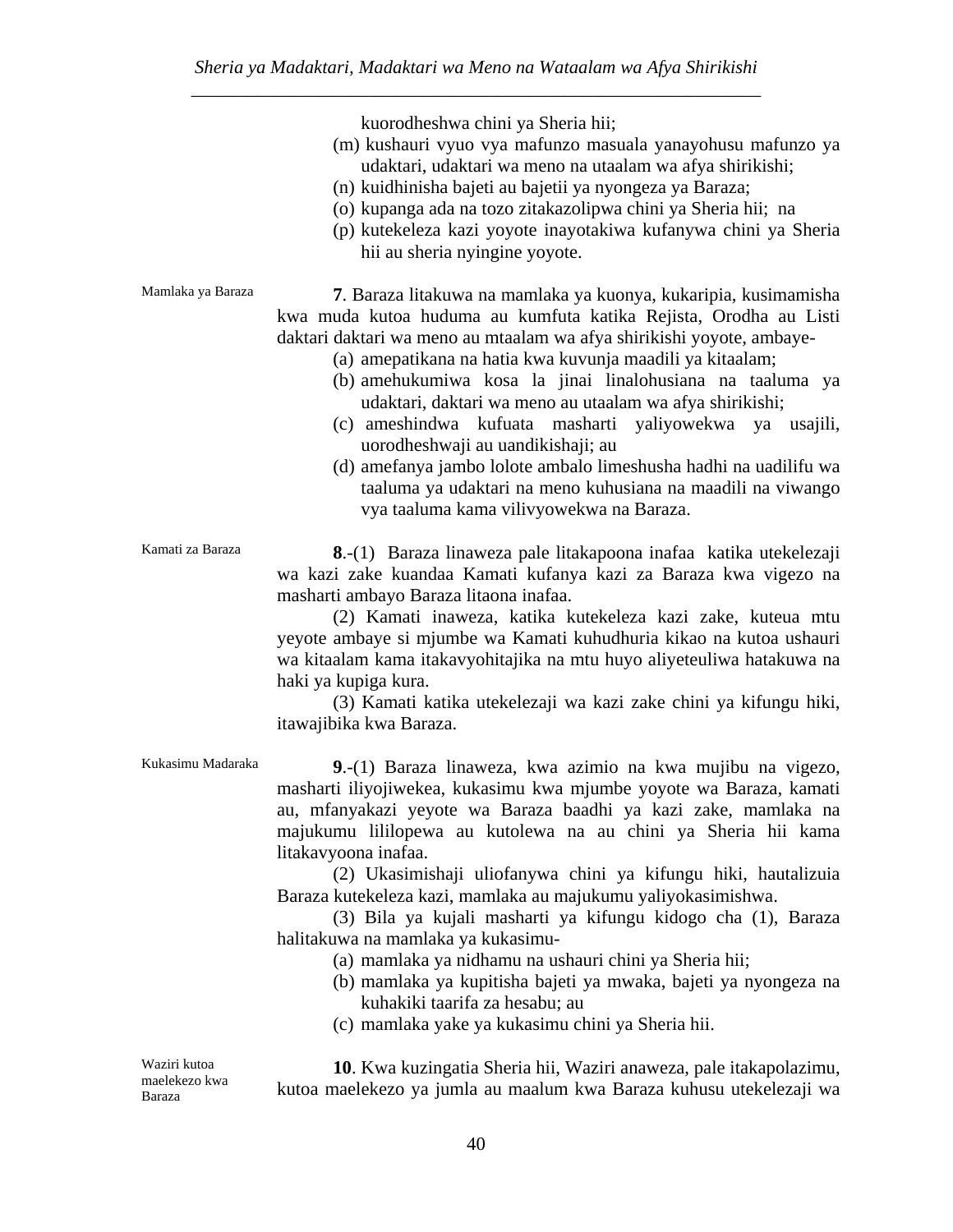kuorodheshwa chini ya Sheria hii;

(m) kushauri vyuo vya mafunzo masuala yanayohusu mafunzo ya udaktari, udaktari wa meno na utaalam wa afya shirikishi;

(n) kuidhinisha bajeti au bajetii ya nyongeza ya Baraza;

(o) kupanga ada na tozo zitakazolipwa chini ya Sheria hii; na

(p) kutekeleza kazi yoyote inayotakiwa kufanywa chini ya Sheria hii au sheria nyingine yoyote.

*Mamlaka ya Baraza*

**7**. Baraza litakuwa na mamlaka ya kuonya, kukaripia, kusimamisha kwa muda kutoa huduma au kumfuta katika Rejista, Orodha au Listi daktari daktari wa meno au mtaalam wa afya shirikishi yoyote, ambaye-

(a) amepatikana na hatia kwa kuvunja maadili ya kitaalam;

(b) amehukumiwa kosa la jinai linalohusiana na taaluma ya udaktari, daktari wa meno au utaalam wa afya shirikishi;

(c) ameshindwa kufuata masharti yaliyowekwa ya usajili, uorodheshwaji au uandikishaji; au

(d) amefanya jambo lolote ambalo limeshusha hadhi na uadilifu wa taaluma ya udaktari na meno kuhusiana na maadili na viwango vya taaluma kama vilivyowekwa na Baraza.

*Kamati za Baraza*

**8**.-(1) Baraza linaweza pale litakapoona inafaa katika utekelezaji wa kazi zake kuandaa Kamati kufanya kazi za Baraza kwa vigezo na masharti ambayo Baraza litaona inafaa.

(2) Kamati inaweza, katika kutekeleza kazi zake, kuteua mtu yeyote ambaye si mjumbe wa Kamati kuhudhuria kikao na kutoa ushauri wa kitaalam kama itakavyohitajika na mtu huyo aliyeteuliwa hatakuwa na haki ya kupiga kura.

(3) Kamati katika utekelezaji wa kazi zake chini ya kifungu hiki, itawajibika kwa Baraza.

*Kukasimu Madaraka*

**9**.-(1) Baraza linaweza, kwa azimio na kwa mujibu na vigezo, masharti iliyojiwekea, kukasimu kwa mjumbe yoyote wa Baraza, kamati au, mfanyakazi yeyote wa Baraza baadhi ya kazi zake, mamlaka na majukumu lililopewa au kutolewa na au chini ya Sheria hii kama litakavyoona inafaa.

(2) Ukasimishaji uliofanywa chini ya kifungu hiki, hautalizuia Baraza kutekeleza kazi, mamlaka au majukumu yaliyokasimishwa.

(3) Bila ya kujali masharti ya kifungu kidogo cha (1), Baraza halitakuwa na mamlaka ya kukasimu-

(a) mamlaka ya nidhamu na ushauri chini ya Sheria hii;

(b) mamlaka ya kupitisha bajeti ya mwaka, bajeti ya nyongeza na kuhakiki taarifa za hesabu; au

(c) mamlaka yake ya kukasimu chini ya Sheria hii.

*Waziri kutoa maelekezo kwa Baraza*

**10**. Kwa kuzingatia Sheria hii, Waziri anaweza, pale itakapolazimu, kutoa maelekezo ya jumla au maalum kwa Baraza kuhusu utekelezaji wa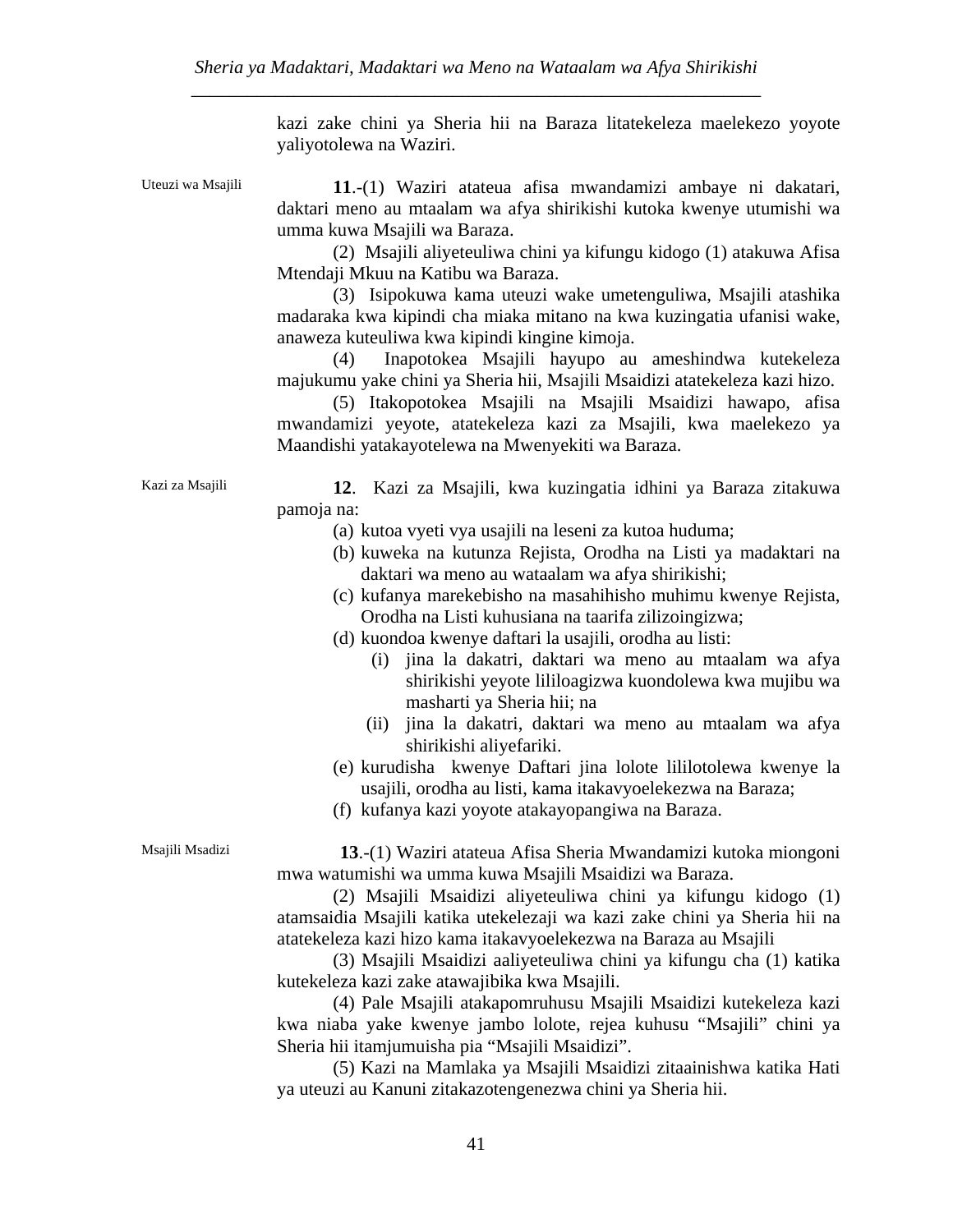kazi zake chini ya Sheria hii na Baraza litatekeleza maelekezo yoyote yaliyotolewa na Waziri.

Uteuzi wa Msajili

**11**.-(1) Waziri atateua afisa mwandamizi ambaye ni dakatari, daktari meno au mtaalam wa afya shirikishi kutoka kwenye utumishi wa umma kuwa Msajili wa Baraza.

(2) Msajili aliyeteuliwa chini ya kifungu kidogo (1) atakuwa Afisa Mtendaji Mkuu na Katibu wa Baraza.

(3) Isipokuwa kama uteuzi wake umetenguliwa, Msajili atashika madaraka kwa kipindi cha miaka mitano na kwa kuzingatia ufanisi wake, anaweza kuteuliwa kwa kipindi kingine kimoja.

(4) Inapotokea Msajili hayupo au ameshindwa kutekeleza majukumu yake chini ya Sheria hii, Msajili Msaidizi atatekeleza kazi hizo.

(5) Itakopotokea Msajili na Msajili Msaidizi hawapo, afisa mwandamizi yeyote, atatekeleza kazi za Msajili, kwa maelekezo ya Maandishi yatakayotelewa na Mwenyekiti wa Baraza.

Kazi za Msajili

**12**. Kazi za Msajili, kwa kuzingatia idhini ya Baraza zitakuwa pamoja na:

(a) kutoa vyeti vya usajili na leseni za kutoa huduma;

(b) kuweka na kutunza Rejista, Orodha na Listi ya madaktari na daktari wa meno au wataalam wa afya shirikishi;

(c) kufanya marekebisho na masahihisho muhimu kwenye Rejista, Orodha na Listi kuhusiana na taarifa zilizoingizwa;

(d) kuondoa kwenye daftari la usajili, orodha au listi:

  (i) jina la dakatri, daktari wa meno au mtaalam wa afya shirikishi yeyote lililoagizwa kuondolewa kwa mujibu wa masharti ya Sheria hii; na

  (ii) jina la dakatri, daktari wa meno au mtaalam wa afya shirikishi aliyefariki.

(e) kurudisha kwenye Daftari jina lolote lililotolewa kwenye la usajili, orodha au listi, kama itakavyoelekezwa na Baraza;

(f) kufanya kazi yoyote atakayopangiwa na Baraza.

Msajili Msadizi

**13**.-(1) Waziri atateua Afisa Sheria Mwandamizi kutoka miongoni mwa watumishi wa umma kuwa Msajili Msaidizi wa Baraza.

(2) Msajili Msaidizi aliyeteuliwa chini ya kifungu kidogo (1) atamsaidia Msajili katika utekelezaji wa kazi zake chini ya Sheria hii na atatekeleza kazi hizo kama itakavyoelekezwa na Baraza au Msajili

(3) Msajili Msaidizi aaliyeteuliwa chini ya kifungu cha (1) katika kutekeleza kazi zake atawajibika kwa Msajili.

(4) Pale Msajili atakapomruhusu Msajili Msaidizi kutekeleza kazi kwa niaba yake kwenye jambo lolote, rejea kuhusu "Msajili" chini ya Sheria hii itamjumuisha pia "Msajili Msaidizi".

(5) Kazi na Mamlaka ya Msajili Msaidizi zitaainishwa katika Hati ya uteuzi au Kanuni zitakazotengenezwa chini ya Sheria hii.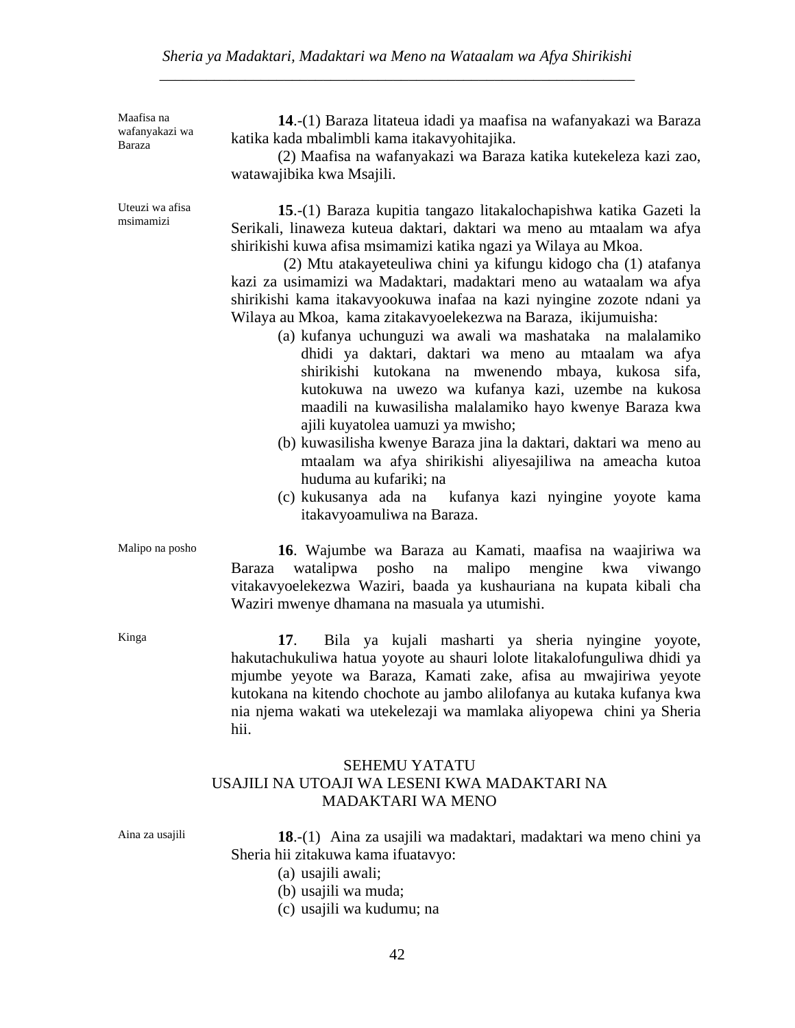*Maafisa na wafanyakazi wa Baraza*

**14**.-(1) Baraza litateua idadi ya maafisa na wafanyakazi wa Baraza katika kada mbalimbli kama itakavyohitajika.

(2) Maafisa na wafanyakazi wa Baraza katika kutekeleza kazi zao, watawajibika kwa Msajili.

*Uteuzi wa afisa msimamizi*

**15**.-(1) Baraza kupitia tangazo litakalochapishwa katika Gazeti la Serikali, linaweza kuteua daktari, daktari wa meno au mtaalam wa afya shirikishi kuwa afisa msimamizi katika ngazi ya Wilaya au Mkoa.

(2) Mtu atakayeteuliwa chini ya kifungu kidogo cha (1) atafanya kazi za usimamizi wa Madaktari, madaktari meno au wataalam wa afya shirikishi kama itakavyookuwa inafaa na kazi nyingine zozote ndani ya Wilaya au Mkoa, kama zitakavyoelekezwa na Baraza, ikijumuisha:

(a) kufanya uchunguzi wa awali wa mashataka na malalamiko dhidi ya daktari, daktari wa meno au mtaalam wa afya shirikishi kutokana na mwenendo mbaya, kukosa sifa, kutokuwa na uwezo wa kufanya kazi, uzembe na kukosa maadili na kuwasilisha malalamiko hayo kwenye Baraza kwa ajili kuyatolea uamuzi ya mwisho;

(b) kuwasilisha kwenye Baraza jina la daktari, daktari wa meno au mtaalam wa afya shirikishi aliyesajiliwa na ameacha kutoa huduma au kufariki; na

(c) kukusanya ada na kufanya kazi nyingine yoyote kama itakavyoamuliwa na Baraza.

*Malipo na posho*

**16**. Wajumbe wa Baraza au Kamati, maafisa na waajiriwa wa Baraza watalipwa posho na malipo mengine kwa viwango vitakavyoelekezwa Waziri, baada ya kushauriana na kupata kibali cha Waziri mwenye dhamana na masuala ya utumishi.

*Kinga*

**17**. Bila ya kujali masharti ya sheria nyingine yoyote, hakutachukuliwa hatua yoyote au shauri lolote litakalofunguliwa dhidi ya mjumbe yeyote wa Baraza, Kamati zake, afisa au mwajiriwa yeyote kutokana na kitendo chochote au jambo alilofanya au kutaka kufanya kwa nia njema wakati wa utekelezaji wa mamlaka aliyopewa chini ya Sheria hii.

## SEHEMU YATATU
## USAJILI NA UTOAJI WA LESENI KWA MADAKTARI NA MADAKTARI WA MENO

*Aina za usajili*

**18**.-(1) Aina za usajili wa madaktari, madaktari wa meno chini ya Sheria hii zitakuwa kama ifuatavyo:

(a) usajili awali;

(b) usajili wa muda;

(c) usajili wa kudumu; na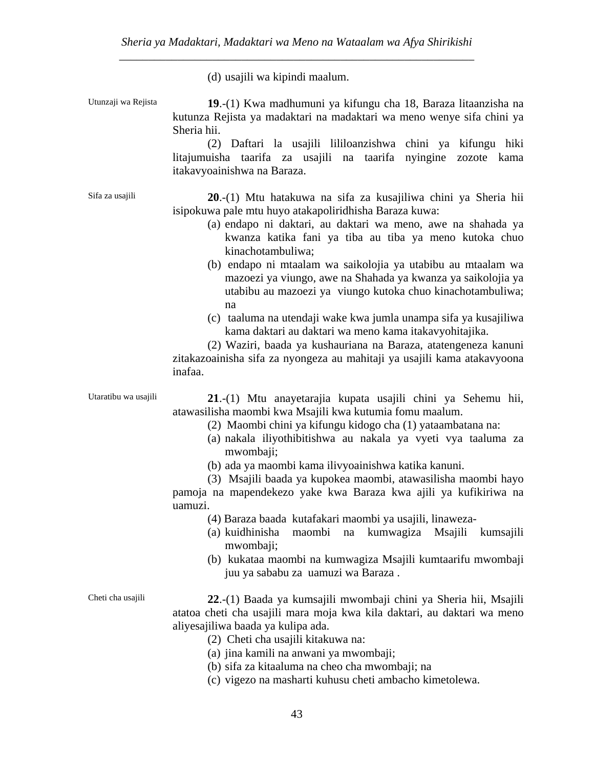(d) usajili wa kipindi maalum.

Utunzaji wa Rejista

**19**.-(1) Kwa madhumuni ya kifungu cha 18, Baraza litaanzisha na kutunza Rejista ya madaktari na madaktari wa meno wenye sifa chini ya Sheria hii.

(2) Daftari la usajili lililoanzishwa chini ya kifungu hiki litajumuisha taarifa za usajili na taarifa nyingine zozote kama itakavyoainishwa na Baraza.

Sifa za usajili

**20**.-(1) Mtu hatakuwa na sifa za kusajiliwa chini ya Sheria hii isipokuwa pale mtu huyo atakapoliridhisha Baraza kuwa:

(a) endapo ni daktari, au daktari wa meno, awe na shahada ya kwanza katika fani ya tiba au tiba ya meno kutoka chuo kinachotambuliwa;

(b) endapo ni mtaalam wa saikolojia ya utabibu au mtaalam wa mazoezi ya viungo, awe na Shahada ya kwanza ya saikolojia ya utabibu au mazoezi ya viungo kutoka chuo kinachotambuliwa; na

(c) taaluma na utendaji wake kwa jumla unampa sifa ya kusajiliwa kama daktari au daktari wa meno kama itakavyohitajika.

(2) Waziri, baada ya kushauriana na Baraza, atatengeneza kanuni zitakazoainisha sifa za nyongeza au mahitaji ya usajili kama atakavyoona inafaa.

Utaratibu wa usajili

**21**.-(1) Mtu anayetarajia kupata usajili chini ya Sehemu hii, atawasilisha maombi kwa Msajili kwa kutumia fomu maalum.

(2) Maombi chini ya kifungu kidogo cha (1) yataambatana na:

(a) nakala iliyothibitishwa au nakala ya vyeti vya taaluma za mwombaji;

(b) ada ya maombi kama ilivyoainishwa katika kanuni.

(3) Msajili baada ya kupokea maombi, atawasilisha maombi hayo pamoja na mapendekezo yake kwa Baraza kwa ajili ya kufikiriwa na uamuzi.

(4) Baraza baada kutafakari maombi ya usajili, linaweza-

(a) kuidhinisha maombi na kumwagiza Msajili kumsajili mwombaji;

(b) kukataa maombi na kumwagiza Msajili kumtaarifu mwombaji juu ya sababu za uamuzi wa Baraza .

Cheti cha usajili

**22**.-(1) Baada ya kumsajili mwombaji chini ya Sheria hii, Msajili atatoa cheti cha usajili mara moja kwa kila daktari, au daktari wa meno aliyesajiliwa baada ya kulipa ada.

(2) Cheti cha usajili kitakuwa na:

(a) jina kamili na anwani ya mwombaji;

(b) sifa za kitaaluma na cheo cha mwombaji; na

(c) vigezo na masharti kuhusu cheti ambacho kimetolewa.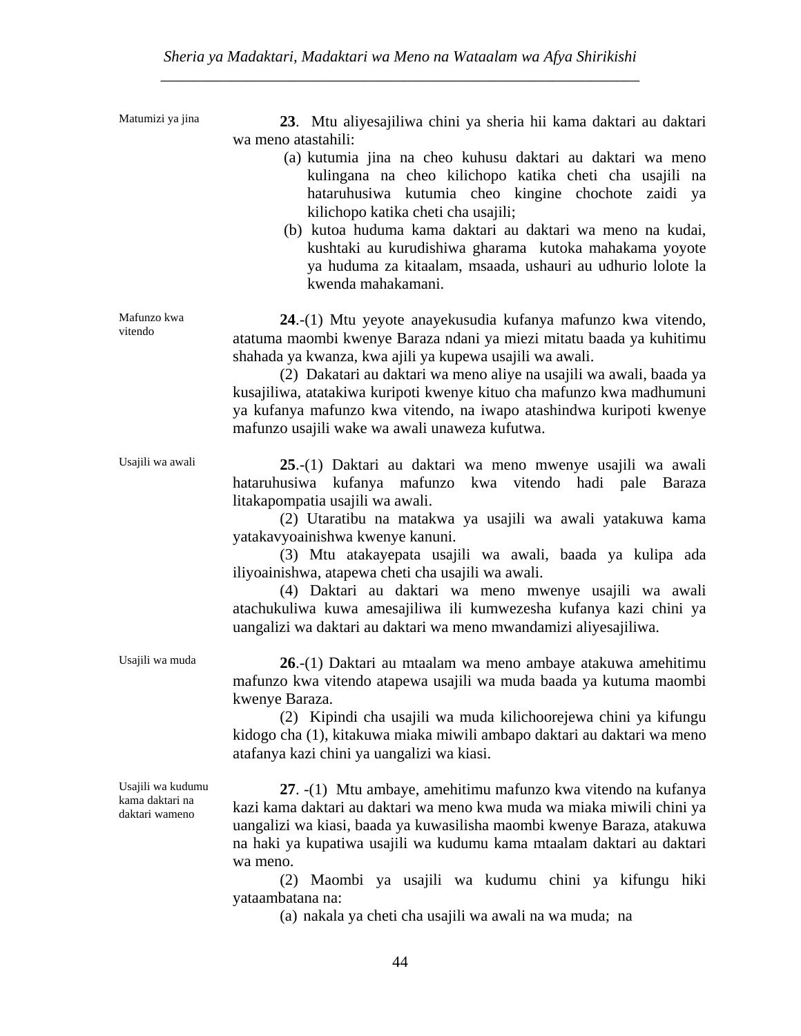Matumizi ya jina

**23**. Mtu aliyesajiliwa chini ya sheria hii kama daktari au daktari wa meno atastahili:

(a) kutumia jina na cheo kuhusu daktari au daktari wa meno kulingana na cheo kilichopo katika cheti cha usajili na hataruhusiwa kutumia cheo kingine chochote zaidi ya kilichopo katika cheti cha usajili;

(b) kutoa huduma kama daktari au daktari wa meno na kudai, kushtaki au kurudishiwa gharama kutoka mahakama yoyote ya huduma za kitaalam, msaada, ushauri au udhurio lolote la kwenda mahakamani.

Mafunzo kwa vitendo

**24**.-(1) Mtu yeyote anayekusudia kufanya mafunzo kwa vitendo, atatuma maombi kwenye Baraza ndani ya miezi mitatu baada ya kuhitimu shahada ya kwanza, kwa ajili ya kupewa usajili wa awali.

(2) Dakatari au daktari wa meno aliye na usajili wa awali, baada ya kusajiliwa, atatakiwa kuripoti kwenye kituo cha mafunzo kwa madhumuni ya kufanya mafunzo kwa vitendo, na iwapo atashindwa kuripoti kwenye mafunzo usajili wake wa awali unaweza kufutwa.

Usajili wa awali

**25**.-(1) Daktari au daktari wa meno mwenye usajili wa awali hataruhusiwa kufanya mafunzo kwa vitendo hadi pale Baraza litakapompatia usajili wa awali.

(2) Utaratibu na matakwa ya usajili wa awali yatakuwa kama yatakavyoainishwa kwenye kanuni.

(3) Mtu atakayepata usajili wa awali, baada ya kulipa ada iliyoainishwa, atapewa cheti cha usajili wa awali.

(4) Daktari au daktari wa meno mwenye usajili wa awali atachukuliwa kuwa amesajiliwa ili kumwezesha kufanya kazi chini ya uangalizi wa daktari au daktari wa meno mwandamizi aliyesajiliwa.

Usajili wa muda

**26**.-(1) Daktari au mtaalam wa meno ambaye atakuwa amehitimu mafunzo kwa vitendo atapewa usajili wa muda baada ya kutuma maombi kwenye Baraza.

(2) Kipindi cha usajili wa muda kilichoorejewa chini ya kifungu kidogo cha (1), kitakuwa miaka miwili ambapo daktari au daktari wa meno atafanya kazi chini ya uangalizi wa kiasi.

Usajili wa kudumu kama daktari na daktari wameno

**27**. -(1) Mtu ambaye, amehitimu mafunzo kwa vitendo na kufanya kazi kama daktari au daktari wa meno kwa muda wa miaka miwili chini ya uangalizi wa kiasi, baada ya kuwasilisha maombi kwenye Baraza, atakuwa na haki ya kupatiwa usajili wa kudumu kama mtaalam daktari au daktari wa meno.

(2) Maombi ya usajili wa kudumu chini ya kifungu hiki yataambatana na:

(a) nakala ya cheti cha usajili wa awali na wa muda; na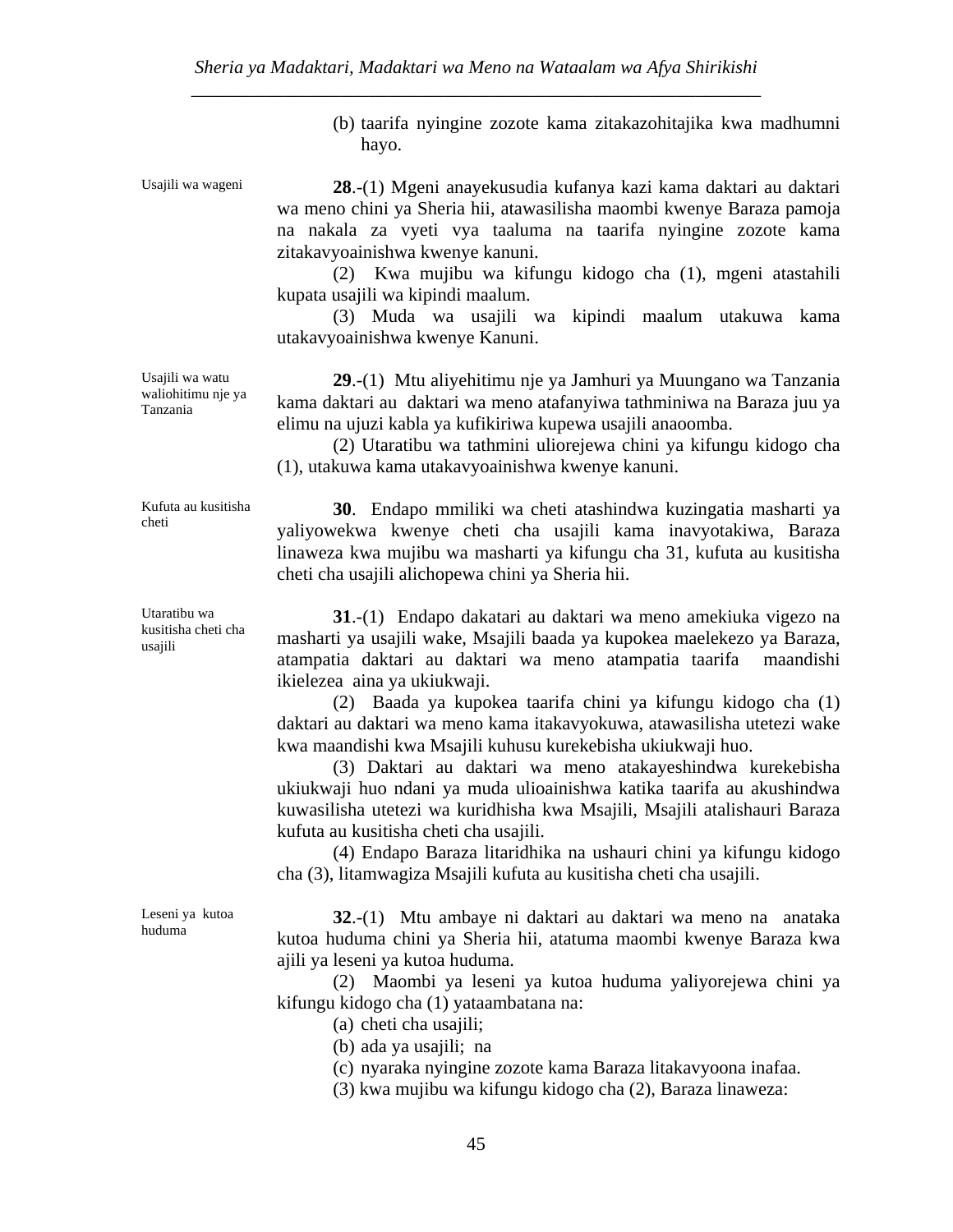(b) taarifa nyingine zozote kama zitakazohitajika kwa madhumni hayo.

Usajili wa wageni

**28**.-(1) Mgeni anayekusudia kufanya kazi kama daktari au daktari wa meno chini ya Sheria hii, atawasilisha maombi kwenye Baraza pamoja na nakala za vyeti vya taaluma na taarifa nyingine zozote kama zitakavyoainishwa kwenye kanuni.

(2) Kwa mujibu wa kifungu kidogo cha (1), mgeni atastahili kupata usajili wa kipindi maalum.

(3) Muda wa usajili wa kipindi maalum utakuwa kama utakavyoainishwa kwenye Kanuni.

Usajili wa watu waliohitimu nje ya Tanzania

**29**.-(1) Mtu aliyehitimu nje ya Jamhuri ya Muungano wa Tanzania kama daktari au daktari wa meno atafanyiwa tathminiwa na Baraza juu ya elimu na ujuzi kabla ya kufikiriwa kupewa usajili anaoomba.

(2) Utaratibu wa tathmini uliorejewa chini ya kifungu kidogo cha (1), utakuwa kama utakavyoainishwa kwenye kanuni.

Kufuta au kusitisha cheti

**30**. Endapo mmiliki wa cheti atashindwa kuzingatia masharti ya yaliyowekwa kwenye cheti cha usajili kama inavyotakiwa, Baraza linaweza kwa mujibu wa masharti ya kifungu cha 31, kufuta au kusitisha cheti cha usajili alichopewa chini ya Sheria hii.

Utaratibu wa kusitisha cheti cha usajili

**31**.-(1) Endapo dakatari au daktari wa meno amekiuka vigezo na masharti ya usajili wake, Msajili baada ya kupokea maelekezo ya Baraza, atampatia daktari au daktari wa meno atampatia taarifa maandishi ikielezea aina ya ukiukwaji.

(2) Baada ya kupokea taarifa chini ya kifungu kidogo cha (1) daktari au daktari wa meno kama itakavyokuwa, atawasilisha utetezi wake kwa maandishi kwa Msajili kuhusu kurekebisha ukiukwaji huo.

(3) Daktari au daktari wa meno atakayeshindwa kurekebisha ukiukwaji huo ndani ya muda ulioainishwa katika taarifa au akushindwa kuwasilisha utetezi wa kuridhisha kwa Msajili, Msajili atalishauri Baraza kufuta au kusitisha cheti cha usajili.

(4) Endapo Baraza litaridhika na ushauri chini ya kifungu kidogo cha (3), litamwagiza Msajili kufuta au kusitisha cheti cha usajili.

Leseni ya kutoa huduma

**32**.-(1) Mtu ambaye ni daktari au daktari wa meno na anataka kutoa huduma chini ya Sheria hii, atatuma maombi kwenye Baraza kwa ajili ya leseni ya kutoa huduma.

(2) Maombi ya leseni ya kutoa huduma yaliyorejewa chini ya kifungu kidogo cha (1) yataambatana na:

(a) cheti cha usajili;

(b) ada ya usajili; na

(c) nyaraka nyingine zozote kama Baraza litakavyoona inafaa.

(3) kwa mujibu wa kifungu kidogo cha (2), Baraza linaweza: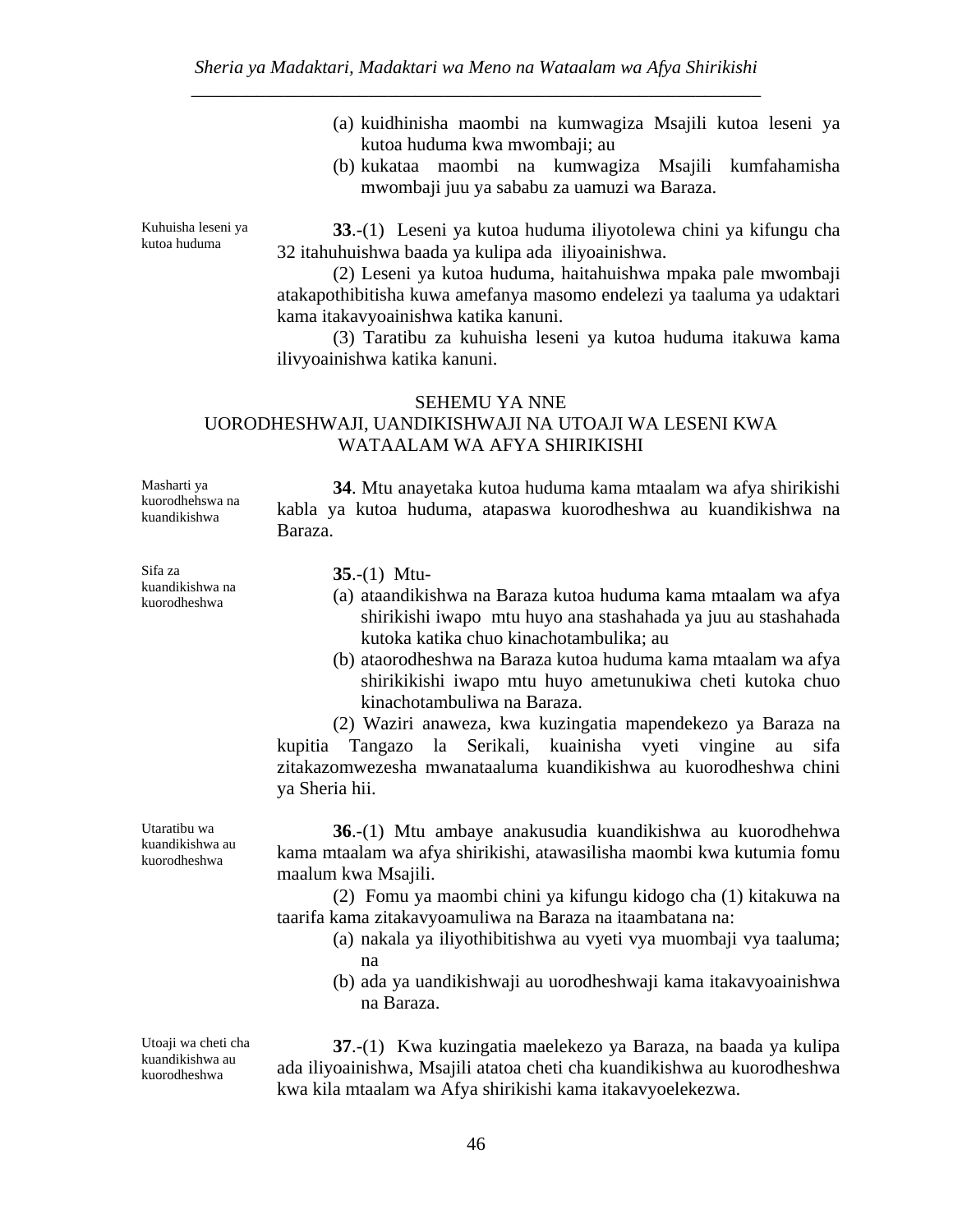(a) kuidhinisha maombi na kumwagiza Msajili kutoa leseni ya kutoa huduma kwa mwombaji; au

(b) kukataa maombi na kumwagiza Msajili kumfahamisha mwombaji juu ya sababu za uamuzi wa Baraza.

*Kuhuisha leseni ya kutoa huduma*

**33**.-(1) Leseni ya kutoa huduma iliyotolewa chini ya kifungu cha 32 itahuhuishwa baada ya kulipa ada iliyoainishwa.

(2) Leseni ya kutoa huduma, haitahuishwa mpaka pale mwombaji atakapothibitisha kuwa amefanya masomo endelezi ya taaluma ya udaktari kama itakavyoainishwa katika kanuni.

(3) Taratibu za kuhuisha leseni ya kutoa huduma itakuwa kama ilivyoainishwa katika kanuni.

## SEHEMU YA NNE
## UORODHESHWAJI, UANDIKISHWAJI NA UTOAJI WA LESENI KWA WATAALAM WA AFYA SHIRIKISHI

*Masharti ya kuorodhehswa na kuandikishwa*

**34**. Mtu anayetaka kutoa huduma kama mtaalam wa afya shirikishi kabla ya kutoa huduma, atapaswa kuorodheshwa au kuandikishwa na Baraza.

*Sifa za kuandikishwa na kuorodheshwa*

**35**.-(1) Mtu-

(a) ataandikishwa na Baraza kutoa huduma kama mtaalam wa afya shirikishi iwapo mtu huyo ana stashahada ya juu au stashahada kutoka katika chuo kinachotambulika; au

(b) ataorodheshwa na Baraza kutoa huduma kama mtaalam wa afya shirikikishi iwapo mtu huyo ametunukiwa cheti kutoka chuo kinachotambuliwa na Baraza.

(2) Waziri anaweza, kwa kuzingatia mapendekezo ya Baraza na kupitia Tangazo la Serikali, kuainisha vyeti vingine au sifa zitakazomwezesha mwanataaluma kuandikishwa au kuorodheshwa chini ya Sheria hii.

*Utaratibu wa kuandikishwa au kuorodheshwa*

**36**.-(1) Mtu ambaye anakusudia kuandikishwa au kuorodhehwa kama mtaalam wa afya shirikishi, atawasilisha maombi kwa kutumia fomu maalum kwa Msajili.

(2) Fomu ya maombi chini ya kifungu kidogo cha (1) kitakuwa na taarifa kama zitakavyoamuliwa na Baraza na itaambatana na:

(a) nakala ya iliyothibitishwa au vyeti vya muombaji vya taaluma; na

(b) ada ya uandikishwaji au uorodheshwaji kama itakavyoainishwa na Baraza.

*Utoaji wa cheti cha kuandikishwa au kuorodheshwa*

**37**.-(1) Kwa kuzingatia maelekezo ya Baraza, na baada ya kulipa ada iliyoainishwa, Msajili atatoa cheti cha kuandikishwa au kuorodheshwa kwa kila mtaalam wa Afya shirikishi kama itakavyoelekezwa.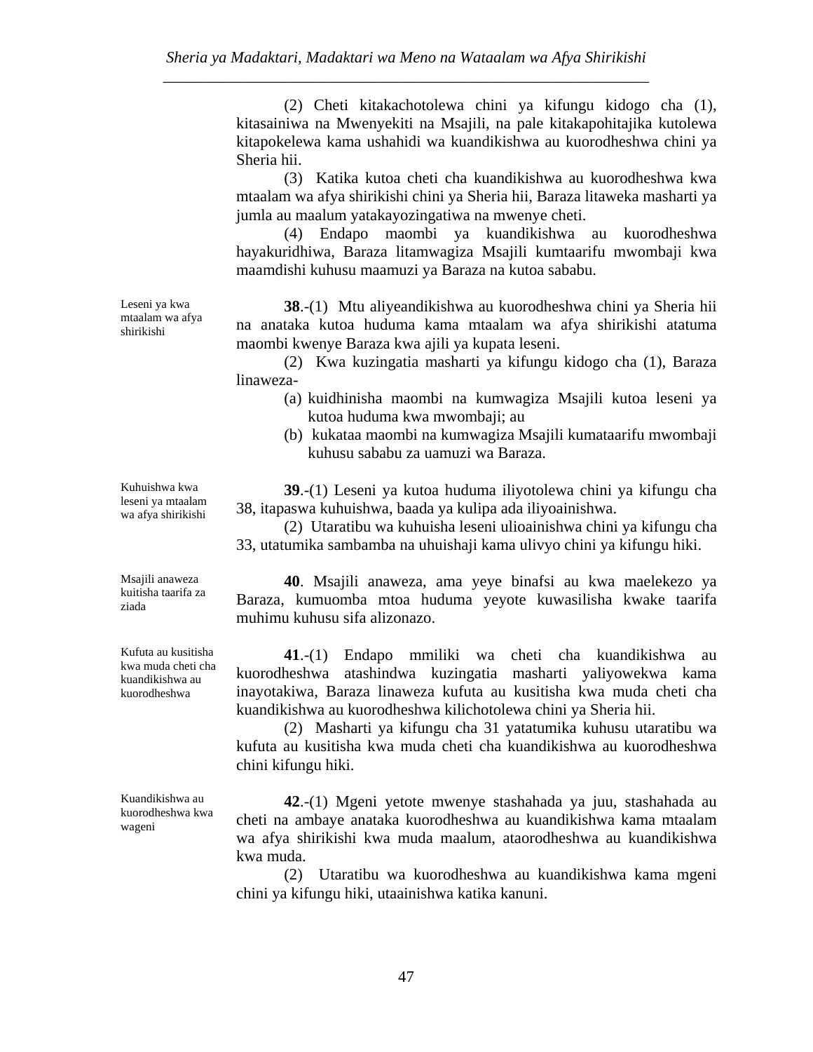(2) Cheti kitakachotolewa chini ya kifungu kidogo cha (1), kitasainiwa na Mwenyekiti na Msajili, na pale kitakapohitajika kutolewa kitapokelewa kama ushahidi wa kuandikishwa au kuorodheshwa chini ya Sheria hii.

(3) Katika kutoa cheti cha kuandikishwa au kuorodheshwa kwa mtaalam wa afya shirikishi chini ya Sheria hii, Baraza litaweka masharti ya jumla au maalum yatakayozingatiwa na mwenye cheti.

(4) Endapo maombi ya kuandikishwa au kuorodheshwa hayakuridhiwa, Baraza litamwagiza Msajili kumtaarifu mwombaji kwa maamdishi kuhusu maamuzi ya Baraza na kutoa sababu.

*Leseni ya kwa mtaalam wa afya shirikishi*

**38**.-(1) Mtu aliyeandikishwa au kuorodheshwa chini ya Sheria hii na anataka kutoa huduma kama mtaalam wa afya shirikishi atatuma maombi kwenye Baraza kwa ajili ya kupata leseni.

(2) Kwa kuzingatia masharti ya kifungu kidogo cha (1), Baraza linaweza-

(a) kuidhinisha maombi na kumwagiza Msajili kutoa leseni ya kutoa huduma kwa mwombaji; au

(b) kukataa maombi na kumwagiza Msajili kumataarifu mwombaji kuhusu sababu za uamuzi wa Baraza.

*Kuhuishwa kwa leseni ya mtaalam wa afya shirikishi*

**39**.-(1) Leseni ya kutoa huduma iliyotolewa chini ya kifungu cha 38, itapaswa kuhuishwa, baada ya kulipa ada iliyoainishwa.

(2) Utaratibu wa kuhuisha leseni ulioainishwa chini ya kifungu cha 33, utatumika sambamba na uhuishaji kama ulivyo chini ya kifungu hiki.

*Msajili anaweza kuitisha taarifa za ziada*

**40**. Msajili anaweza, ama yeye binafsi au kwa maelekezo ya Baraza, kumuomba mtoa huduma yeyote kuwasilisha kwake taarifa muhimu kuhusu sifa alizonazo.

*Kufuta au kusitisha kwa muda cheti cha kuandikishwa au kuorodheshwa*

**41**.-(1) Endapo mmiliki wa cheti cha kuandikishwa au kuorodheshwa atashindwa kuzingatia masharti yaliyowekwa kama inayotakiwa, Baraza linaweza kufuta au kusitisha kwa muda cheti cha kuandikishwa au kuorodheshwa kilichotolewa chini ya Sheria hii.

(2) Masharti ya kifungu cha 31 yatatumika kuhusu utaratibu wa kufuta au kusitisha kwa muda cheti cha kuandikishwa au kuorodheshwa chini kifungu hiki.

*Kuandikishwa au kuorodheshwa kwa wageni*

**42**.-(1) Mgeni yetote mwenye stashahada ya juu, stashahada au cheti na ambaye anataka kuorodheshwa au kuandikishwa kama mtaalam wa afya shirikishi kwa muda maalum, ataorodheshwa au kuandikishwa kwa muda.

(2) Utaratibu wa kuorodheshwa au kuandikishwa kama mgeni chini ya kifungu hiki, utaainishwa katika kanuni.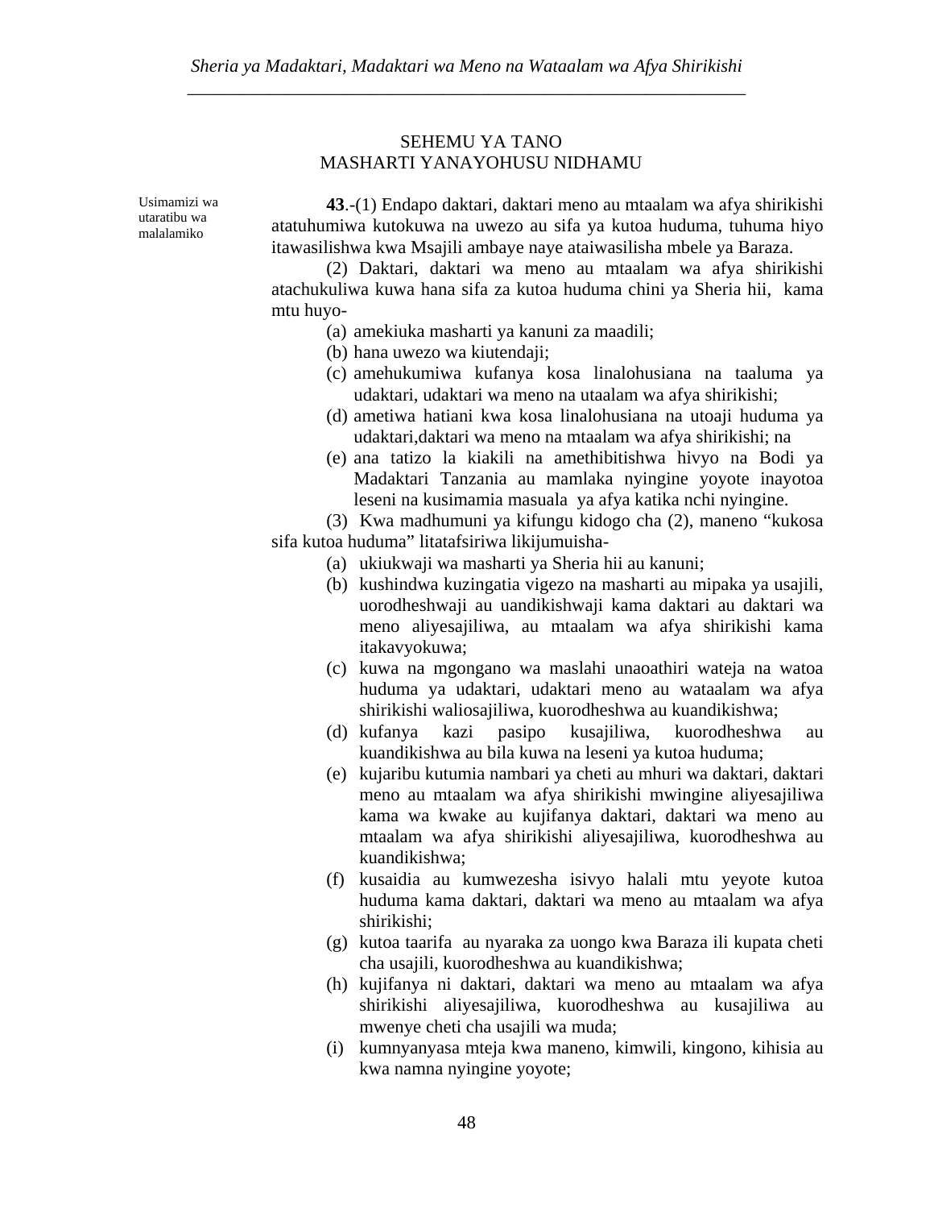## SEHEMU YA TANO
## MASHARTI YANAYOHUSU NIDHAMU

Usimamizi wa utaratibu wa malalamiko

**43**.-(1) Endapo daktari, daktari meno au mtaalam wa afya shirikishi atatuhumiwa kutokuwa na uwezo au sifa ya kutoa huduma, tuhuma hiyo itawasilishwa kwa Msajili ambaye naye ataiwasilisha mbele ya Baraza.

(2) Daktari, daktari wa meno au mtaalam wa afya shirikishi atachukuliwa kuwa hana sifa za kutoa huduma chini ya Sheria hii, kama mtu huyo-

(a) amekiuka masharti ya kanuni za maadili;

(b) hana uwezo wa kiutendaji;

(c) amehukumiwa kufanya kosa linalohusiana na taaluma ya udaktari, udaktari wa meno na utaalam wa afya shirikishi;

(d) ametiwa hatiani kwa kosa linalohusiana na utoaji huduma ya udaktari,daktari wa meno na mtaalam wa afya shirikishi; na

(e) ana tatizo la kiakili na amethibitishwa hivyo na Bodi ya Madaktari Tanzania au mamlaka nyingine yoyote inayotoa leseni na kusimamia masuala ya afya katika nchi nyingine.

(3) Kwa madhumuni ya kifungu kidogo cha (2), maneno "kukosa sifa kutoa huduma" litatafsiriwa likijumuisha-

(a) ukiukwaji wa masharti ya Sheria hii au kanuni;

(b) kushindwa kuzingatia vigezo na masharti au mipaka ya usajili, uorodheshwaji au uandikishwaji kama daktari au daktari wa meno aliyesajiliwa, au mtaalam wa afya shirikishi kama itakavyokuwa;

(c) kuwa na mgongano wa maslahi unaoathiri wateja na watoa huduma ya udaktari, udaktari meno au wataalam wa afya shirikishi waliosajiliwa, kuorodheshwa au kuandikishwa;

(d) kufanya kazi pasipo kusajiliwa, kuorodheshwa au kuandikishwa au bila kuwa na leseni ya kutoa huduma;

(e) kujaribu kutumia nambari ya cheti au mhuri wa daktari, daktari meno au mtaalam wa afya shirikishi mwingine aliyesajiliwa kama wa kwake au kujifanya daktari, daktari wa meno au mtaalam wa afya shirikishi aliyesajiliwa, kuorodheshwa au kuandikishwa;

(f) kusaidia au kumwezesha isivyo halali mtu yeyote kutoa huduma kama daktari, daktari wa meno au mtaalam wa afya shirikishi;

(g) kutoa taarifa au nyaraka za uongo kwa Baraza ili kupata cheti cha usajili, kuorodheshwa au kuandikishwa;

(h) kujifanya ni daktari, daktari wa meno au mtaalam wa afya shirikishi aliyesajiliwa, kuorodheshwa au kusajiliwa au mwenye cheti cha usajili wa muda;

(i) kumnyanyasa mteja kwa maneno, kimwili, kingono, kihisia au kwa namna nyingine yoyote;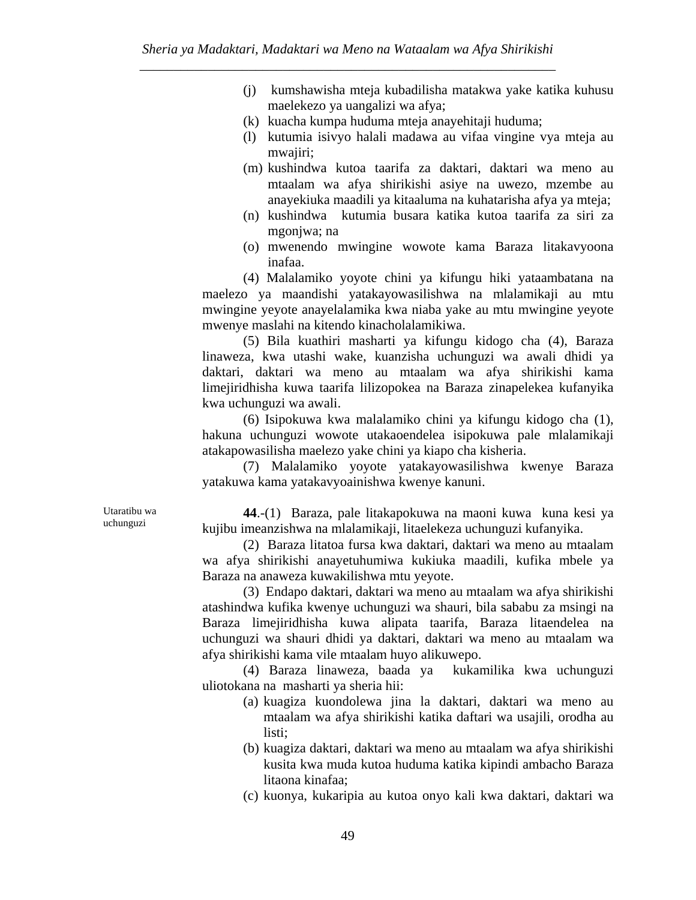(j) kumshawisha mteja kubadilisha matakwa yake katika kuhusu maelekezo ya uangalizi wa afya;

(k) kuacha kumpa huduma mteja anayehitaji huduma;

(l) kutumia isivyo halali madawa au vifaa vingine vya mteja au mwajiri;

(m) kushindwa kutoa taarifa za daktari, daktari wa meno au mtaalam wa afya shirikishi asiye na uwezo, mzembe au anayekiuka maadili ya kitaaluma na kuhatarisha afya ya mteja;

(n) kushindwa kutumia busara katika kutoa taarifa za siri za mgonjwa; na

(o) mwenendo mwingine wowote kama Baraza litakavyoona inafaa.

(4) Malalamiko yoyote chini ya kifungu hiki yataambatana na maelezo ya maandishi yatakayowasilishwa na mlalamikaji au mtu mwingine yeyote anayelalamika kwa niaba yake au mtu mwingine yeyote mwenye maslahi na kitendo kinacholalamikiwa.

(5) Bila kuathiri masharti ya kifungu kidogo cha (4), Baraza linaweza, kwa utashi wake, kuanzisha uchunguzi wa awali dhidi ya daktari, daktari wa meno au mtaalam wa afya shirikishi kama limejiridhisha kuwa taarifa lilizopokea na Baraza zinapelekea kufanyika kwa uchunguzi wa awali.

(6) Isipokuwa kwa malalamiko chini ya kifungu kidogo cha (1), hakuna uchunguzi wowote utakaoendelea isipokuwa pale mlalamikaji atakapowasilisha maelezo yake chini ya kiapo cha kisheria.

(7) Malalamiko yoyote yatakayowasilishwa kwenye Baraza yatakuwa kama yatakavyoainishwa kwenye kanuni.

Utaratibu wa uchunguzi

**44**.-(1) Baraza, pale litakapokuwa na maoni kuwa kuna kesi ya kujibu imeanzishwa na mlalamikaji, litaelekeza uchunguzi kufanyika.

(2) Baraza litatoa fursa kwa daktari, daktari wa meno au mtaalam wa afya shirikishi anayetuhumiwa kukiuka maadili, kufika mbele ya Baraza na anaweza kuwakilishwa mtu yeyote.

(3) Endapo daktari, daktari wa meno au mtaalam wa afya shirikishi atashindwa kufika kwenye uchunguzi wa shauri, bila sababu za msingi na Baraza limejiridhisha kuwa alipata taarifa, Baraza litaendelea na uchunguzi wa shauri dhidi ya daktari, daktari wa meno au mtaalam wa afya shirikishi kama vile mtaalam huyo alikuwepo.

(4) Baraza linaweza, baada ya kukamilika kwa uchunguzi uliotokana na masharti ya sheria hii:

(a) kuagiza kuondolewa jina la daktari, daktari wa meno au mtaalam wa afya shirikishi katika daftari wa usajili, orodha au listi;

(b) kuagiza daktari, daktari wa meno au mtaalam wa afya shirikishi kusita kwa muda kutoa huduma katika kipindi ambacho Baraza litaona kinafaa;

(c) kuonya, kukaripia au kutoa onyo kali kwa daktari, daktari wa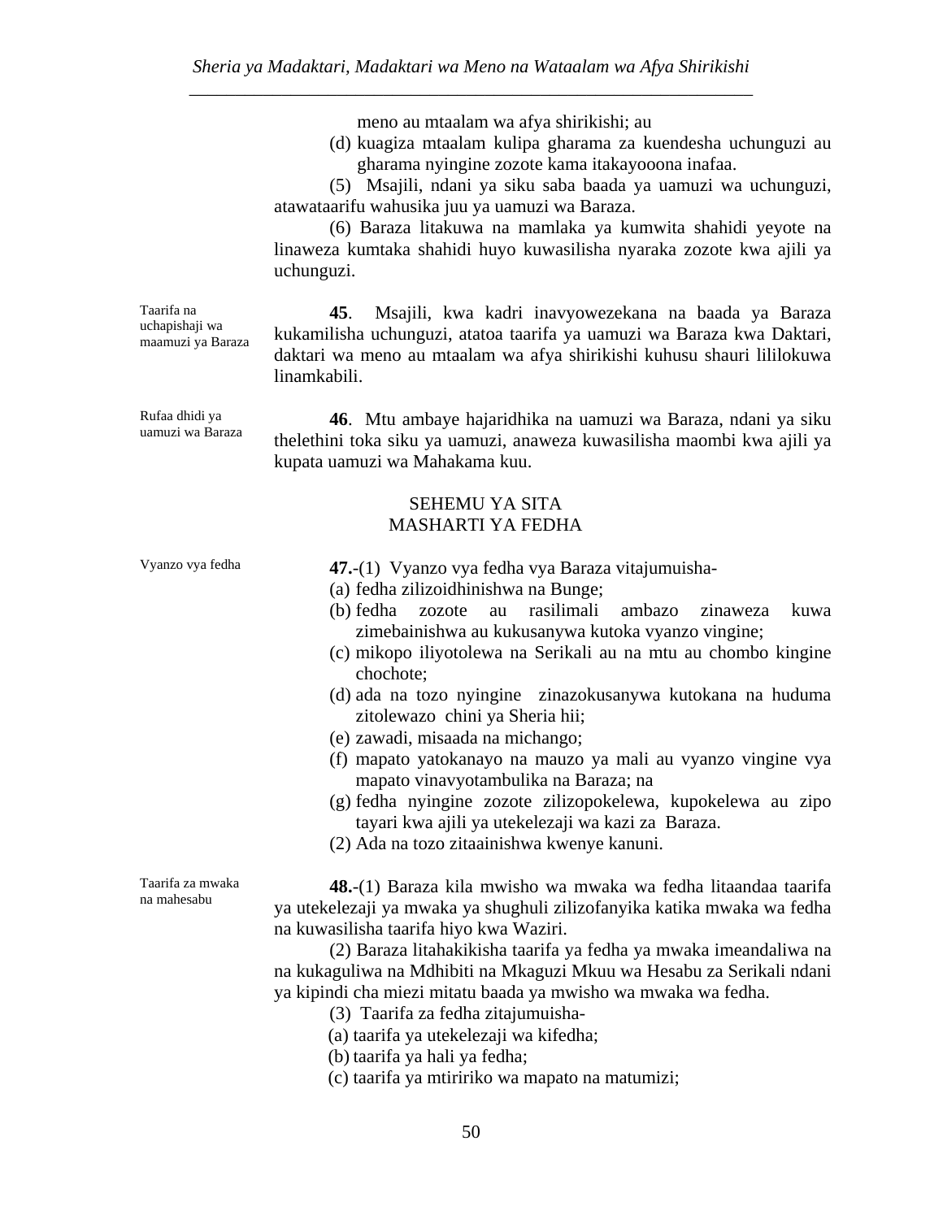meno au mtaalam wa afya shirikishi; au

(d) kuagiza mtaalam kulipa gharama za kuendesha uchunguzi au gharama nyingine zozote kama itakayooona inafaa.

(5) Msajili, ndani ya siku saba baada ya uamuzi wa uchunguzi, atawataarifu wahusika juu ya uamuzi wa Baraza.

(6) Baraza litakuwa na mamlaka ya kumwita shahidi yeyote na linaweza kumtaka shahidi huyo kuwasilisha nyaraka zozote kwa ajili ya uchunguzi.

*Taarifa na uchapishaji wa maamuzi ya Baraza*

**45**. Msajili, kwa kadri inavyowezekana na baada ya Baraza kukamilisha uchunguzi, atatoa taarifa ya uamuzi wa Baraza kwa Daktari, daktari wa meno au mtaalam wa afya shirikishi kuhusu shauri lililokuwa linamkabili.

*Rufaa dhidi ya uamuzi wa Baraza*

**46**. Mtu ambaye hajaridhika na uamuzi wa Baraza, ndani ya siku thelethini toka siku ya uamuzi, anaweza kuwasilisha maombi kwa ajili ya kupata uamuzi wa Mahakama kuu.

## SEHEMU YA SITA
## MASHARTI YA FEDHA

*Vyanzo vya fedha*

**47.**-(1) Vyanzo vya fedha vya Baraza vitajumuisha-

(a) fedha zilizoidhinishwa na Bunge;

(b) fedha zozote au rasilimali ambazo zinaweza kuwa zimebainishwa au kukusanywa kutoka vyanzo vingine;

(c) mikopo iliyotolewa na Serikali au na mtu au chombo kingine chochote;

(d) ada na tozo nyingine zinazokusanywa kutokana na huduma zitolewazo chini ya Sheria hii;

(e) zawadi, misaada na michango;

(f) mapato yatokanayo na mauzo ya mali au vyanzo vingine vya mapato vinavyotambulika na Baraza; na

(g) fedha nyingine zozote zilizopokelewa, kupokelewa au zipo tayari kwa ajili ya utekelezaji wa kazi za Baraza.

(2) Ada na tozo zitaainishwa kwenye kanuni.

*Taarifa za mwaka na mahesabu*

**48.**-(1) Baraza kila mwisho wa mwaka wa fedha litaandaa taarifa ya utekelezaji ya mwaka ya shughuli zilizofanyika katika mwaka wa fedha na kuwasilisha taarifa hiyo kwa Waziri.

(2) Baraza litahakikisha taarifa ya fedha ya mwaka imeandaliwa na na kukaguliwa na Mdhibiti na Mkaguzi Mkuu wa Hesabu za Serikali ndani ya kipindi cha miezi mitatu baada ya mwisho wa mwaka wa fedha.

(3) Taarifa za fedha zitajumuisha-

(a) taarifa ya utekelezaji wa kifedha;

(b) taarifa ya hali ya fedha;

(c) taarifa ya mtiririko wa mapato na matumizi;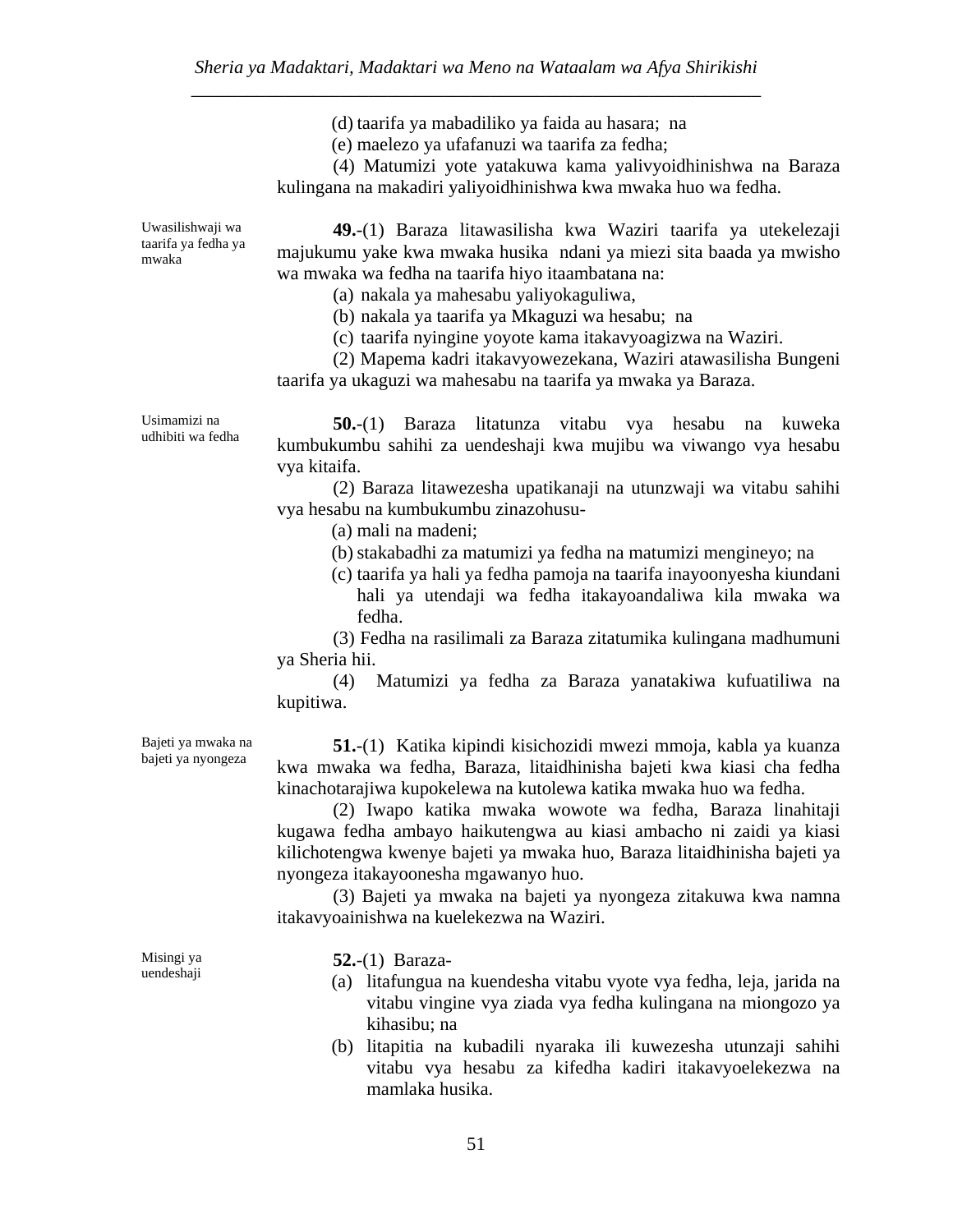(d) taarifa ya mabadiliko ya faida au hasara; na

(e) maelezo ya ufafanuzi wa taarifa za fedha;

(4) Matumizi yote yatakuwa kama yalivyoidhinishwa na Baraza kulingana na makadiri yaliyoidhinishwa kwa mwaka huo wa fedha.

*Uwasilishwaji wa taarifa ya fedha ya mwaka*

**49.**-(1) Baraza litawasilisha kwa Waziri taarifa ya utekelezaji majukumu yake kwa mwaka husika ndani ya miezi sita baada ya mwisho wa mwaka wa fedha na taarifa hiyo itaambatana na:

(a) nakala ya mahesabu yaliyokaguliwa,

(b) nakala ya taarifa ya Mkaguzi wa hesabu; na

(c) taarifa nyingine yoyote kama itakavyoagizwa na Waziri.

(2) Mapema kadri itakavyowezekana, Waziri atawasilisha Bungeni taarifa ya ukaguzi wa mahesabu na taarifa ya mwaka ya Baraza.

*Usimamizi na udhibiti wa fedha*

**50.**-(1) Baraza litatunza vitabu vya hesabu na kuweka kumbukumbu sahihi za uendeshaji kwa mujibu wa viwango vya hesabu vya kitaifa.

(2) Baraza litawezesha upatikanaji na utunzwaji wa vitabu sahihi vya hesabu na kumbukumbu zinazohusu-

(a) mali na madeni;

(b) stakabadhi za matumizi ya fedha na matumizi mengineyo; na

(c) taarifa ya hali ya fedha pamoja na taarifa inayoonyesha kiundani hali ya utendaji wa fedha itakayoandaliwa kila mwaka wa fedha.

(3) Fedha na rasilimali za Baraza zitatumika kulingana madhumuni ya Sheria hii.

(4) Matumizi ya fedha za Baraza yanatakiwa kufuatiliwa na kupitiwa.

*Bajeti ya mwaka na bajeti ya nyongeza*

**51.**-(1) Katika kipindi kisichozidi mwezi mmoja, kabla ya kuanza kwa mwaka wa fedha, Baraza, litaidhinisha bajeti kwa kiasi cha fedha kinachotarajiwa kupokelewa na kutolewa katika mwaka huo wa fedha.

(2) Iwapo katika mwaka wowote wa fedha, Baraza linahitaji kugawa fedha ambayo haikutengwa au kiasi ambacho ni zaidi ya kiasi kilichotengwa kwenye bajeti ya mwaka huo, Baraza litaidhinisha bajeti ya nyongeza itakayoonesha mgawanyo huo.

(3) Bajeti ya mwaka na bajeti ya nyongeza zitakuwa kwa namna itakavyoainishwa na kuelekezwa na Waziri.

*Misingi ya uendeshaji*

**52.**-(1) Baraza-

(a) litafungua na kuendesha vitabu vyote vya fedha, leja, jarida na vitabu vingine vya ziada vya fedha kulingana na miongozo ya kihasibu; na

(b) litapitia na kubadili nyaraka ili kuwezesha utunzaji sahihi vitabu vya hesabu za kifedha kadiri itakavyoelekezwa na mamlaka husika.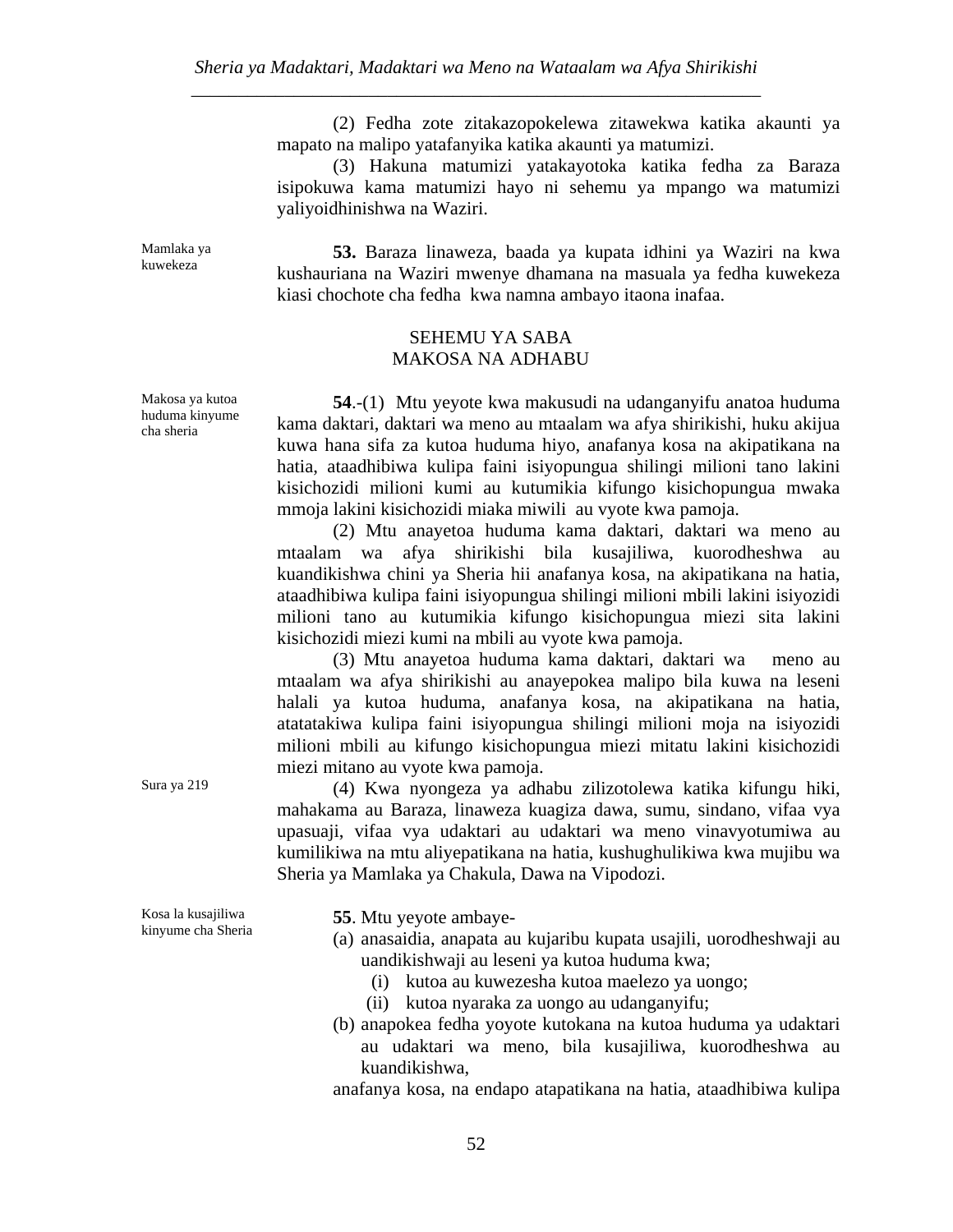(2) Fedha zote zitakazopokelewa zitawekwa katika akaunti ya mapato na malipo yatafanyika katika akaunti ya matumizi.

(3) Hakuna matumizi yatakayotoka katika fedha za Baraza isipokuwa kama matumizi hayo ni sehemu ya mpango wa matumizi yaliyoidhinishwa na Waziri.

Mamlaka ya kuwekeza

**53.** Baraza linaweza, baada ya kupata idhini ya Waziri na kwa kushauriana na Waziri mwenye dhamana na masuala ya fedha kuwekeza kiasi chochote cha fedha kwa namna ambayo itaona inafaa.

## SEHEMU YA SABA
## MAKOSA NA ADHABU

Makosa ya kutoa huduma kinyume cha sheria

**54**.-(1) Mtu yeyote kwa makusudi na udanganyifu anatoa huduma kama daktari, daktari wa meno au mtaalam wa afya shirikishi, huku akijua kuwa hana sifa za kutoa huduma hiyo, anafanya kosa na akipatikana na hatia, ataadhibiwa kulipa faini isiyopungua shilingi milioni tano lakini kisichozidi milioni kumi au kutumikia kifungo kisichopungua mwaka mmoja lakini kisichozidi miaka miwili au vyote kwa pamoja.

(2) Mtu anayetoa huduma kama daktari, daktari wa meno au mtaalam wa afya shirikishi bila kusajiliwa, kuorodheshwa au kuandikishwa chini ya Sheria hii anafanya kosa, na akipatikana na hatia, ataadhibiwa kulipa faini isiyopungua shilingi milioni mbili lakini isiyozidi milioni tano au kutumikia kifungo kisichopungua miezi sita lakini kisichozidi miezi kumi na mbili au vyote kwa pamoja.

(3) Mtu anayetoa huduma kama daktari, daktari wa meno au mtaalam wa afya shirikishi au anayepokea malipo bila kuwa na leseni halali ya kutoa huduma, anafanya kosa, na akipatikana na hatia, atatatakiwa kulipa faini isiyopungua shilingi milioni moja na isiyozidi milioni mbili au kifungo kisichopungua miezi mitatu lakini kisichozidi miezi mitano au vyote kwa pamoja.

Sura ya 219

(4) Kwa nyongeza ya adhabu zilizotolewa katika kifungu hiki, mahakama au Baraza, linaweza kuagiza dawa, sumu, sindano, vifaa vya upasuaji, vifaa vya udaktari au udaktari wa meno vinavyotumiwa au kumilikiwa na mtu aliyepatikana na hatia, kushughulikiwa kwa mujibu wa Sheria ya Mamlaka ya Chakula, Dawa na Vipodozi.

Kosa la kusajiliwa kinyume cha Sheria

**55**. Mtu yeyote ambaye-

(a) anasaidia, anapata au kujaribu kupata usajili, uorodheshwaji au uandikishwaji au leseni ya kutoa huduma kwa;
   (i) kutoa au kuwezesha kutoa maelezo ya uongo;
   (ii) kutoa nyaraka za uongo au udanganyifu;
(b) anapokea fedha yoyote kutokana na kutoa huduma ya udaktari au udaktari wa meno, bila kusajiliwa, kuorodheshwa au kuandikishwa,

anafanya kosa, na endapo atapatikana na hatia, ataadhibiwa kulipa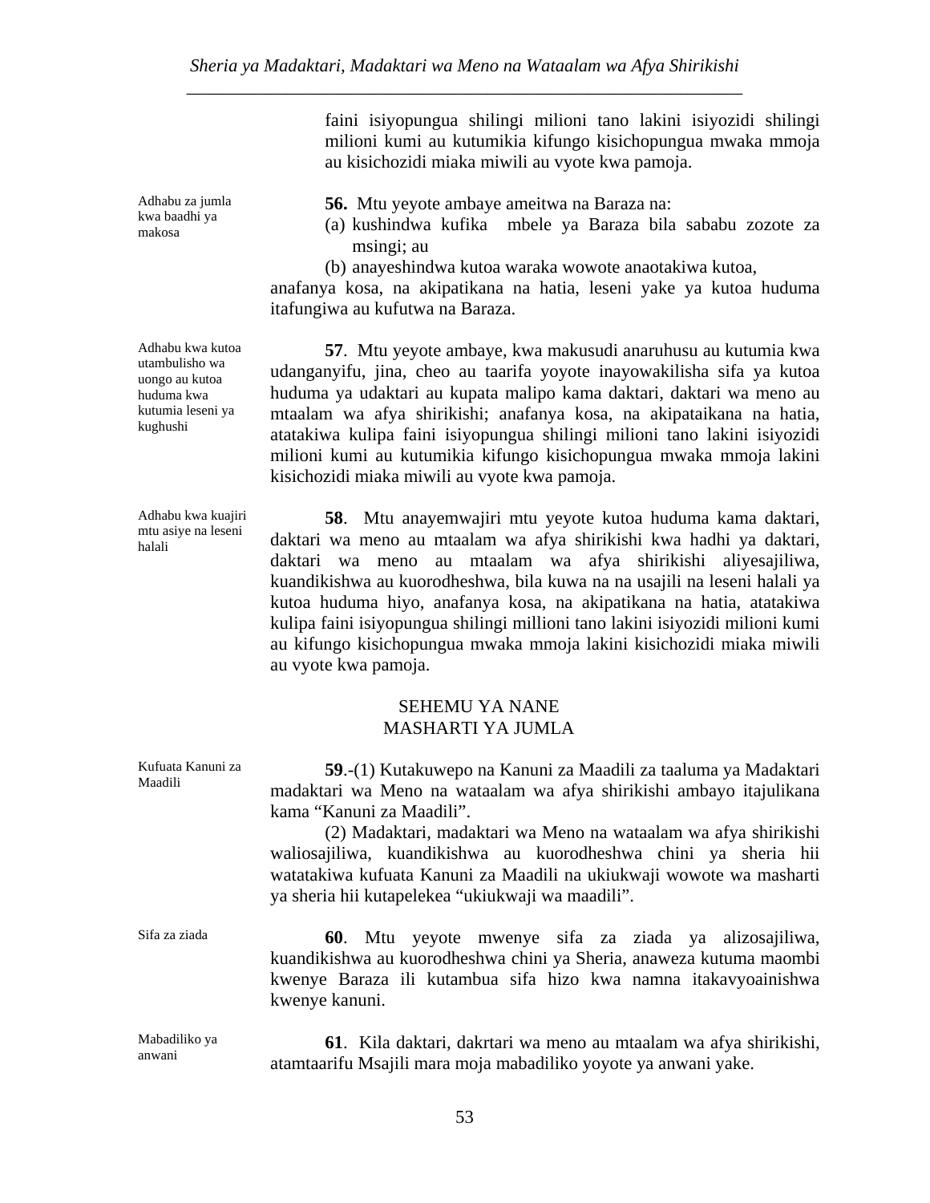faini isiyopungua shilingi milioni tano lakini isiyozidi shilingi milioni kumi au kutumikia kifungo kisichopungua mwaka mmoja au kisichozidi miaka miwili au vyote kwa pamoja.

*Adhabu za jumla kwa baadhi ya makosa*

**56.** Mtu yeyote ambaye ameitwa na Baraza na:

(a) kushindwa kufika mbele ya Baraza bila sababu zozote za msingi; au

(b) anayeshindwa kutoa waraka wowote anaotakiwa kutoa,

anafanya kosa, na akipatikana na hatia, leseni yake ya kutoa huduma itafungiwa au kufutwa na Baraza.

*Adhabu kwa kutoa utambulisho wa uongo au kutoa huduma kwa kutumia leseni ya kughushi*

**57**. Mtu yeyote ambaye, kwa makusudi anaruhusu au kutumia kwa udanganyifu, jina, cheo au taarifa yoyote inayowakilisha sifa ya kutoa huduma ya udaktari au kupata malipo kama daktari, daktari wa meno au mtaalam wa afya shirikishi; anafanya kosa, na akipataikana na hatia, atatakiwa kulipa faini isiyopungua shilingi milioni tano lakini isiyozidi milioni kumi au kutumikia kifungo kisichopungua mwaka mmoja lakini kisichozidi miaka miwili au vyote kwa pamoja.

*Adhabu kwa kuajiri mtu asiye na leseni halali*

**58**. Mtu anayemwajiri mtu yeyote kutoa huduma kama daktari, daktari wa meno au mtaalam wa afya shirikishi kwa hadhi ya daktari, daktari wa meno au mtaalam wa afya shirikishi aliyesajiliwa, kuandikishwa au kuorodheshwa, bila kuwa na na usajili na leseni halali ya kutoa huduma hiyo, anafanya kosa, na akipatikana na hatia, atatakiwa kulipa faini isiyopungua shilingi millioni tano lakini isiyozidi milioni kumi au kifungo kisichopungua mwaka mmoja lakini kisichozidi miaka miwili au vyote kwa pamoja.

## SEHEMU YA NANE
## MASHARTI YA JUMLA

*Kufuata Kanuni za Maadili*

**59**.-(1) Kutakuwepo na Kanuni za Maadili za taaluma ya Madaktari madaktari wa Meno na wataalam wa afya shirikishi ambayo itajulikana kama "Kanuni za Maadili".

(2) Madaktari, madaktari wa Meno na wataalam wa afya shirikishi waliosajiliwa, kuandikishwa au kuorodheshwa chini ya sheria hii watatakiwa kufuata Kanuni za Maadili na ukiukwaji wowote wa masharti ya sheria hii kutapelekea "ukiukwaji wa maadili".

*Sifa za ziada*

**60**. Mtu yeyote mwenye sifa za ziada ya alizosajiliwa, kuandikishwa au kuorodheshwa chini ya Sheria, anaweza kutuma maombi kwenye Baraza ili kutambua sifa hizo kwa namna itakavyoainishwa kwenye kanuni.

*Mabadiliko ya anwani*

**61**. Kila daktari, dakrtari wa meno au mtaalam wa afya shirikishi, atamtaarifu Msajili mara moja mabadiliko yoyote ya anwani yake.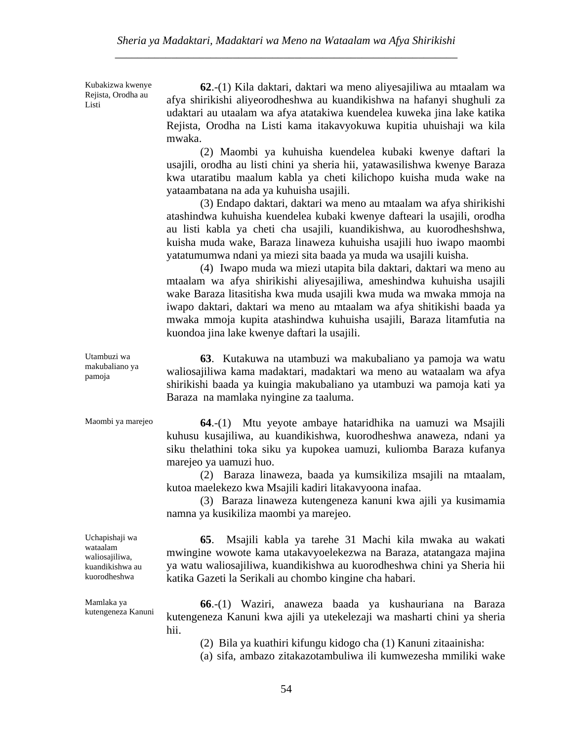Kubakizwa kwenye Rejista, Orodha au Listi

**62**.-(1) Kila daktari, daktari wa meno aliyesajiliwa au mtaalam wa afya shirikishi aliyeorodheshwa au kuandikishwa na hafanyi shughuli za udaktari au utaalam wa afya atatakiwa kuendelea kuweka jina lake katika Rejista, Orodha na Listi kama itakavyokuwa kupitia uhuishaji wa kila mwaka.

(2) Maombi ya kuhuisha kuendelea kubaki kwenye daftari la usajili, orodha au listi chini ya sheria hii, yatawasilishwa kwenye Baraza kwa utaratibu maalum kabla ya cheti kilichopo kuisha muda wake na yataambatana na ada ya kuhuisha usajili.

(3) Endapo daktari, daktari wa meno au mtaalam wa afya shirikishi atashindwa kuhuisha kuendelea kubaki kwenye dafteari la usajili, orodha au listi kabla ya cheti cha usajili, kuandikishwa, au kuorodheshshwa, kuisha muda wake, Baraza linaweza kuhuisha usajili huo iwapo maombi yatatumumwa ndani ya miezi sita baada ya muda wa usajili kuisha.

(4) Iwapo muda wa miezi utapita bila daktari, daktari wa meno au mtaalam wa afya shirikishi aliyesajiliwa, ameshindwa kuhuisha usajili wake Baraza litasitisha kwa muda usajili kwa muda wa mwaka mmoja na iwapo daktari, daktari wa meno au mtaalam wa afya shitikishi baada ya mwaka mmoja kupita atashindwa kuhuisha usajili, Baraza litamfutia na kuondoa jina lake kwenye daftari la usajili.

Utambuzi wa makubaliano ya pamoja

**63**. Kutakuwa na utambuzi wa makubaliano ya pamoja wa watu waliosajiliwa kama madaktari, madaktari wa meno au wataalam wa afya shirikishi baada ya kuingia makubaliano ya utambuzi wa pamoja kati ya Baraza na mamlaka nyingine za taaluma.

Maombi ya marejeo

**64**.-(1) Mtu yeyote ambaye hataridhika na uamuzi wa Msajili kuhusu kusajiliwa, au kuandikishwa, kuorodheshwa anaweza, ndani ya siku thelathini toka siku ya kupokea uamuzi, kuliomba Baraza kufanya marejeo ya uamuzi huo.

(2) Baraza linaweza, baada ya kumsikiliza msajili na mtaalam, kutoa maelekezo kwa Msajili kadiri litakavyoona inafaa.

(3) Baraza linaweza kutengeneza kanuni kwa ajili ya kusimamia namna ya kusikiliza maombi ya marejeo.

Uchapishaji wa wataalam waliosajiliwa, kuandikishwa au kuorodheshwa

**65**. Msajili kabla ya tarehe 31 Machi kila mwaka au wakati mwingine wowote kama utakavyoelekezwa na Baraza, atatangaza majina ya watu waliosajiliwa, kuandikishwa au kuorodheshwa chini ya Sheria hii katika Gazeti la Serikali au chombo kingine cha habari.

Mamlaka ya kutengeneza Kanuni

**66**.-(1) Waziri, anaweza baada ya kushauriana na Baraza kutengeneza Kanuni kwa ajili ya utekelezaji wa masharti chini ya sheria hii.

(2) Bila ya kuathiri kifungu kidogo cha (1) Kanuni zitaainisha:

(a) sifa, ambazo zitakazotambuliwa ili kumwezesha mmiliki wake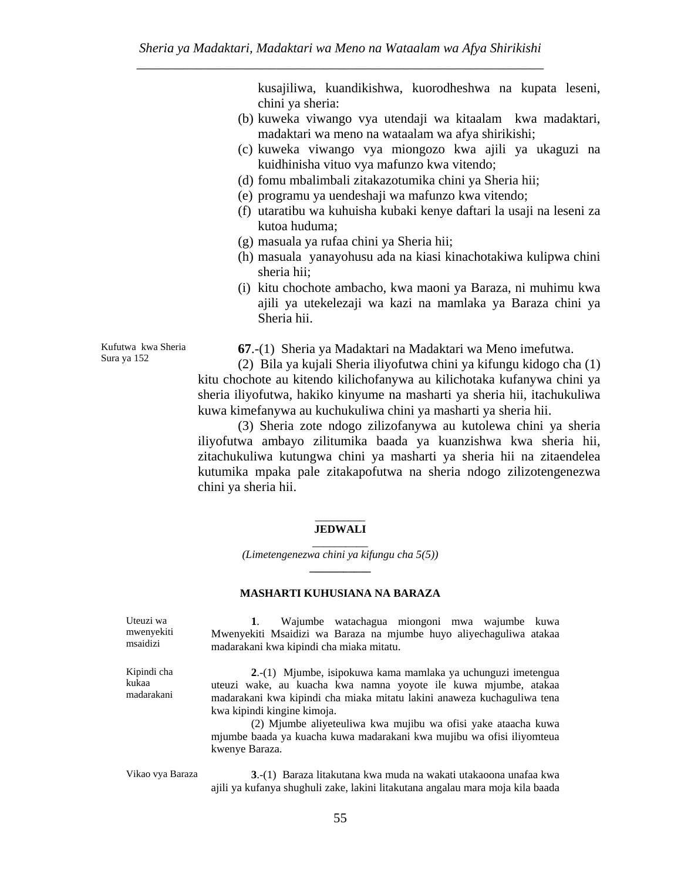kusajiliwa, kuandikishwa, kuorodheshwa na kupata leseni, chini ya sheria:

(b) kuweka viwango vya utendaji wa kitaalam kwa madaktari, madaktari wa meno na wataalam wa afya shirikishi;

(c) kuweka viwango vya miongozo kwa ajili ya ukaguzi na kuidhinisha vituo vya mafunzo kwa vitendo;

(d) fomu mbalimbali zitakazotumika chini ya Sheria hii;

(e) programu ya uendeshaji wa mafunzo kwa vitendo;

(f) utaratibu wa kuhuisha kubaki kenye daftari la usaji na leseni za kutoa huduma;

(g) masuala ya rufaa chini ya Sheria hii;

(h) masuala yanayohusu ada na kiasi kinachotakiwa kulipwa chini sheria hii;

(i) kitu chochote ambacho, kwa maoni ya Baraza, ni muhimu kwa ajili ya utekelezaji wa kazi na mamlaka ya Baraza chini ya Sheria hii.

*Kufutwa kwa Sheria Sura ya 152*

**67**.-(1) Sheria ya Madaktari na Madaktari wa Meno imefutwa.

(2) Bila ya kujali Sheria iliyofutwa chini ya kifungu kidogo cha (1) kitu chochote au kitendo kilichofanywa au kilichotaka kufanywa chini ya sheria iliyofutwa, hakiko kinyume na masharti ya sheria hii, itachukuliwa kuwa kimefanywa au kuchukuliwa chini ya masharti ya sheria hii.

(3) Sheria zote ndogo zilizofanywa au kutolewa chini ya sheria iliyofutwa ambayo zilitumika baada ya kuanzishwa kwa sheria hii, zitachukuliwa kutungwa chini ya masharti ya sheria hii na zitaendelea kutumika mpaka pale zitakapofutwa na sheria ndogo zilizotengenezwa chini ya sheria hii.

## JEDWALI

*(Limetengenezwa chini ya kifungu cha 5(5))*

### MASHARTI KUHUSIANA NA BARAZA

*Uteuzi wa mwenyekiti msaidizi*

**1**. Wajumbe watachagua miongoni mwa wajumbe kuwa Mwenyekiti Msaidizi wa Baraza na mjumbe huyo aliyechaguliwa atakaa madarakani kwa kipindi cha miaka mitatu.

*Kipindi cha kukaa madarakani*

**2**.-(1) Mjumbe, isipokuwa kama mamlaka ya uchunguzi imetengua uteuzi wake, au kuacha kwa namna yoyote ile kuwa mjumbe, atakaa madarakani kwa kipindi cha miaka mitatu lakini anaweza kuchaguliwa tena kwa kipindi kingine kimoja.

(2) Mjumbe aliyeteuliwa kwa mujibu wa ofisi yake ataacha kuwa mjumbe baada ya kuacha kuwa madarakani kwa mujibu wa ofisi iliyomteua kwenye Baraza.

*Vikao vya Baraza*

**3**.-(1) Baraza litakutana kwa muda na wakati utakaoona unafaa kwa ajili ya kufanya shughuli zake, lakini litakutana angalau mara moja kila baada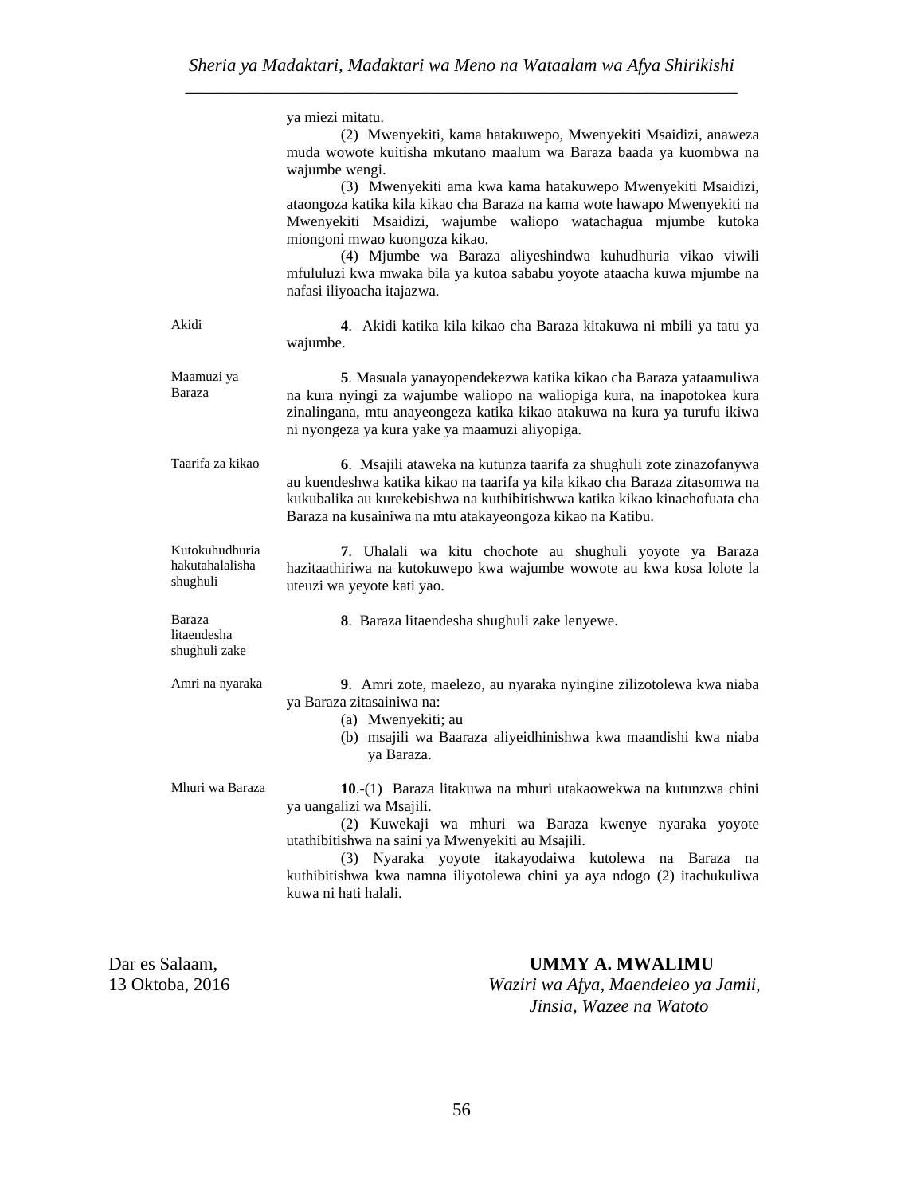ya miezi mitatu.

(2) Mwenyekiti, kama hatakuwepo, Mwenyekiti Msaidizi, anaweza muda wowote kuitisha mkutano maalum wa Baraza baada ya kuombwa na wajumbe wengi.

(3) Mwenyekiti ama kwa kama hatakuwepo Mwenyekiti Msaidizi, ataongoza katika kila kikao cha Baraza na kama wote hawapo Mwenyekiti na Mwenyekiti Msaidizi, wajumbe waliopo watachagua mjumbe kutoka miongoni mwao kuongoza kikao.

(4) Mjumbe wa Baraza aliyeshindwa kuhudhuria vikao viwili mfululuzi kwa mwaka bila ya kutoa sababu yoyote ataacha kuwa mjumbe na nafasi iliyoacha itajazwa.

Akidi

**4**. Akidi katika kila kikao cha Baraza kitakuwa ni mbili ya tatu ya wajumbe.

Maamuzi ya Baraza

**5**. Masuala yanayopendekezwa katika kikao cha Baraza yataamuliwa na kura nyingi za wajumbe waliopo na waliopiga kura, na inapotokea kura zinalingana, mtu anayeongeza katika kikao atakuwa na kura ya turufu ikiwa ni nyongeza ya kura yake ya maamuzi aliyopiga.

Taarifa za kikao

**6**. Msajili ataweka na kutunza taarifa za shughuli zote zinazofanywa au kuendeshwa katika kikao na taarifa ya kila kikao cha Baraza zitasomwa na kukubalika au kurekebishwa na kuthibitishwwa katika kikao kinachofuata cha Baraza na kusainiwa na mtu atakayeongoza kikao na Katibu.

Kutokuhudhuria hakutahalalisha shughuli

**7**. Uhalali wa kitu chochote au shughuli yoyote ya Baraza hazitaathiriwa na kutokuwepo kwa wajumbe wowote au kwa kosa lolote la uteuzi wa yeyote kati yao.

Baraza litaendesha shughuli zake

**8**. Baraza litaendesha shughuli zake lenyewe.

Amri na nyaraka

**9**. Amri zote, maelezo, au nyaraka nyingine zilizotolewa kwa niaba ya Baraza zitasainiwa na:

(a) Mwenyekiti; au
(b) msajili wa Baaraza aliyeidhinishwa kwa maandishi kwa niaba ya Baraza.

Mhuri wa Baraza

**10**.-(1) Baraza litakuwa na mhuri utakaowekwa na kutunzwa chini ya uangalizi wa Msajili.

(2) Kuwekaji wa mhuri wa Baraza kwenye nyaraka yoyote utathibitishwa na saini ya Mwenyekiti au Msajili.

(3) Nyaraka yoyote itakayodaiwa kutolewa na Baraza na kuthibitishwa kwa namna iliyotolewa chini ya aya ndogo (2) itachukuliwa kuwa ni hati halali.

Dar es Salaam,
13 Oktoba, 2016

**UMMY A. MWALIMU**
*Waziri wa Afya, Maendeleo ya Jamii, Jinsia, Wazee na Watoto*